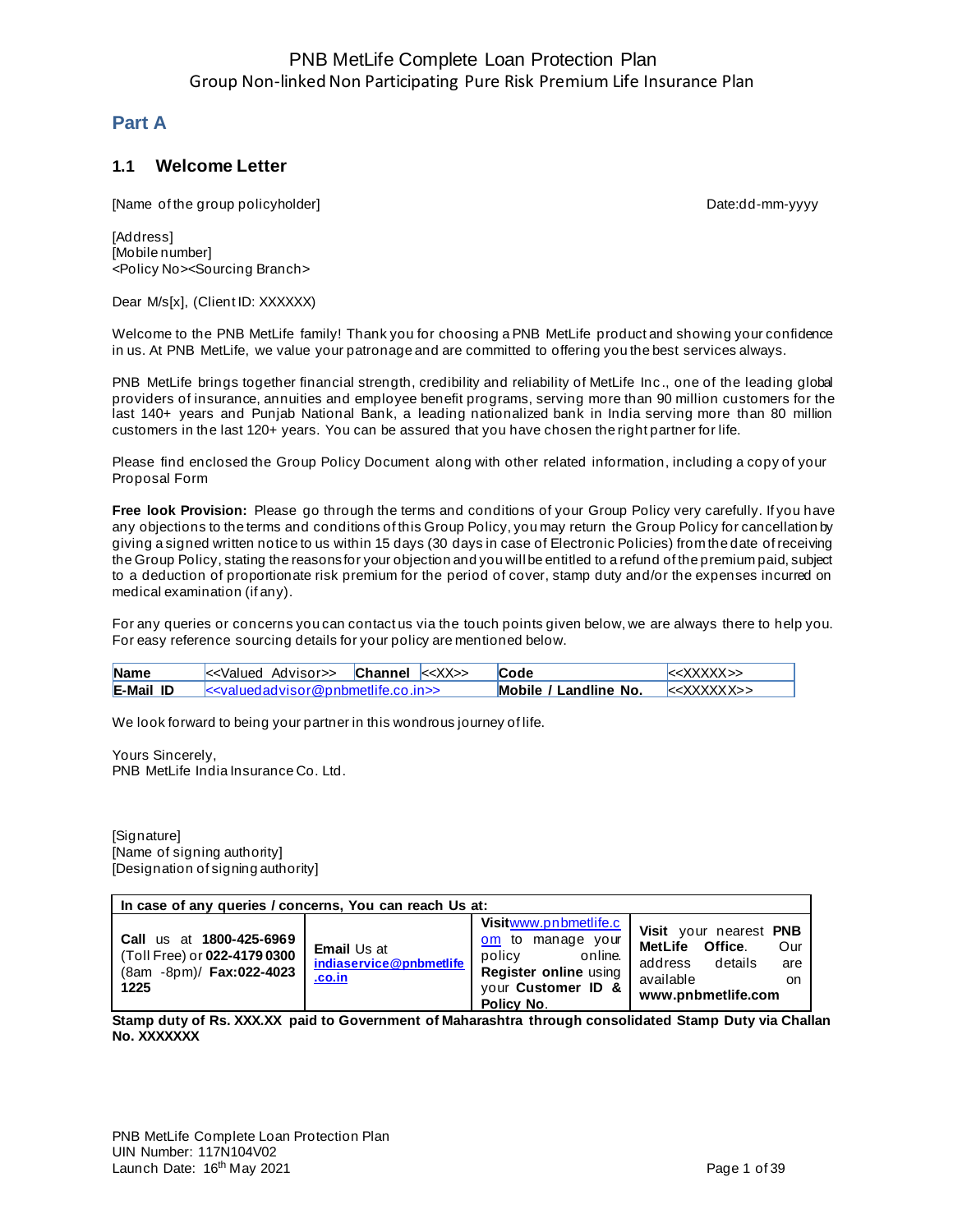# PNB MetLife Complete Loan Protection Plan
## Group Non-linked Non Participating Pure Risk Premium Life Insurance Plan

## Part A

### 1.1 Welcome Letter

[Name of the group policyholder]                                                                                    Date:dd-mm-yyyy

[Address]
[Mobile number]
<Policy No><Sourcing Branch>

Dear M/s[x], (Client ID: XXXXXX)

Welcome to the PNB MetLife family! Thank you for choosing a PNB MetLife product and showing your confidence in us. At PNB MetLife, we value your patronage and are committed to offering you the best services always.

PNB MetLife brings together financial strength, credibility and reliability of MetLife Inc., one of the leading global providers of insurance, annuities and employee benefit programs, serving more than 90 million customers for the last 140+ years and Punjab National Bank, a leading nationalized bank in India serving more than 80 million customers in the last 120+ years. You can be assured that you have chosen the right partner for life.

Please find enclosed the Group Policy Document along with other related information, including a copy of your Proposal Form

**Free look Provision:** Please go through the terms and conditions of your Group Policy very carefully. If you have any objections to the terms and conditions of this Group Policy, you may return the Group Policy for cancellation by giving a signed written notice to us within 15 days (30 days in case of Electronic Policies) from the date of receiving the Group Policy, stating the reasons for your objection and you will be entitled to a refund of the premium paid, subject to a deduction of proportionate risk premium for the period of cover, stamp duty and/or the expenses incurred on medical examination (if any).

For any queries or concerns you can contact us via the touch points given below, we are always there to help you. For easy reference sourcing details for your policy are mentioned below.

| **Name** | <<Valued Advisor>> | **Channel** | <<XX>> | **Code** | <<XXXXX>> |
|---|---|---|---|---|---|
| **E-Mail ID** | <<valuedadvisor@pnbmetlife.co.in>> | | | **Mobile / Landline No.** | <<XXXXXX>> |

We look forward to being your partner in this wondrous journey of life.

Yours Sincerely,
PNB MetLife India Insurance Co. Ltd.

[Signature]
[Name of signing authority]
[Designation of signing authority]

| **In case of any queries / concerns, You can reach Us at:** | | | |
|---|---|---|---|
| **Call** us at **1800-425-6969** (Toll Free) or **022-4179 0300** (8am -8pm)/ **Fax:022-4023 1225** | **Email** Us at **indiaservice@pnbmetlife.co.in** | **Visit** www.pnbmetlife.com to manage your policy online. **Register online** using your **Customer ID & Policy No.** | **Visit** your nearest **PNB MetLife Office**. Our address details are available on **www.pnbmetlife.com** |

**Stamp duty of Rs. XXX.XX paid to Government of Maharashtra through consolidated Stamp Duty via Challan No. XXXXXXX**

PNB MetLife Complete Loan Protection Plan
UIN Number: 117N104V02
Launch Date: 16th May 2021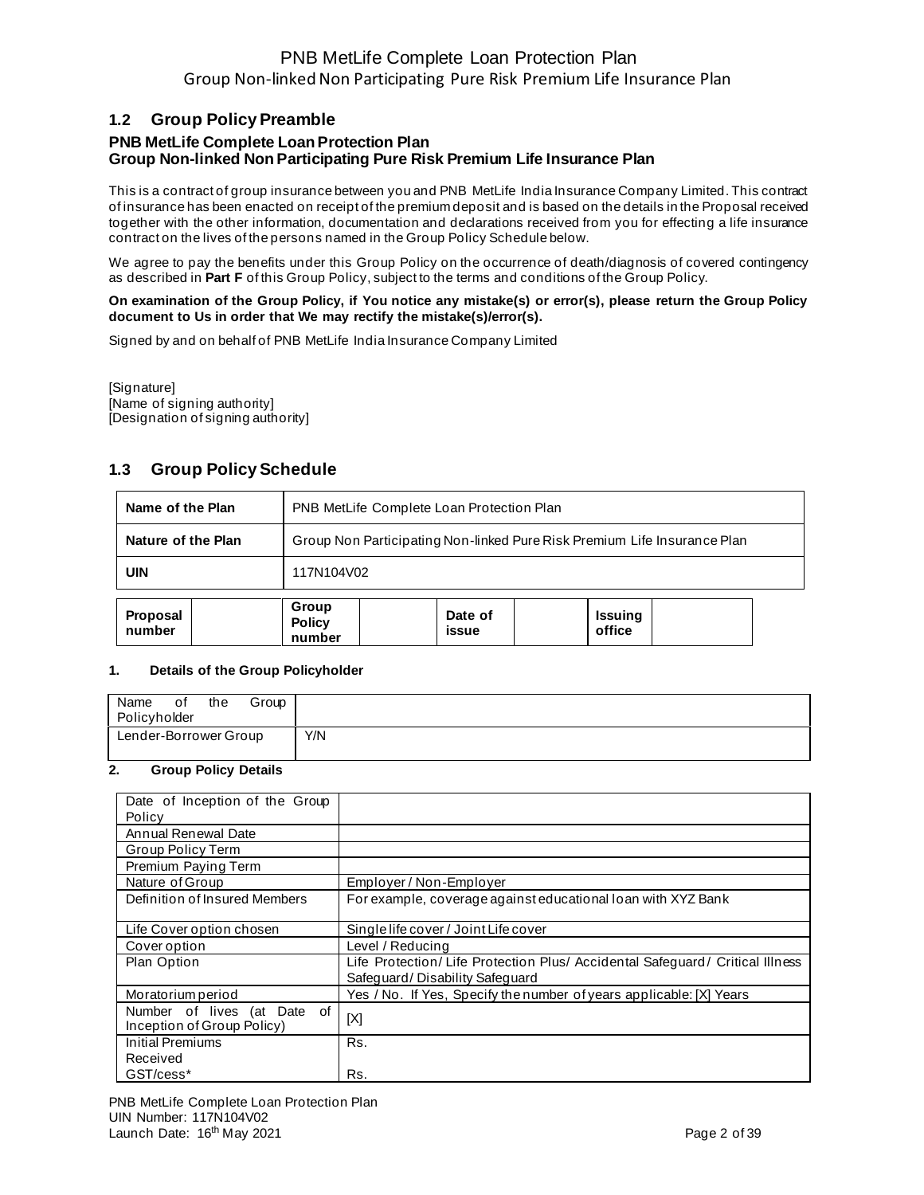## 1.2 Group Policy Preamble

**PNB MetLife Complete Loan Protection Plan**
**Group Non-linked Non Participating Pure Risk Premium Life Insurance Plan**

This is a contract of group insurance between you and PNB MetLife India Insurance Company Limited. This contract of insurance has been enacted on receipt of the premium deposit and is based on the details in the Proposal received together with the other information, documentation and declarations received from you for effecting a life insurance contract on the lives of the persons named in the Group Policy Schedule below.

We agree to pay the benefits under this Group Policy on the occurrence of death/diagnosis of covered contingency as described in **Part F** of this Group Policy, subject to the terms and conditions of the Group Policy.

**On examination of the Group Policy, if You notice any mistake(s) or error(s), please return the Group Policy document to Us in order that We may rectify the mistake(s)/error(s).**

Signed by and on behalf of PNB MetLife India Insurance Company Limited

[Signature]
[Name of signing authority]
[Designation of signing authority]

## 1.3 Group Policy Schedule

| | |
|---|---|
| **Name of the Plan** | PNB MetLife Complete Loan Protection Plan |
| **Nature of the Plan** | Group Non Participating Non-linked Pure Risk Premium Life Insurance Plan |
| **UIN** | 117N104V02 |

| **Proposal number** | | **Group Policy number** | | **Date of issue** | | **Issuing office** | |
|---|---|---|---|---|---|---|---|

**1. Details of the Group Policyholder**

| | |
|---|---|
| Name of the Group Policyholder | |
| Lender-Borrower Group | Y/N |

**2. Group Policy Details**

| | |
|---|---|
| Date of Inception of the Group Policy | |
| Annual Renewal Date | |
| Group Policy Term | |
| Premium Paying Term | |
| Nature of Group | Employer / Non-Employer |
| Definition of Insured Members | For example, coverage against educational loan with XYZ Bank |
| Life Cover option chosen | Single life cover / Joint Life cover |
| Cover option | Level / Reducing |
| Plan Option | Life Protection/ Life Protection Plus/ Accidental Safeguard/ Critical Illness Safeguard/ Disability Safeguard |
| Moratorium period | Yes / No. If Yes, Specify the number of years applicable: [X] Years |
| Number of lives (at Date of Inception of Group Policy) | [X] |
| Initial Premiums Received<br>GST/cess* | Rs.<br><br>Rs. |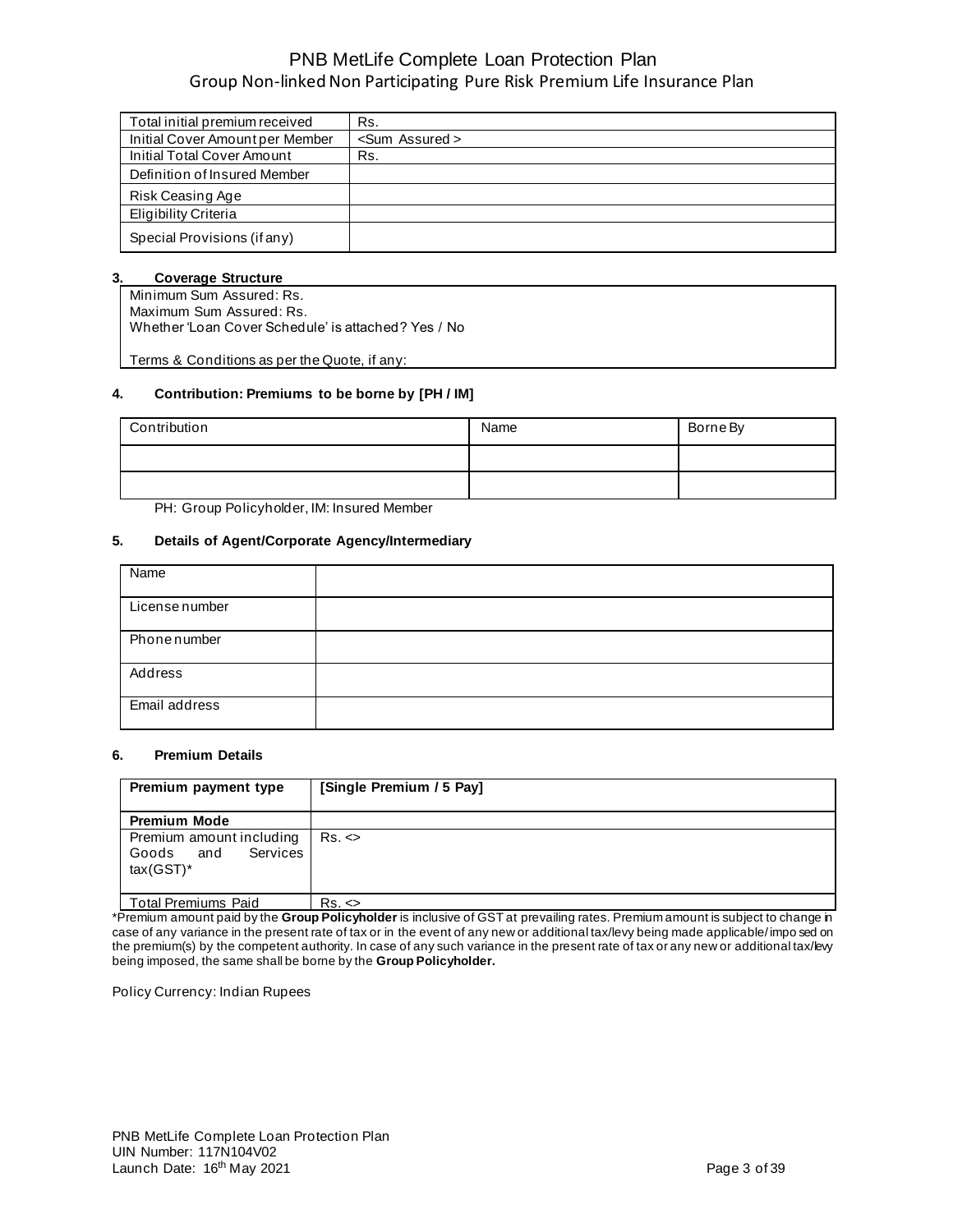| Total initial premium received | Rs. |
|---|---|
| Initial Cover Amount per Member | <Sum Assured > |
| Initial Total Cover Amount | Rs. |
| Definition of Insured Member | |
| Risk Ceasing Age | |
| Eligibility Criteria | |
| Special Provisions (if any) | |

## 3. Coverage Structure

Minimum Sum Assured: Rs.
Maximum Sum Assured: Rs.
Whether 'Loan Cover Schedule' is attached? Yes / No

Terms & Conditions as per the Quote, if any:

## 4. Contribution: Premiums to be borne by [PH / IM]

| Contribution | Name | Borne By |
|---|---|---|
| | | |
| | | |

PH: Group Policyholder, IM: Insured Member

## 5. Details of Agent/Corporate Agency/Intermediary

| Name | |
|---|---|
| License number | |
| Phone number | |
| Address | |
| Email address | |

## 6. Premium Details

| Premium payment type | [Single Premium / 5 Pay] |
|---|---|
| **Premium Mode** | |
| Premium amount including Goods and Services tax(GST)* | Rs. <> |
| Total Premiums Paid | Rs. <> |

*Premium amount paid by the **Group Policyholder** is inclusive of GST at prevailing rates. Premium amount is subject to change in case of any variance in the present rate of tax or in the event of any new or additional tax/levy being made applicable/imposed on the premium(s) by the competent authority. In case of any such variance in the present rate of tax or any new or additional tax/levy being imposed, the same shall be borne by the **Group Policyholder.**

Policy Currency: Indian Rupees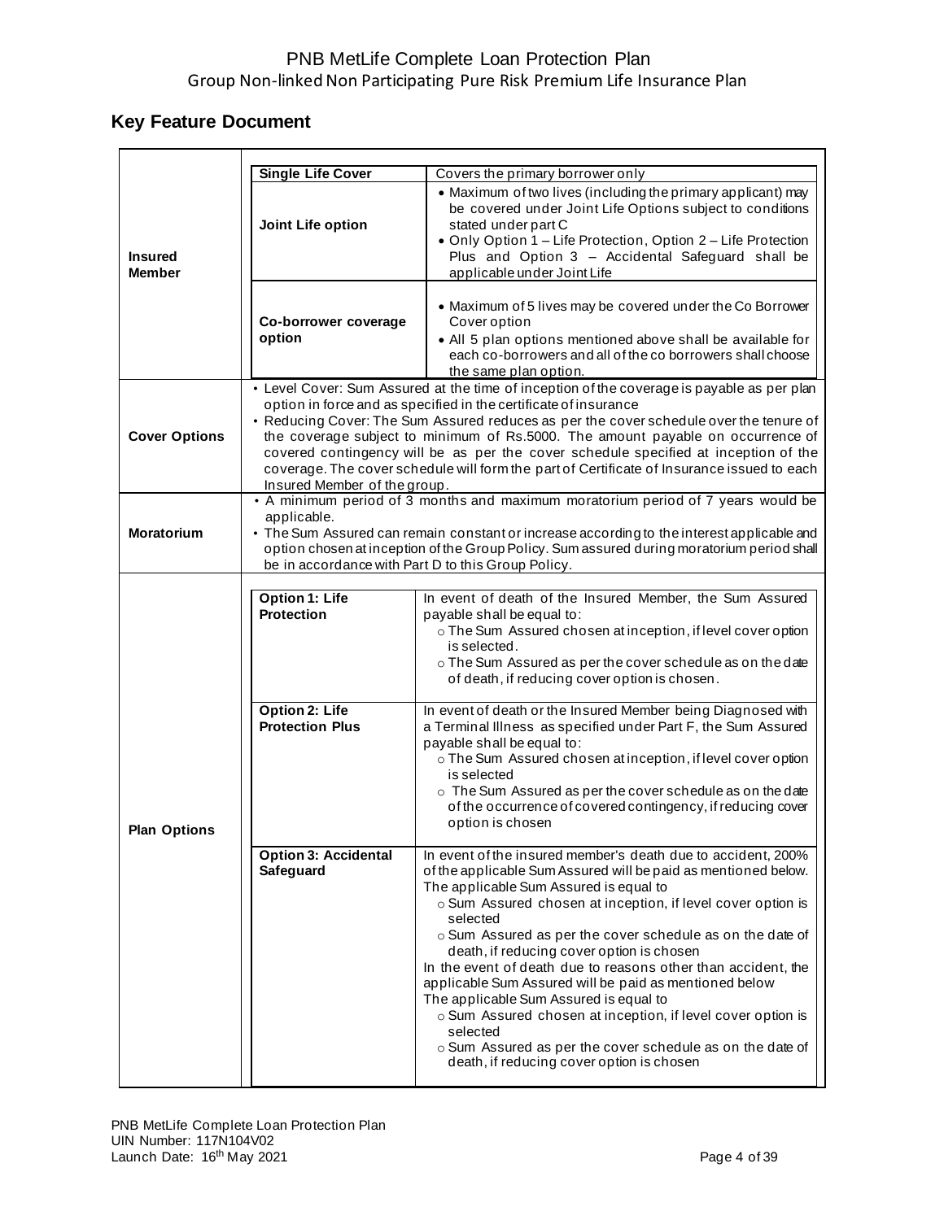# PNB MetLife Complete Loan Protection Plan
Group Non-linked Non Participating Pure Risk Premium Life Insurance Plan

## Key Feature Document

| | | |
|---|---|---|
| **Insured Member** | **Single Life Cover** | Covers the primary borrower only |
| | **Joint Life option** | • Maximum of two lives (including the primary applicant) may be covered under Joint Life Options subject to conditions stated under part C<br>• Only Option 1 – Life Protection, Option 2 – Life Protection Plus and Option 3 – Accidental Safeguard shall be applicable under Joint Life |
| | **Co-borrower coverage option** | • Maximum of 5 lives may be covered under the Co Borrower Cover option<br>• All 5 plan options mentioned above shall be available for each co-borrowers and all of the co borrowers shall choose the same plan option. |
| **Cover Options** | • Level Cover: Sum Assured at the time of inception of the coverage is payable as per plan option in force and as specified in the certificate of insurance<br>• Reducing Cover: The Sum Assured reduces as per the cover schedule over the tenure of the coverage subject to minimum of Rs.5000. The amount payable on occurrence of covered contingency will be as per the cover schedule specified at inception of the coverage. The cover schedule will form the part of Certificate of Insurance issued to each Insured Member of the group. | |
| **Moratorium** | • A minimum period of 3 months and maximum moratorium period of 7 years would be applicable.<br>• The Sum Assured can remain constant or increase according to the interest applicable and option chosen at inception of the Group Policy. Sum assured during moratorium period shall be in accordance with Part D to this Group Policy. | |
| **Plan Options** | **Option 1: Life Protection** | In event of death of the Insured Member, the Sum Assured payable shall be equal to:<br>○ The Sum Assured chosen at inception, if level cover option is selected.<br>○ The Sum Assured as per the cover schedule as on the date of death, if reducing cover option is chosen. |
| | **Option 2: Life Protection Plus** | In event of death or the Insured Member being Diagnosed with a Terminal Illness as specified under Part F, the Sum Assured payable shall be equal to:<br>○ The Sum Assured chosen at inception, if level cover option is selected<br>○ The Sum Assured as per the cover schedule as on the date of the occurrence of covered contingency, if reducing cover option is chosen |
| | **Option 3: Accidental Safeguard** | In event of the insured member's death due to accident, 200% of the applicable Sum Assured will be paid as mentioned below. The applicable Sum Assured is equal to<br>○ Sum Assured chosen at inception, if level cover option is selected<br>○ Sum Assured as per the cover schedule as on the date of death, if reducing cover option is chosen<br>In the event of death due to reasons other than accident, the applicable Sum Assured will be paid as mentioned below<br>The applicable Sum Assured is equal to<br>○ Sum Assured chosen at inception, if level cover option is selected<br>○ Sum Assured as per the cover schedule as on the date of death, if reducing cover option is chosen |

PNB MetLife Complete Loan Protection Plan
UIN Number: 117N104V02
Launch Date: 16th May 2021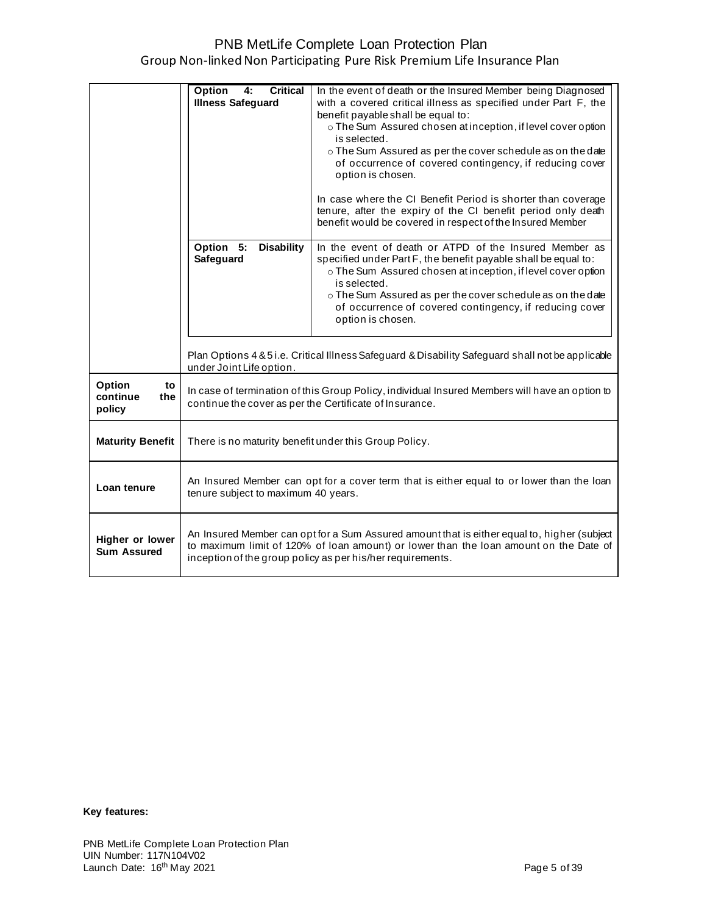| | | |
|---|---|---|
| | **Option 4: Critical Illness Safeguard** | In the event of death or the Insured Member being Diagnosed with a covered critical illness as specified under Part F, the benefit payable shall be equal to:<br>o The Sum Assured chosen at inception, if level cover option is selected.<br>o The Sum Assured as per the cover schedule as on the date of occurrence of covered contingency, if reducing cover option is chosen.<br><br>In case where the CI Benefit Period is shorter than coverage tenure, after the expiry of the CI benefit period only death benefit would be covered in respect of the Insured Member |
| | **Option 5: Disability Safeguard** | In the event of death or ATPD of the Insured Member as specified under Part F, the benefit payable shall be equal to:<br>o The Sum Assured chosen at inception, if level cover option is selected.<br>o The Sum Assured as per the cover schedule as on the date of occurrence of covered contingency, if reducing cover option is chosen. |
| | Plan Options 4 & 5 i.e. Critical Illness Safeguard & Disability Safeguard shall not be applicable under Joint Life option. | |
| **Option to continue the policy** | In case of termination of this Group Policy, individual Insured Members will have an option to continue the cover as per the Certificate of Insurance. | |
| **Maturity Benefit** | There is no maturity benefit under this Group Policy. | |
| **Loan tenure** | An Insured Member can opt for a cover term that is either equal to or lower than the loan tenure subject to maximum 40 years. | |
| **Higher or lower Sum Assured** | An Insured Member can opt for a Sum Assured amount that is either equal to, higher (subject to maximum limit of 120% of loan amount) or lower than the loan amount on the Date of inception of the group policy as per his/her requirements. | |

**Key features:**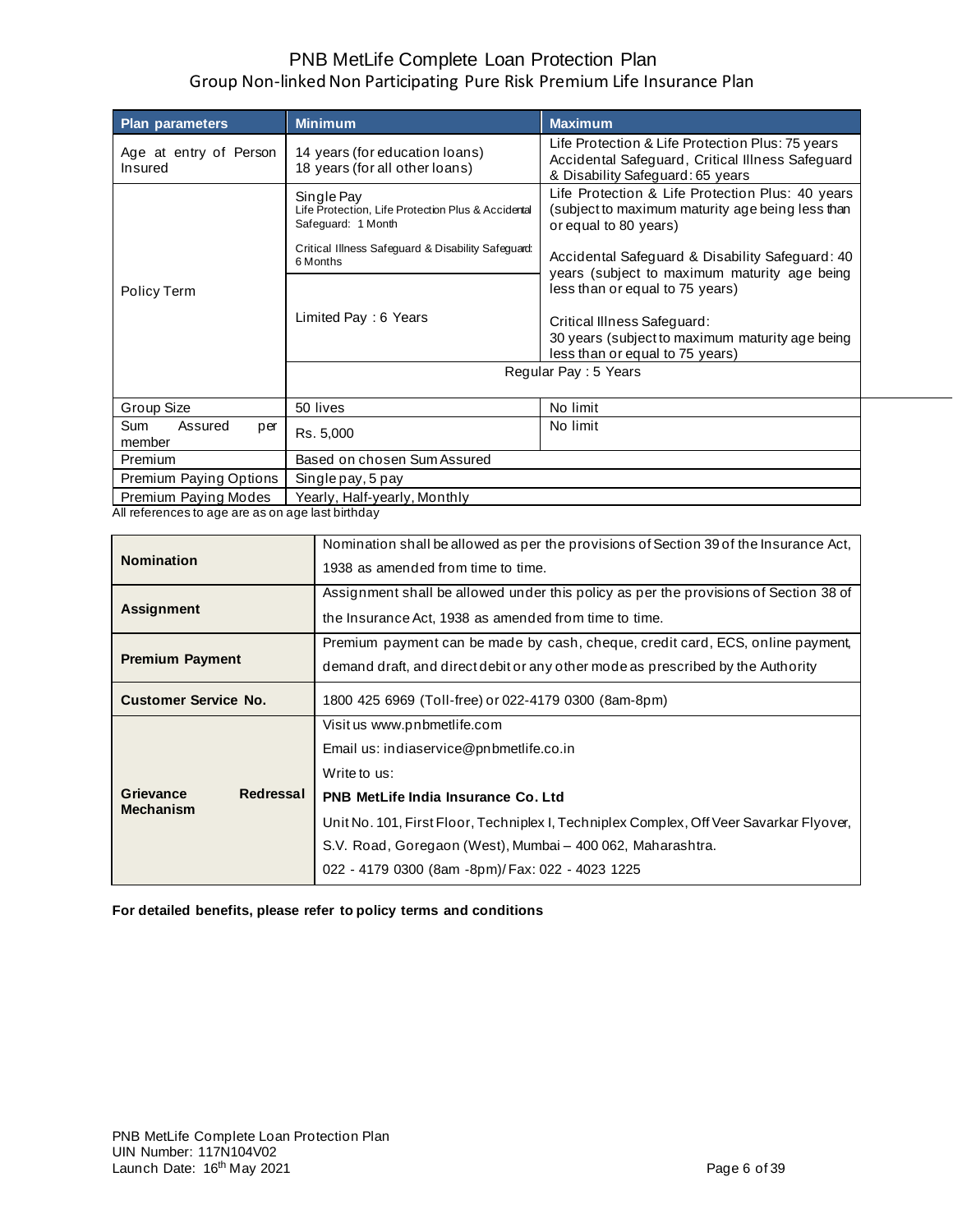# PNB MetLife Complete Loan Protection Plan

## Group Non-linked Non Participating Pure Risk Premium Life Insurance Plan

| Plan parameters | Minimum | Maximum |
|---|---|---|
| Age at entry of Person Insured | 14 years (for education loans)<br>18 years (for all other loans) | Life Protection & Life Protection Plus: 75 years<br>Accidental Safeguard, Critical Illness Safeguard & Disability Safeguard: 65 years |
| Policy Term | Single Pay<br>Life Protection, Life Protection Plus & Accidental Safeguard: 1 Month<br>Critical Illness Safeguard & Disability Safeguard: 6 Months<br><br>Limited Pay : 6 Years | Life Protection & Life Protection Plus: 40 years (subject to maximum maturity age being less than or equal to 80 years)<br><br>Accidental Safeguard & Disability Safeguard: 40 years (subject to maximum maturity age being less than or equal to 75 years)<br><br>Critical Illness Safeguard:<br>30 years (subject to maximum maturity age being less than or equal to 75 years) |
| | Regular Pay : 5 Years | |
| Group Size | 50 lives | No limit |
| Sum Assured per member | Rs. 5,000 | No limit |
| Premium | Based on chosen Sum Assured | |
| Premium Paying Options | Single pay, 5 pay | |
| Premium Paying Modes | Yearly, Half-yearly, Monthly | |

All references to age are as on age last birthday

| | |
|---|---|
| **Nomination** | Nomination shall be allowed as per the provisions of Section 39 of the Insurance Act, 1938 as amended from time to time. |
| **Assignment** | Assignment shall be allowed under this policy as per the provisions of Section 38 of the Insurance Act, 1938 as amended from time to time. |
| **Premium Payment** | Premium payment can be made by cash, cheque, credit card, ECS, online payment, demand draft, and direct debit or any other mode as prescribed by the Authority |
| **Customer Service No.** | 1800 425 6969 (Toll-free) or 022-4179 0300 (8am-8pm) |
| **Grievance Redressal Mechanism** | Visit us www.pnbmetlife.com<br>Email us: indiaservice@pnbmetlife.co.in<br>Write to us:<br>**PNB MetLife India Insurance Co. Ltd**<br>Unit No. 101, First Floor, Techniplex I, Techniplex Complex, Off Veer Savarkar Flyover, S.V. Road, Goregaon (West), Mumbai – 400 062, Maharashtra.<br>022 - 4179 0300 (8am -8pm)/ Fax: 022 - 4023 1225 |

**For detailed benefits, please refer to policy terms and conditions**

PNB MetLife Complete Loan Protection Plan
UIN Number: 117N104V02
Launch Date: 16th May 2021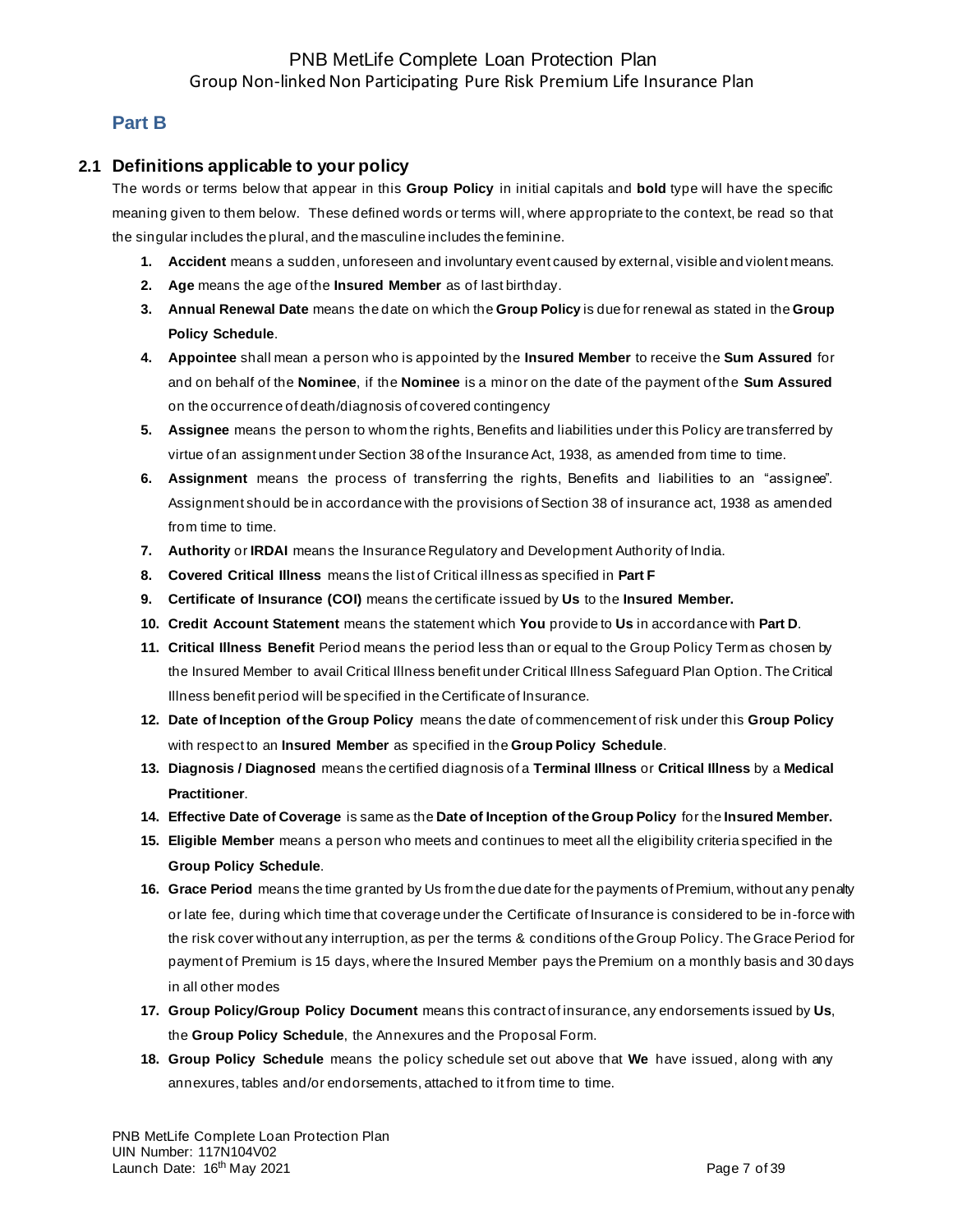## Part B

### 2.1 Definitions applicable to your policy

The words or terms below that appear in this **Group Policy** in initial capitals and **bold** type will have the specific meaning given to them below. These defined words or terms will, where appropriate to the context, be read so that the singular includes the plural, and the masculine includes the feminine.

1. **Accident** means a sudden, unforeseen and involuntary event caused by external, visible and violent means.
2. **Age** means the age of the **Insured Member** as of last birthday.
3. **Annual Renewal Date** means the date on which the **Group Policy** is due for renewal as stated in the **Group Policy Schedule**.
4. **Appointee** shall mean a person who is appointed by the **Insured Member** to receive the **Sum Assured** for and on behalf of the **Nominee**, if the **Nominee** is a minor on the date of the payment of the **Sum Assured** on the occurrence of death/diagnosis of covered contingency
5. **Assignee** means the person to whom the rights, Benefits and liabilities under this Policy are transferred by virtue of an assignment under Section 38 of the Insurance Act, 1938, as amended from time to time.
6. **Assignment** means the process of transferring the rights, Benefits and liabilities to an "assignee". Assignment should be in accordance with the provisions of Section 38 of insurance act, 1938 as amended from time to time.
7. **Authority** or **IRDAI** means the Insurance Regulatory and Development Authority of India.
8. **Covered Critical Illness** means the list of Critical illness as specified in **Part F**
9. **Certificate of Insurance (COI)** means the certificate issued by **Us** to the **Insured Member.**
10. **Credit Account Statement** means the statement which **You** provide to **Us** in accordance with **Part D**.
11. **Critical Illness Benefit** Period means the period less than or equal to the Group Policy Term as chosen by the Insured Member to avail Critical Illness benefit under Critical Illness Safeguard Plan Option. The Critical Illness benefit period will be specified in the Certificate of Insurance.
12. **Date of Inception of the Group Policy** means the date of commencement of risk under this **Group Policy** with respect to an **Insured Member** as specified in the **Group Policy Schedule**.
13. **Diagnosis / Diagnosed** means the certified diagnosis of a **Terminal Illness** or **Critical Illness** by a **Medical Practitioner**.
14. **Effective Date of Coverage** is same as the **Date of Inception of the Group Policy** for the **Insured Member.**
15. **Eligible Member** means a person who meets and continues to meet all the eligibility criteria specified in the **Group Policy Schedule**.
16. **Grace Period** means the time granted by Us from the due date for the payments of Premium, without any penalty or late fee, during which time that coverage under the Certificate of Insurance is considered to be in-force with the risk cover without any interruption, as per the terms & conditions of the Group Policy. The Grace Period for payment of Premium is 15 days, where the Insured Member pays the Premium on a monthly basis and 30 days in all other modes
17. **Group Policy/Group Policy Document** means this contract of insurance, any endorsements issued by **Us**, the **Group Policy Schedule**, the Annexures and the Proposal Form.
18. **Group Policy Schedule** means the policy schedule set out above that **We** have issued, along with any annexures, tables and/or endorsements, attached to it from time to time.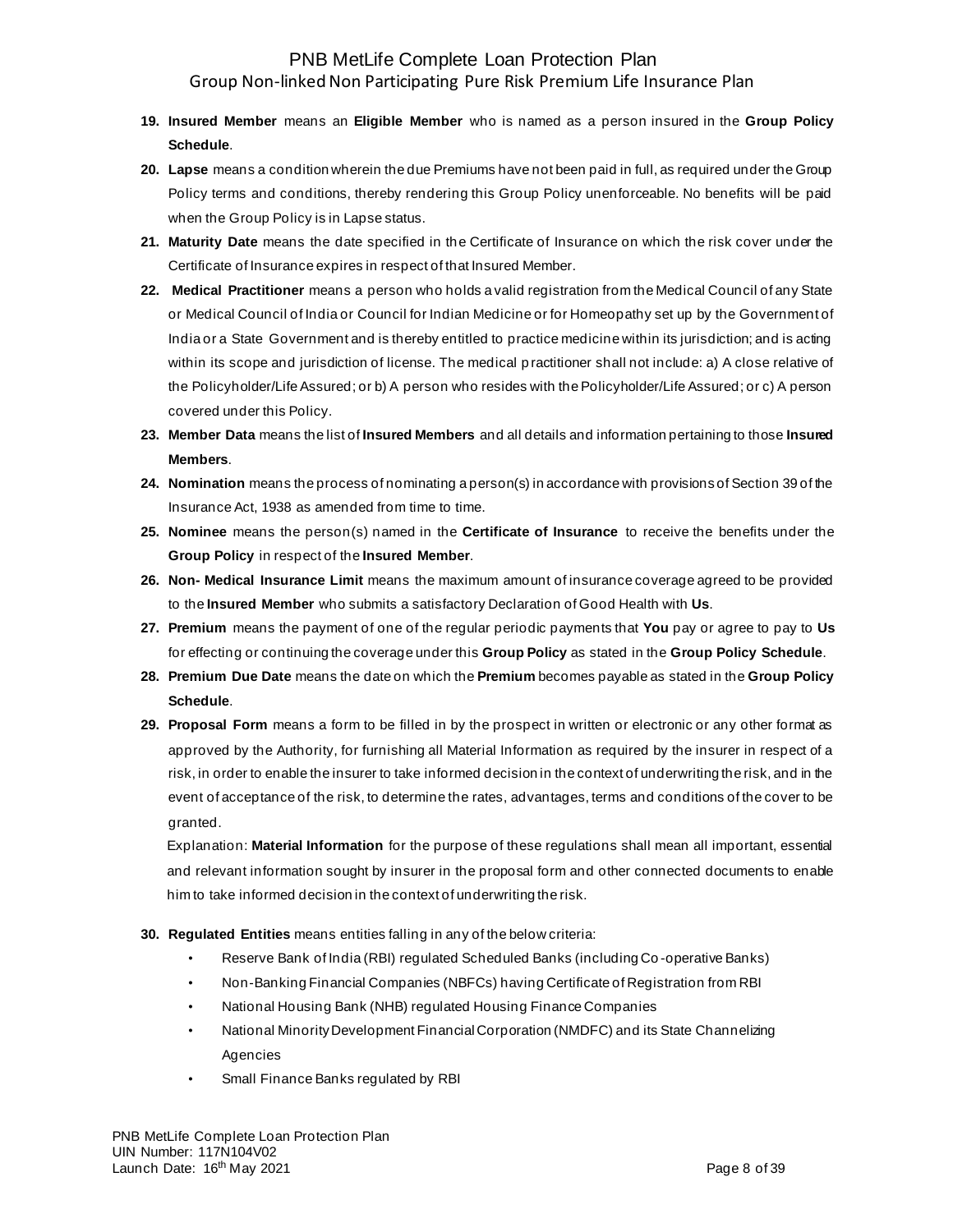19. **Insured Member** means an **Eligible Member** who is named as a person insured in the **Group Policy Schedule**.
20. **Lapse** means a condition wherein the due Premiums have not been paid in full, as required under the Group Policy terms and conditions, thereby rendering this Group Policy unenforceable. No benefits will be paid when the Group Policy is in Lapse status.
21. **Maturity Date** means the date specified in the Certificate of Insurance on which the risk cover under the Certificate of Insurance expires in respect of that Insured Member.
22. **Medical Practitioner** means a person who holds a valid registration from the Medical Council of any State or Medical Council of India or Council for Indian Medicine or for Homeopathy set up by the Government of India or a State Government and is thereby entitled to practice medicine within its jurisdiction; and is acting within its scope and jurisdiction of license. The medical practitioner shall not include: a) A close relative of the Policyholder/Life Assured; or b) A person who resides with the Policyholder/Life Assured; or c) A person covered under this Policy.
23. **Member Data** means the list of **Insured Members** and all details and information pertaining to those **Insured Members**.
24. **Nomination** means the process of nominating a person(s) in accordance with provisions of Section 39 of the Insurance Act, 1938 as amended from time to time.
25. **Nominee** means the person(s) named in the **Certificate of Insurance** to receive the benefits under the **Group Policy** in respect of the **Insured Member**.
26. **Non- Medical Insurance Limit** means the maximum amount of insurance coverage agreed to be provided to the **Insured Member** who submits a satisfactory Declaration of Good Health with **Us**.
27. **Premium** means the payment of one of the regular periodic payments that **You** pay or agree to pay to **Us** for effecting or continuing the coverage under this **Group Policy** as stated in the **Group Policy Schedule**.
28. **Premium Due Date** means the date on which the **Premium** becomes payable as stated in the **Group Policy Schedule**.
29. **Proposal Form** means a form to be filled in by the prospect in written or electronic or any other format as approved by the Authority, for furnishing all Material Information as required by the insurer in respect of a risk, in order to enable the insurer to take informed decision in the context of underwriting the risk, and in the event of acceptance of the risk, to determine the rates, advantages, terms and conditions of the cover to be granted.

    Explanation: **Material Information** for the purpose of these regulations shall mean all important, essential and relevant information sought by insurer in the proposal form and other connected documents to enable him to take informed decision in the context of underwriting the risk.

30. **Regulated Entities** means entities falling in any of the below criteria:
    - Reserve Bank of India (RBI) regulated Scheduled Banks (including Co-operative Banks)
    - Non-Banking Financial Companies (NBFCs) having Certificate of Registration from RBI
    - National Housing Bank (NHB) regulated Housing Finance Companies
    - National Minority Development Financial Corporation (NMDFC) and its State Channelizing Agencies
    - Small Finance Banks regulated by RBI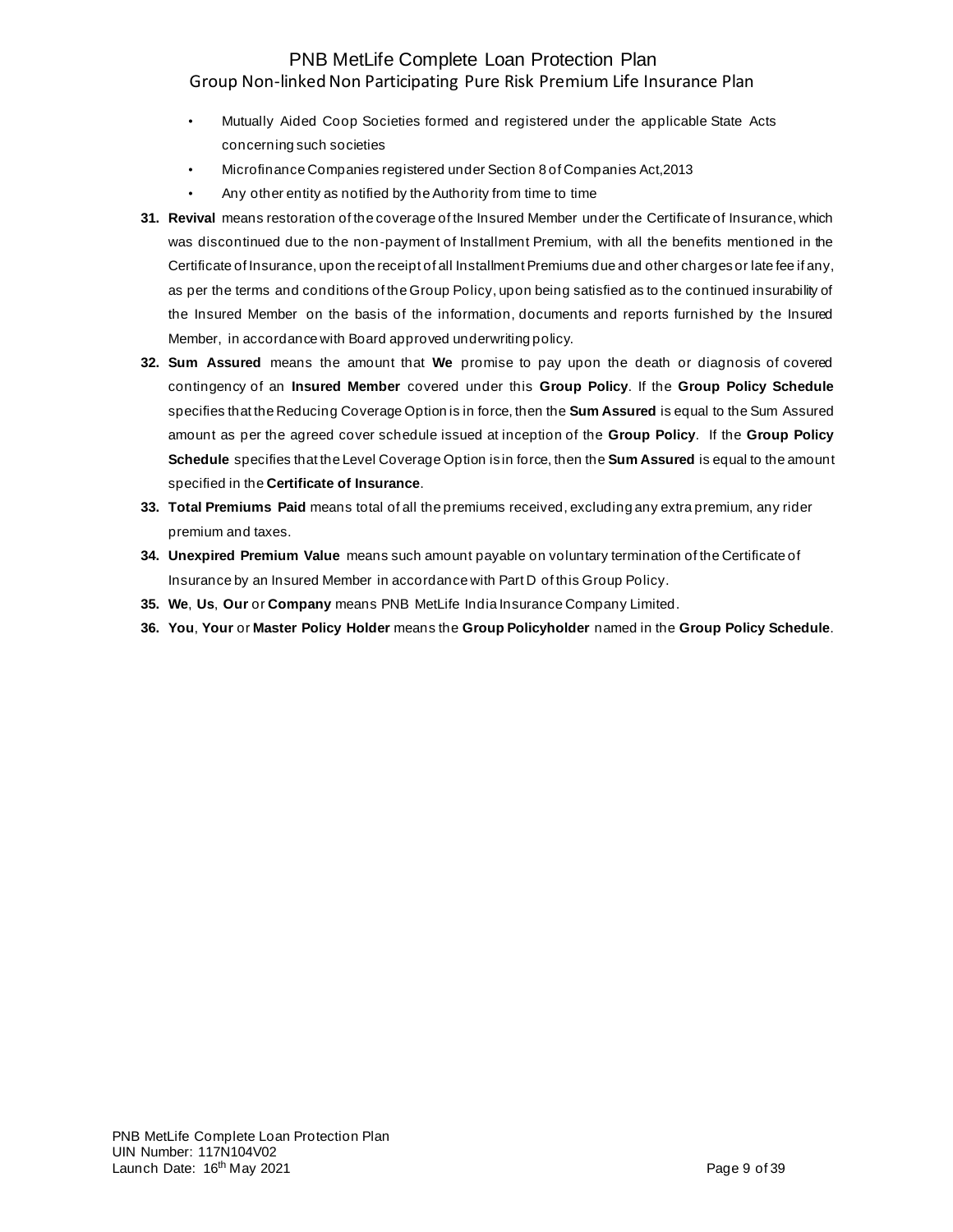- Mutually Aided Coop Societies formed and registered under the applicable State Acts concerning such societies
- Microfinance Companies registered under Section 8 of Companies Act,2013
- Any other entity as notified by the Authority from time to time

31. **Revival** means restoration of the coverage of the Insured Member under the Certificate of Insurance, which was discontinued due to the non-payment of Installment Premium, with all the benefits mentioned in the Certificate of Insurance, upon the receipt of all Installment Premiums due and other charges or late fee if any, as per the terms and conditions of the Group Policy, upon being satisfied as to the continued insurability of the Insured Member on the basis of the information, documents and reports furnished by the Insured Member, in accordance with Board approved underwriting policy.
32. **Sum Assured** means the amount that **We** promise to pay upon the death or diagnosis of covered contingency of an **Insured Member** covered under this **Group Policy**. If the **Group Policy Schedule** specifies that the Reducing Coverage Option is in force, then the **Sum Assured** is equal to the Sum Assured amount as per the agreed cover schedule issued at inception of the **Group Policy**. If the **Group Policy Schedule** specifies that the Level Coverage Option is in force, then the **Sum Assured** is equal to the amount specified in the **Certificate of Insurance**.
33. **Total Premiums Paid** means total of all the premiums received, excluding any extra premium, any rider premium and taxes.
34. **Unexpired Premium Value** means such amount payable on voluntary termination of the Certificate of Insurance by an Insured Member in accordance with Part D of this Group Policy.
35. **We**, **Us**, **Our** or **Company** means PNB MetLife India Insurance Company Limited.
36. **You**, **Your** or **Master Policy Holder** means the **Group Policyholder** named in the **Group Policy Schedule**.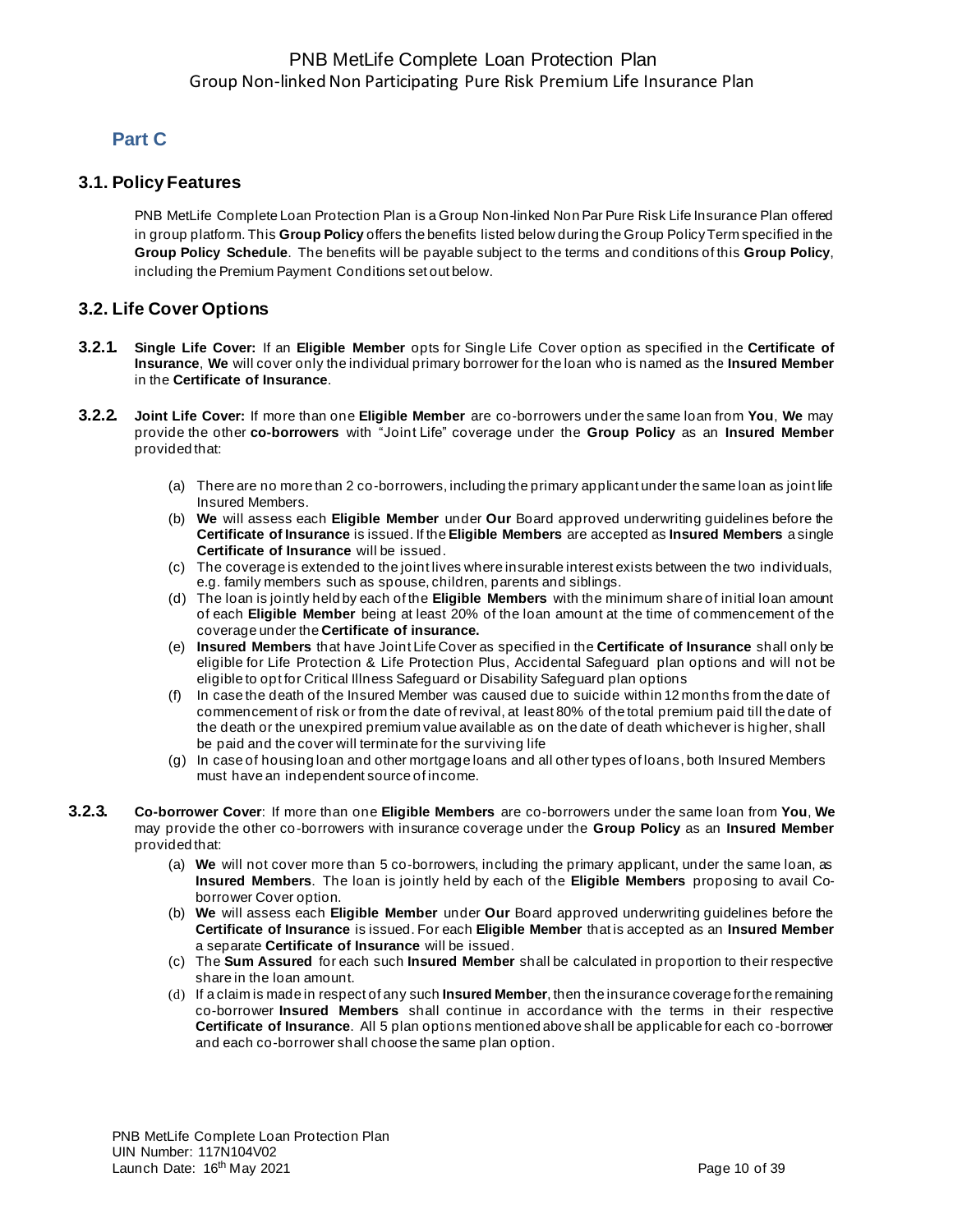## Part C

### 3.1. Policy Features

PNB MetLife Complete Loan Protection Plan is a Group Non-linked Non Par Pure Risk Life Insurance Plan offered in group platform. This **Group Policy** offers the benefits listed below during the Group Policy Term specified in the **Group Policy Schedule**. The benefits will be payable subject to the terms and conditions of this **Group Policy**, including the Premium Payment Conditions set out below.

### 3.2. Life Cover Options

**3.2.1.** **Single Life Cover:** If an **Eligible Member** opts for Single Life Cover option as specified in the **Certificate of Insurance**, **We** will cover only the individual primary borrower for the loan who is named as the **Insured Member** in the **Certificate of Insurance**.

**3.2.2.** **Joint Life Cover:** If more than one **Eligible Member** are co-borrowers under the same loan from **You**, **We** may provide the other **co-borrowers** with "Joint Life" coverage under the **Group Policy** as an **Insured Member** provided that:

(a) There are no more than 2 co-borrowers, including the primary applicant under the same loan as joint life Insured Members.

(b) **We** will assess each **Eligible Member** under **Our** Board approved underwriting guidelines before the **Certificate of Insurance** is issued. If the **Eligible Members** are accepted as **Insured Members** a single **Certificate of Insurance** will be issued.

(c) The coverage is extended to the joint lives where insurable interest exists between the two individuals, e.g. family members such as spouse, children, parents and siblings.

(d) The loan is jointly held by each of the **Eligible Members** with the minimum share of initial loan amount of each **Eligible Member** being at least 20% of the loan amount at the time of commencement of the coverage under the **Certificate of insurance.**

(e) **Insured Members** that have Joint Life Cover as specified in the **Certificate of Insurance** shall only be eligible for Life Protection & Life Protection Plus, Accidental Safeguard plan options and will not be eligible to opt for Critical Illness Safeguard or Disability Safeguard plan options

(f) In case the death of the Insured Member was caused due to suicide within 12 months from the date of commencement of risk or from the date of revival, at least 80% of the total premium paid till the date of the death or the unexpired premium value available as on the date of death whichever is higher, shall be paid and the cover will terminate for the surviving life

(g) In case of housing loan and other mortgage loans and all other types of loans, both Insured Members must have an independent source of income.

**3.2.3.** **Co-borrower Cover**: If more than one **Eligible Members** are co-borrowers under the same loan from **You**, **We** may provide the other co-borrowers with insurance coverage under the **Group Policy** as an **Insured Member** provided that:

(a) **We** will not cover more than 5 co-borrowers, including the primary applicant, under the same loan, as **Insured Members**. The loan is jointly held by each of the **Eligible Members** proposing to avail Co-borrower Cover option.

(b) **We** will assess each **Eligible Member** under **Our** Board approved underwriting guidelines before the **Certificate of Insurance** is issued. For each **Eligible Member** that is accepted as an **Insured Member** a separate **Certificate of Insurance** will be issued.

(c) The **Sum Assured** for each such **Insured Member** shall be calculated in proportion to their respective share in the loan amount.

(d) If a claim is made in respect of any such **Insured Member**, then the insurance coverage for the remaining co-borrower **Insured Members** shall continue in accordance with the terms in their respective **Certificate of Insurance**. All 5 plan options mentioned above shall be applicable for each co-borrower and each co-borrower shall choose the same plan option.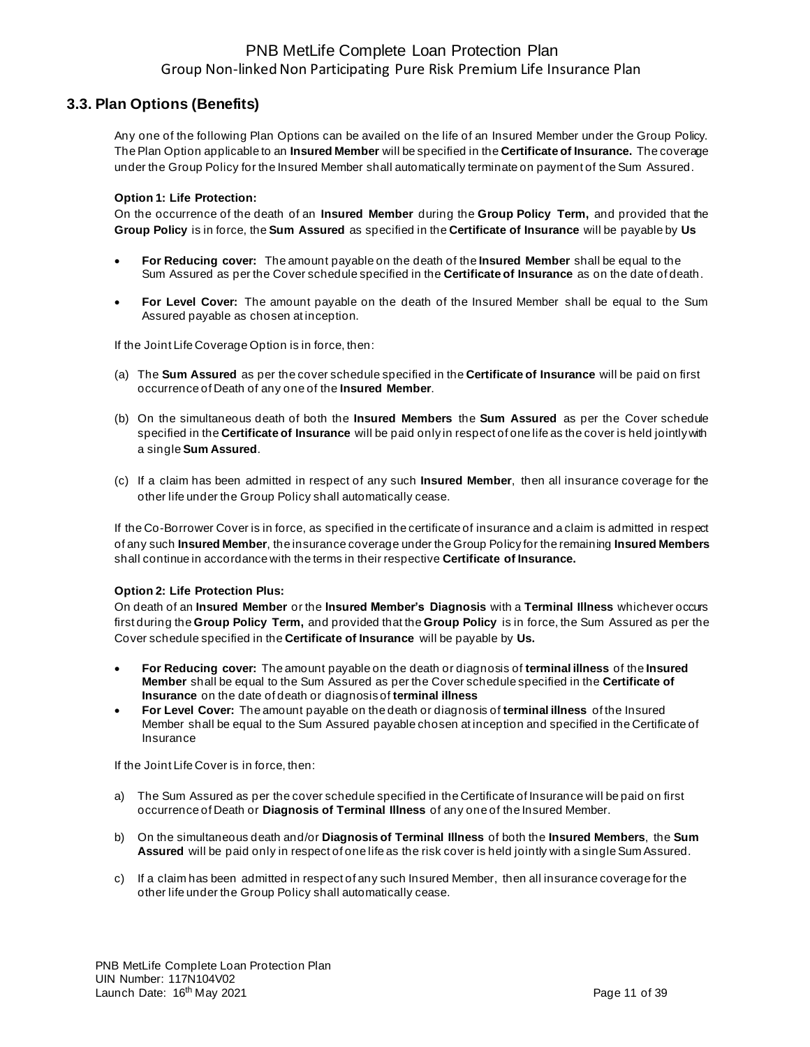## 3.3. Plan Options (Benefits)

Any one of the following Plan Options can be availed on the life of an Insured Member under the Group Policy. The Plan Option applicable to an **Insured Member** will be specified in the **Certificate of Insurance.** The coverage under the Group Policy for the Insured Member shall automatically terminate on payment of the Sum Assured.

**Option 1: Life Protection:**

On the occurrence of the death of an **Insured Member** during the **Group Policy Term,** and provided that the **Group Policy** is in force, the **Sum Assured** as specified in the **Certificate of Insurance** will be payable by **Us**

- **For Reducing cover:** The amount payable on the death of the **Insured Member** shall be equal to the Sum Assured as per the Cover schedule specified in the **Certificate of Insurance** as on the date of death.
- **For Level Cover:** The amount payable on the death of the Insured Member shall be equal to the Sum Assured payable as chosen at inception.

If the Joint Life Coverage Option is in force, then:

(a) The **Sum Assured** as per the cover schedule specified in the **Certificate of Insurance** will be paid on first occurrence of Death of any one of the **Insured Member**.

(b) On the simultaneous death of both the **Insured Members** the **Sum Assured** as per the Cover schedule specified in the **Certificate of Insurance** will be paid only in respect of one life as the cover is held jointly with a single **Sum Assured**.

(c) If a claim has been admitted in respect of any such **Insured Member**, then all insurance coverage for the other life under the Group Policy shall automatically cease.

If the Co-Borrower Cover is in force, as specified in the certificate of insurance and a claim is admitted in respect of any such **Insured Member**, the insurance coverage under the Group Policy for the remaining **Insured Members** shall continue in accordance with the terms in their respective **Certificate of Insurance.**

**Option 2: Life Protection Plus:**

On death of an **Insured Member** or the **Insured Member's Diagnosis** with a **Terminal Illness** whichever occurs first during the **Group Policy Term,** and provided that the **Group Policy** is in force, the Sum Assured as per the Cover schedule specified in the **Certificate of Insurance** will be payable by **Us.**

- **For Reducing cover:** The amount payable on the death or diagnosis of **terminal illness** of the **Insured Member** shall be equal to the Sum Assured as per the Cover schedule specified in the **Certificate of Insurance** on the date of death or diagnosis of **terminal illness**
- **For Level Cover:** The amount payable on the death or diagnosis of **terminal illness** of the Insured Member shall be equal to the Sum Assured payable chosen at inception and specified in the Certificate of Insurance

If the Joint Life Cover is in force, then:

a) The Sum Assured as per the cover schedule specified in the Certificate of Insurance will be paid on first occurrence of Death or **Diagnosis of Terminal Illness** of any one of the Insured Member.

b) On the simultaneous death and/or **Diagnosis of Terminal Illness** of both the **Insured Members**, the **Sum Assured** will be paid only in respect of one life as the risk cover is held jointly with a single Sum Assured.

c) If a claim has been admitted in respect of any such Insured Member, then all insurance coverage for the other life under the Group Policy shall automatically cease.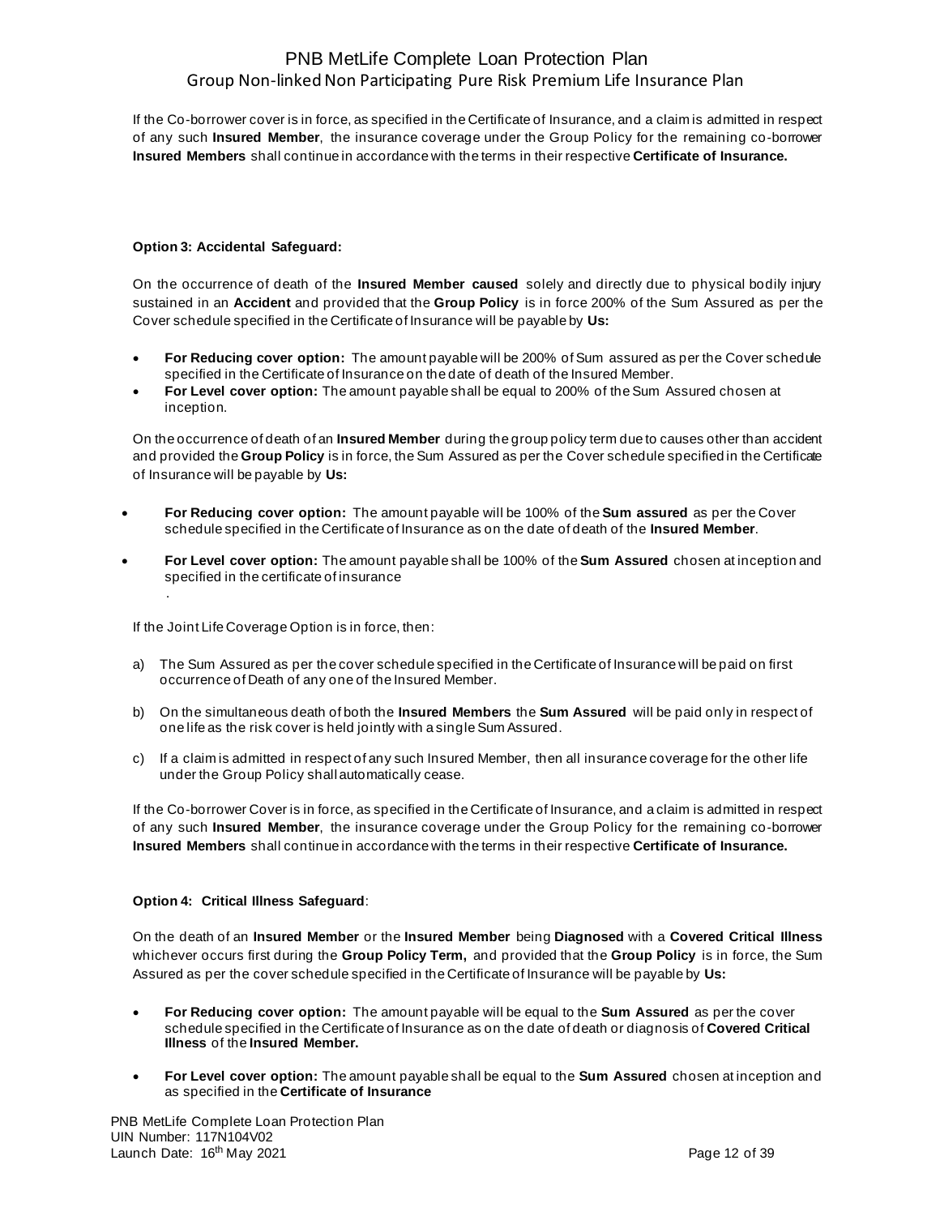If the Co-borrower cover is in force, as specified in the Certificate of Insurance, and a claim is admitted in respect of any such **Insured Member**, the insurance coverage under the Group Policy for the remaining co-borrower **Insured Members** shall continue in accordance with the terms in their respective **Certificate of Insurance.**

**Option 3: Accidental Safeguard:**

On the occurrence of death of the **Insured Member caused** solely and directly due to physical bodily injury sustained in an **Accident** and provided that the **Group Policy** is in force 200% of the Sum Assured as per the Cover schedule specified in the Certificate of Insurance will be payable by **Us:**

- **For Reducing cover option:** The amount payable will be 200% of Sum assured as per the Cover schedule specified in the Certificate of Insurance on the date of death of the Insured Member.
- **For Level cover option:** The amount payable shall be equal to 200% of the Sum Assured chosen at inception.

On the occurrence of death of an **Insured Member** during the group policy term due to causes other than accident and provided the **Group Policy** is in force, the Sum Assured as per the Cover schedule specified in the Certificate of Insurance will be payable by **Us:**

- **For Reducing cover option:** The amount payable will be 100% of the **Sum assured** as per the Cover schedule specified in the Certificate of Insurance as on the date of death of the **Insured Member**.
- **For Level cover option:** The amount payable shall be 100% of the **Sum Assured** chosen at inception and specified in the certificate of insurance
  .

If the Joint Life Coverage Option is in force, then:

a) The Sum Assured as per the cover schedule specified in the Certificate of Insurance will be paid on first occurrence of Death of any one of the Insured Member.

b) On the simultaneous death of both the **Insured Members** the **Sum Assured** will be paid only in respect of one life as the risk cover is held jointly with a single Sum Assured.

c) If a claim is admitted in respect of any such Insured Member, then all insurance coverage for the other life under the Group Policy shall automatically cease.

If the Co-borrower Cover is in force, as specified in the Certificate of Insurance, and a claim is admitted in respect of any such **Insured Member**, the insurance coverage under the Group Policy for the remaining co-borrower **Insured Members** shall continue in accordance with the terms in their respective **Certificate of Insurance.**

**Option 4: Critical Illness Safeguard**:

On the death of an **Insured Member** or the **Insured Member** being **Diagnosed** with a **Covered Critical Illness** whichever occurs first during the **Group Policy Term,** and provided that the **Group Policy** is in force, the Sum Assured as per the cover schedule specified in the Certificate of Insurance will be payable by **Us:**

- **For Reducing cover option:** The amount payable will be equal to the **Sum Assured** as per the cover schedule specified in the Certificate of Insurance as on the date of death or diagnosis of **Covered Critical Illness** of the **Insured Member.**
- **For Level cover option:** The amount payable shall be equal to the **Sum Assured** chosen at inception and as specified in the **Certificate of Insurance**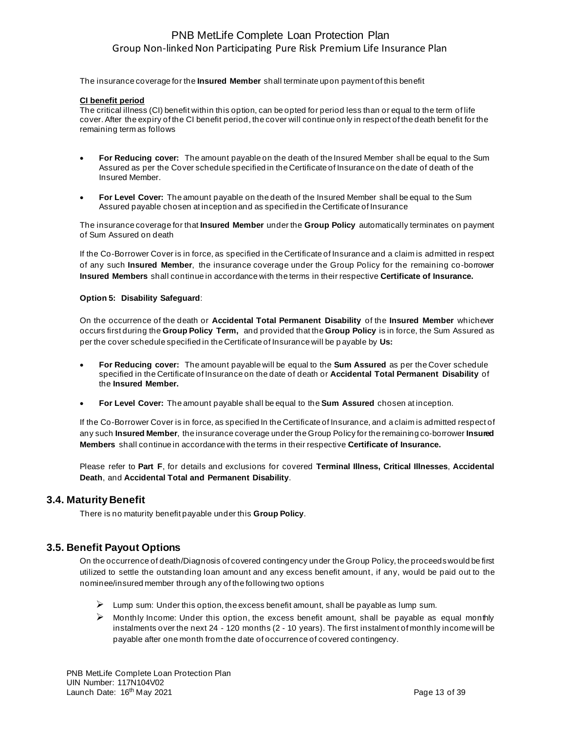The insurance coverage for the **Insured Member** shall terminate upon payment of this benefit

**CI benefit period**

The critical illness (CI) benefit within this option, can be opted for period less than or equal to the term of life cover. After the expiry of the CI benefit period, the cover will continue only in respect of the death benefit for the remaining term as follows

- **For Reducing cover:** The amount payable on the death of the Insured Member shall be equal to the Sum Assured as per the Cover schedule specified in the Certificate of Insurance on the date of death of the Insured Member.
- **For Level Cover:** The amount payable on the death of the Insured Member shall be equal to the Sum Assured payable chosen at inception and as specified in the Certificate of Insurance

The insurance coverage for that **Insured Member** under the **Group Policy** automatically terminates on payment of Sum Assured on death

If the Co-Borrower Cover is in force, as specified in the Certificate of Insurance and a claim is admitted in respect of any such **Insured Member**, the insurance coverage under the Group Policy for the remaining co-borrower **Insured Members** shall continue in accordance with the terms in their respective **Certificate of Insurance.**

**Option 5: Disability Safeguard**:

On the occurrence of the death or **Accidental Total Permanent Disability** of the **Insured Member** whichever occurs first during the **Group Policy Term,** and provided that the **Group Policy** is in force, the Sum Assured as per the cover schedule specified in the Certificate of Insurance will be payable by **Us:**

- **For Reducing cover:** The amount payable will be equal to the **Sum Assured** as per the Cover schedule specified in the Certificate of Insurance on the date of death or **Accidental Total Permanent Disability** of the **Insured Member.**
- **For Level Cover:** The amount payable shall be equal to the **Sum Assured** chosen at inception.

If the Co-Borrower Cover is in force, as specified In the Certificate of Insurance, and a claim is admitted respect of any such **Insured Member**, the insurance coverage under the Group Policy for the remaining co-borrower **Insured Members** shall continue in accordance with the terms in their respective **Certificate of Insurance.**

Please refer to **Part F**, for details and exclusions for covered **Terminal Illness, Critical Illnesses**, **Accidental Death**, and **Accidental Total and Permanent Disability**.

## 3.4. Maturity Benefit

There is no maturity benefit payable under this **Group Policy**.

## 3.5. Benefit Payout Options

On the occurrence of death/Diagnosis of covered contingency under the Group Policy, the proceeds would be first utilized to settle the outstanding loan amount and any excess benefit amount, if any, would be paid out to the nominee/insured member through any of the following two options

- Lump sum: Under this option, the excess benefit amount, shall be payable as lump sum.
- Monthly Income: Under this option, the excess benefit amount, shall be payable as equal monthly instalments over the next 24 - 120 months (2 - 10 years). The first instalment of monthly income will be payable after one month from the date of occurrence of covered contingency.

PNB MetLife Complete Loan Protection Plan
UIN Number: 117N104V02
Launch Date: 16th May 2021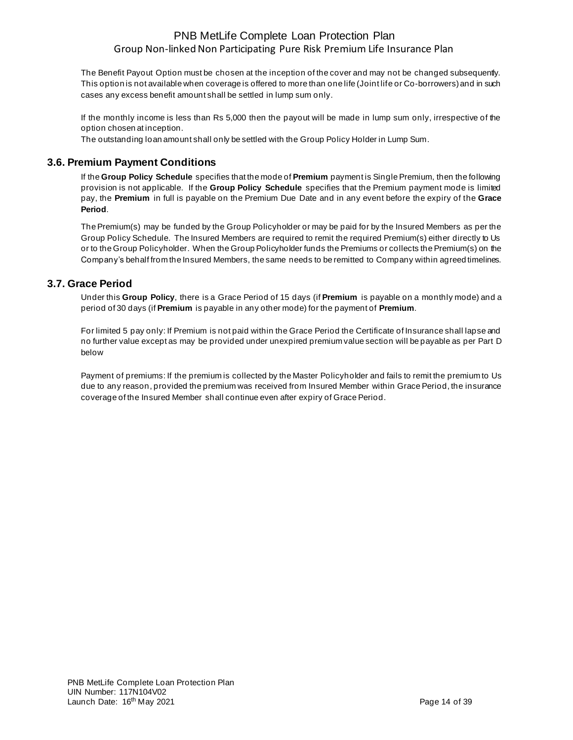The Benefit Payout Option must be chosen at the inception of the cover and may not be changed subsequently. This option is not available when coverage is offered to more than one life (Joint life or Co-borrowers) and in such cases any excess benefit amount shall be settled in lump sum only.

If the monthly income is less than Rs 5,000 then the payout will be made in lump sum only, irrespective of the option chosen at inception.
The outstanding loan amount shall only be settled with the Group Policy Holder in Lump Sum.

## 3.6. Premium Payment Conditions

If the **Group Policy Schedule** specifies that the mode of **Premium** payment is Single Premium, then the following provision is not applicable. If the **Group Policy Schedule** specifies that the Premium payment mode is limited pay, the **Premium** in full is payable on the Premium Due Date and in any event before the expiry of the **Grace Period**.

The Premium(s) may be funded by the Group Policyholder or may be paid for by the Insured Members as per the Group Policy Schedule. The Insured Members are required to remit the required Premium(s) either directly to Us or to the Group Policyholder. When the Group Policyholder funds the Premiums or collects the Premium(s) on the Company's behalf from the Insured Members, the same needs to be remitted to Company within agreed timelines.

## 3.7. Grace Period

Under this **Group Policy**, there is a Grace Period of 15 days (if **Premium** is payable on a monthly mode) and a period of 30 days (if **Premium** is payable in any other mode) for the payment of **Premium**.

For limited 5 pay only: If Premium is not paid within the Grace Period the Certificate of Insurance shall lapse and no further value except as may be provided under unexpired premium value section will be payable as per Part D below

Payment of premiums: If the premium is collected by the Master Policyholder and fails to remit the premium to Us due to any reason, provided the premium was received from Insured Member within Grace Period, the insurance coverage of the Insured Member shall continue even after expiry of Grace Period.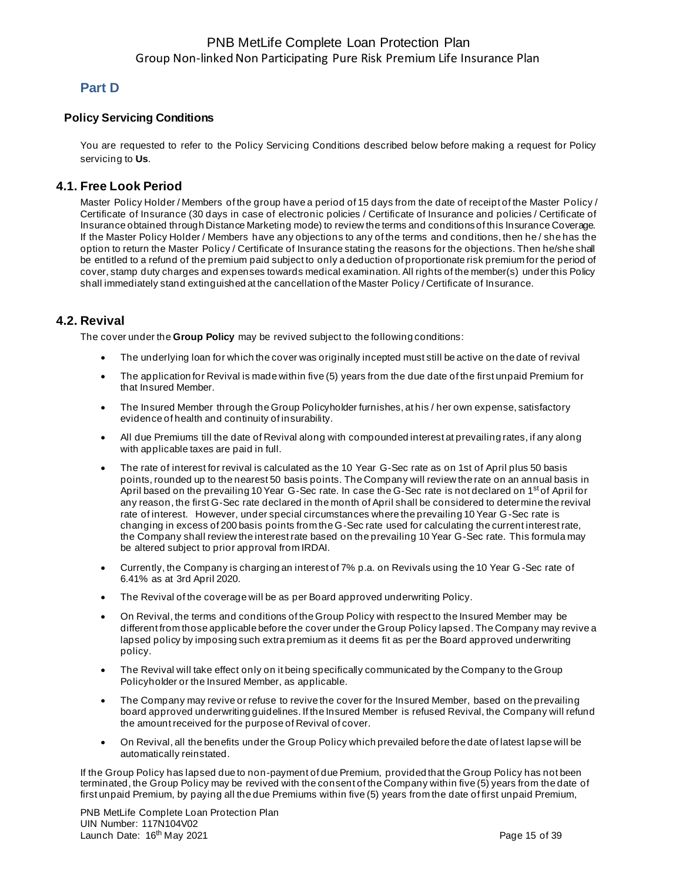## Part D

### Policy Servicing Conditions

You are requested to refer to the Policy Servicing Conditions described below before making a request for Policy servicing to **Us**.

## 4.1. Free Look Period

Master Policy Holder / Members of the group have a period of 15 days from the date of receipt of the Master Policy / Certificate of Insurance (30 days in case of electronic policies / Certificate of Insurance and policies / Certificate of Insurance obtained through Distance Marketing mode) to review the terms and conditions of this Insurance Coverage. If the Master Policy Holder / Members have any objections to any of the terms and conditions, then he / she has the option to return the Master Policy / Certificate of Insurance stating the reasons for the objections. Then he/she shall be entitled to a refund of the premium paid subject to only a deduction of proportionate risk premium for the period of cover, stamp duty charges and expenses towards medical examination. All rights of the member(s) under this Policy shall immediately stand extinguished at the cancellation of the Master Policy / Certificate of Insurance.

## 4.2. Revival

The cover under the **Group Policy** may be revived subject to the following conditions:

- The underlying loan for which the cover was originally incepted must still be active on the date of revival
- The application for Revival is made within five (5) years from the due date of the first unpaid Premium for that Insured Member.
- The Insured Member through the Group Policyholder furnishes, at his / her own expense, satisfactory evidence of health and continuity of insurability.
- All due Premiums till the date of Revival along with compounded interest at prevailing rates, if any along with applicable taxes are paid in full.
- The rate of interest for revival is calculated as the 10 Year G-Sec rate as on 1st of April plus 50 basis points, rounded up to the nearest 50 basis points. The Company will review the rate on an annual basis in April based on the prevailing 10 Year G-Sec rate. In case the G-Sec rate is not declared on 1st of April for any reason, the first G-Sec rate declared in the month of April shall be considered to determine the revival rate of interest. However, under special circumstances where the prevailing 10 Year G-Sec rate is changing in excess of 200 basis points from the G-Sec rate used for calculating the current interest rate, the Company shall review the interest rate based on the prevailing 10 Year G-Sec rate. This formula may be altered subject to prior approval from IRDAI.
- Currently, the Company is charging an interest of 7% p.a. on Revivals using the 10 Year G-Sec rate of 6.41% as at 3rd April 2020.
- The Revival of the coverage will be as per Board approved underwriting Policy.
- On Revival, the terms and conditions of the Group Policy with respect to the Insured Member may be different from those applicable before the cover under the Group Policy lapsed. The Company may revive a lapsed policy by imposing such extra premium as it deems fit as per the Board approved underwriting policy.
- The Revival will take effect only on it being specifically communicated by the Company to the Group Policyholder or the Insured Member, as applicable.
- The Company may revive or refuse to revive the cover for the Insured Member, based on the prevailing board approved underwriting guidelines. If the Insured Member is refused Revival, the Company will refund the amount received for the purpose of Revival of cover.
- On Revival, all the benefits under the Group Policy which prevailed before the date of latest lapse will be automatically reinstated.

If the Group Policy has lapsed due to non-payment of due Premium, provided that the Group Policy has not been terminated, the Group Policy may be revived with the consent of the Company within five (5) years from the date of first unpaid Premium, by paying all the due Premiums within five (5) years from the date of first unpaid Premium,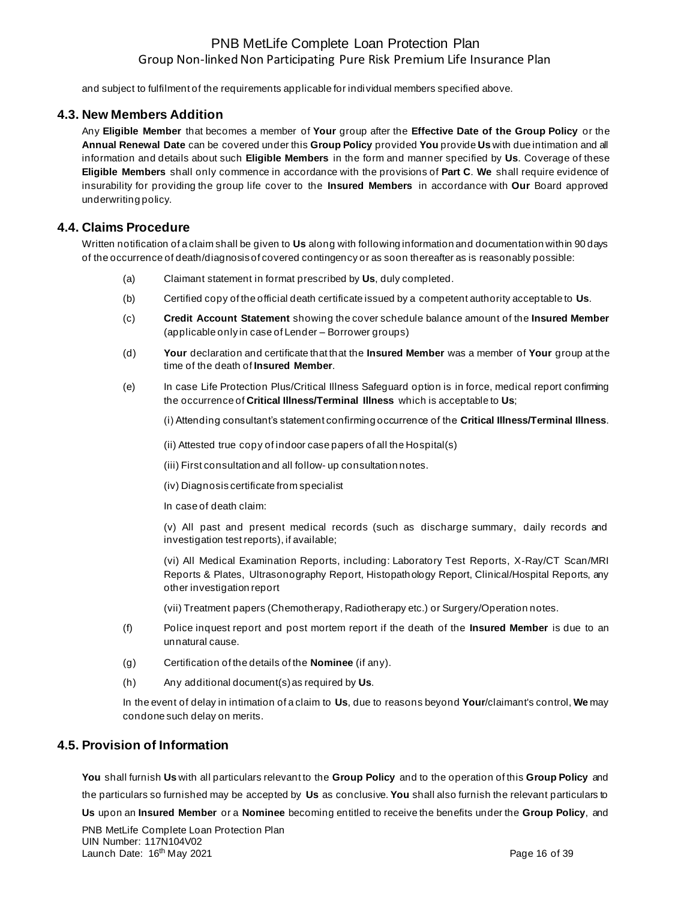and subject to fulfilment of the requirements applicable for individual members specified above.

## 4.3. New Members Addition

Any **Eligible Member** that becomes a member of **Your** group after the **Effective Date of the Group Policy** or the **Annual Renewal Date** can be covered under this **Group Policy** provided **You** provide **Us** with due intimation and all information and details about such **Eligible Members** in the form and manner specified by **Us**. Coverage of these **Eligible Members** shall only commence in accordance with the provisions of **Part C**. **We** shall require evidence of insurability for providing the group life cover to the **Insured Members** in accordance with **Our** Board approved underwriting policy.

## 4.4. Claims Procedure

Written notification of a claim shall be given to **Us** along with following information and documentation within 90 days of the occurrence of death/diagnosis of covered contingency or as soon thereafter as is reasonably possible:

(a) Claimant statement in format prescribed by **Us**, duly completed.

(b) Certified copy of the official death certificate issued by a competent authority acceptable to **Us**.

(c) **Credit Account Statement** showing the cover schedule balance amount of the **Insured Member** (applicable only in case of Lender – Borrower groups)

(d) **Your** declaration and certificate that that the **Insured Member** was a member of **Your** group at the time of the death of **Insured Member**.

(e) In case Life Protection Plus/Critical Illness Safeguard option is in force, medical report confirming the occurrence of **Critical Illness/Terminal Illness** which is acceptable to **Us**;

(i) Attending consultant's statement confirming occurrence of the **Critical Illness/Terminal Illness**.

(ii) Attested true copy of indoor case papers of all the Hospital(s)

(iii) First consultation and all follow- up consultation notes.

(iv) Diagnosis certificate from specialist

In case of death claim:

(v) All past and present medical records (such as discharge summary, daily records and investigation test reports), if available;

(vi) All Medical Examination Reports, including: Laboratory Test Reports, X-Ray/CT Scan/MRI Reports & Plates, Ultrasonography Report, Histopathology Report, Clinical/Hospital Reports, any other investigation report

(vii) Treatment papers (Chemotherapy, Radiotherapy etc.) or Surgery/Operation notes.

(f) Police inquest report and post mortem report if the death of the **Insured Member** is due to an unnatural cause.

(g) Certification of the details of the **Nominee** (if any).

(h) Any additional document(s) as required by **Us**.

In the event of delay in intimation of a claim to **Us**, due to reasons beyond **Your**/claimant's control, **We** may condone such delay on merits.

## 4.5. Provision of Information

**You** shall furnish **Us** with all particulars relevant to the **Group Policy** and to the operation of this **Group Policy** and the particulars so furnished may be accepted by **Us** as conclusive. **You** shall also furnish the relevant particulars to **Us** upon an **Insured Member** or a **Nominee** becoming entitled to receive the benefits under the **Group Policy**, and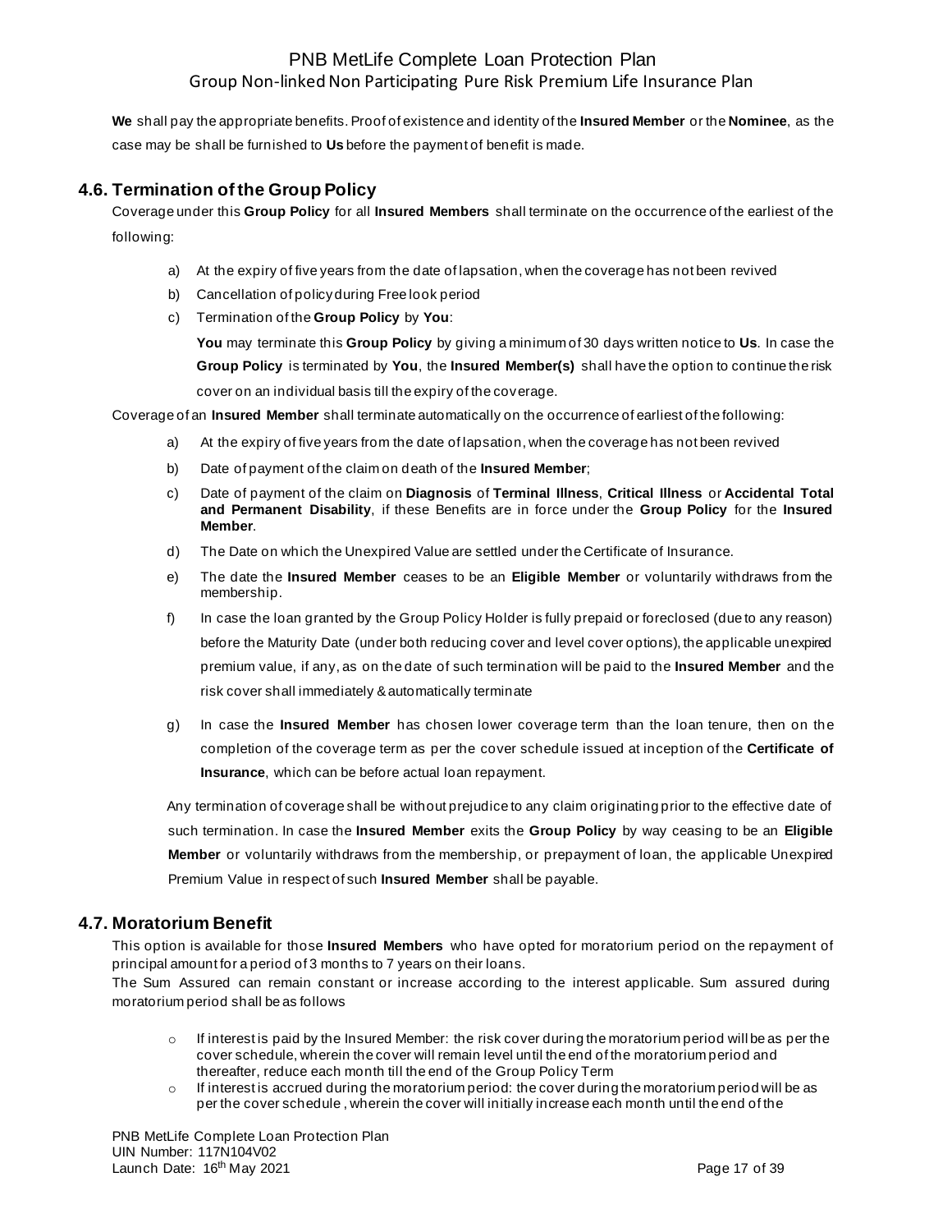**We** shall pay the appropriate benefits. Proof of existence and identity of the **Insured Member** or the **Nominee**, as the case may be shall be furnished to **Us** before the payment of benefit is made.

## 4.6. Termination of the Group Policy

Coverage under this **Group Policy** for all **Insured Members** shall terminate on the occurrence of the earliest of the following:

a) At the expiry of five years from the date of lapsation, when the coverage has not been revived

b) Cancellation of policy during Free look period

c) Termination of the **Group Policy** by **You**:

   **You** may terminate this **Group Policy** by giving a minimum of 30 days written notice to **Us**. In case the **Group Policy** is terminated by **You**, the **Insured Member(s)** shall have the option to continue the risk cover on an individual basis till the expiry of the coverage.

Coverage of an **Insured Member** shall terminate automatically on the occurrence of earliest of the following:

a) At the expiry of five years from the date of lapsation, when the coverage has not been revived

b) Date of payment of the claim on death of the **Insured Member**;

c) Date of payment of the claim on **Diagnosis** of **Terminal Illness**, **Critical Illness** or **Accidental Total and Permanent Disability**, if these Benefits are in force under the **Group Policy** for the **Insured Member**.

d) The Date on which the Unexpired Value are settled under the Certificate of Insurance.

e) The date the **Insured Member** ceases to be an **Eligible Member** or voluntarily withdraws from the membership.

f) In case the loan granted by the Group Policy Holder is fully prepaid or foreclosed (due to any reason) before the Maturity Date (under both reducing cover and level cover options), the applicable unexpired premium value, if any, as on the date of such termination will be paid to the **Insured Member** and the risk cover shall immediately & automatically terminate

g) In case the **Insured Member** has chosen lower coverage term than the loan tenure, then on the completion of the coverage term as per the cover schedule issued at inception of the **Certificate of Insurance**, which can be before actual loan repayment.

Any termination of coverage shall be without prejudice to any claim originating prior to the effective date of such termination. In case the **Insured Member** exits the **Group Policy** by way ceasing to be an **Eligible Member** or voluntarily withdraws from the membership, or prepayment of loan, the applicable Unexpired Premium Value in respect of such **Insured Member** shall be payable.

## 4.7. Moratorium Benefit

This option is available for those **Insured Members** who have opted for moratorium period on the repayment of principal amount for a period of 3 months to 7 years on their loans.

The Sum Assured can remain constant or increase according to the interest applicable. Sum assured during moratorium period shall be as follows

- If interest is paid by the Insured Member: the risk cover during the moratorium period will be as per the cover schedule, wherein the cover will remain level until the end of the moratorium period and thereafter, reduce each month till the end of the Group Policy Term
- If interest is accrued during the moratorium period: the cover during the moratorium period will be as per the cover schedule , wherein the cover will initially increase each month until the end of the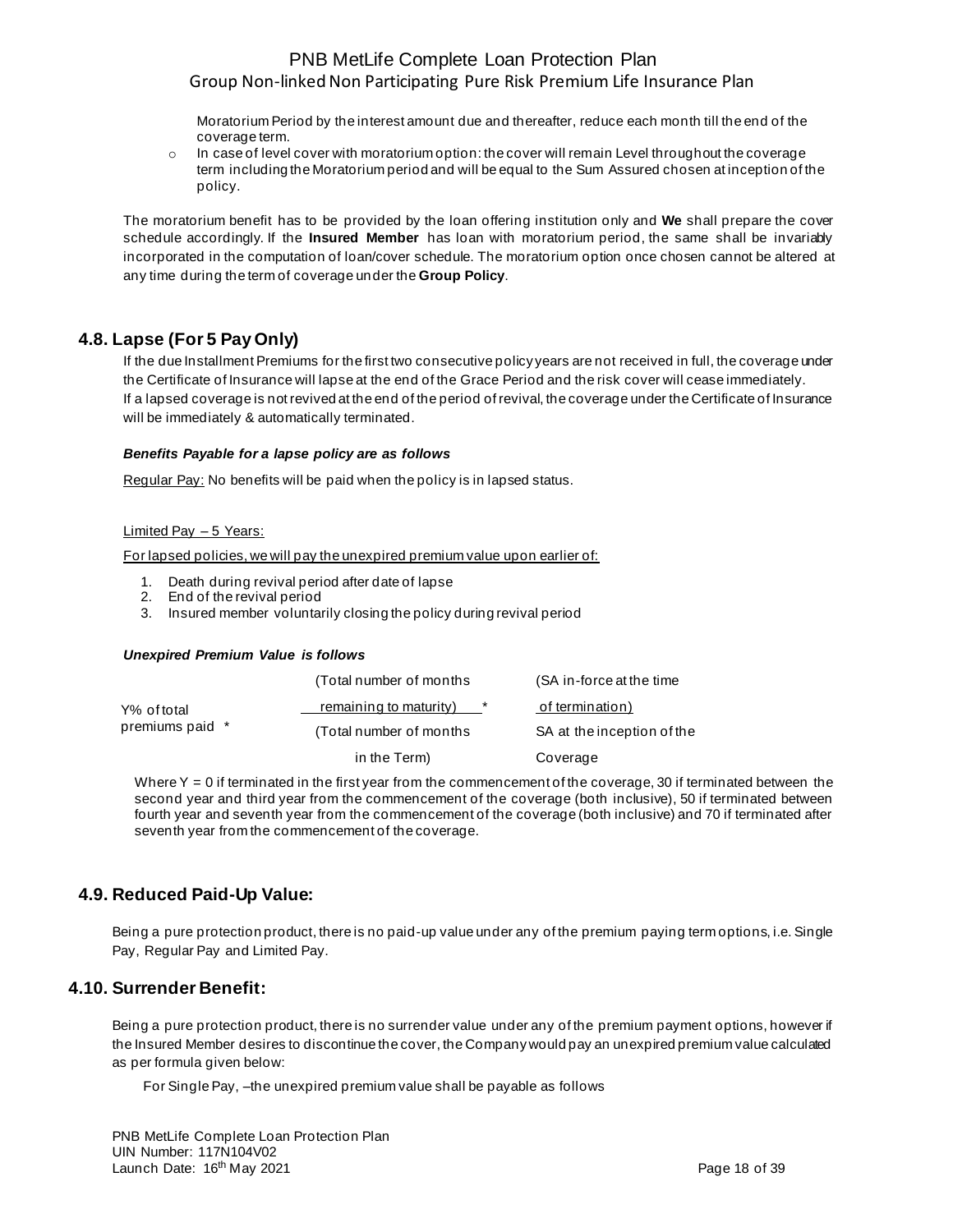Moratorium Period by the interest amount due and thereafter, reduce each month till the end of the coverage term.

- In case of level cover with moratorium option: the cover will remain Level throughout the coverage term including the Moratorium period and will be equal to the Sum Assured chosen at inception of the policy.

The moratorium benefit has to be provided by the loan offering institution only and **We** shall prepare the cover schedule accordingly. If the **Insured Member** has loan with moratorium period, the same shall be invariably incorporated in the computation of loan/cover schedule. The moratorium option once chosen cannot be altered at any time during the term of coverage under the **Group Policy**.

## 4.8. Lapse (For 5 Pay Only)

If the due Installment Premiums for the first two consecutive policy years are not received in full, the coverage under the Certificate of Insurance will lapse at the end of the Grace Period and the risk cover will cease immediately.
If a lapsed coverage is not revived at the end of the period of revival, the coverage under the Certificate of Insurance will be immediately & automatically terminated.

***Benefits Payable for a lapse policy are as follows***

Regular Pay: No benefits will be paid when the policy is in lapsed status.

Limited Pay – 5 Years:

For lapsed policies, we will pay the unexpired premium value upon earlier of:

1. Death during revival period after date of lapse
2. End of the revival period
3. Insured member voluntarily closing the policy during revival period

***Unexpired Premium Value is follows***

$$\text{Y\% of total premiums paid} \times \frac{\text{(Total number of months remaining to maturity)}}{\text{(Total number of months in the Term)}} \times \frac{\text{(SA in-force at the time of termination)}}{\text{SA at the inception of the Coverage}}$$

Where Y = 0 if terminated in the first year from the commencement of the coverage, 30 if terminated between the second year and third year from the commencement of the coverage (both inclusive), 50 if terminated between fourth year and seventh year from the commencement of the coverage (both inclusive) and 70 if terminated after seventh year from the commencement of the coverage.

## 4.9. Reduced Paid-Up Value:

Being a pure protection product, there is no paid-up value under any of the premium paying term options, i.e. Single Pay, Regular Pay and Limited Pay.

## 4.10. Surrender Benefit:

Being a pure protection product, there is no surrender value under any of the premium payment options, however if the Insured Member desires to discontinue the cover, the Company would pay an unexpired premium value calculated as per formula given below:

For Single Pay, –the unexpired premium value shall be payable as follows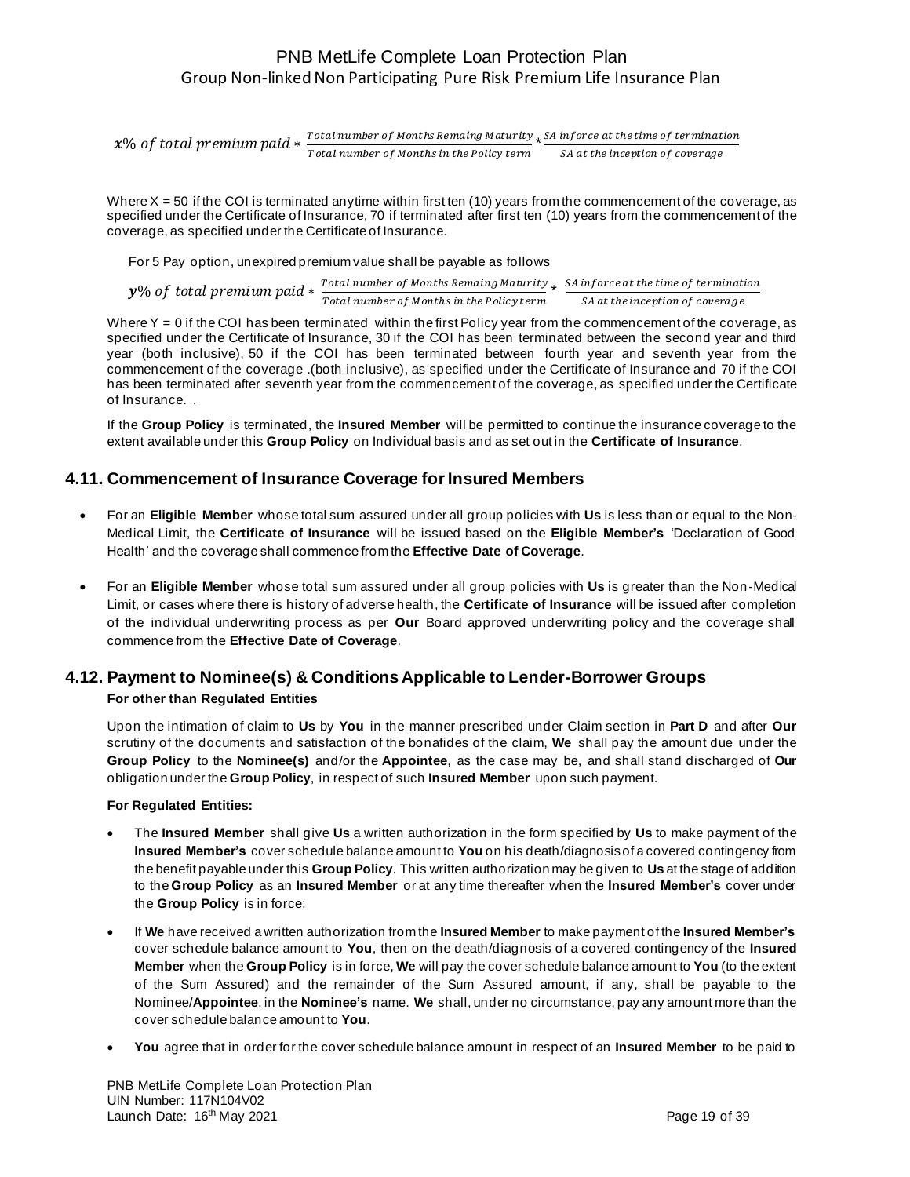$$\boldsymbol{x}\%\ of\ total\ premium\ paid * \frac{Total\ number\ of\ Months\ Remaing\ Maturity}{Total\ number\ of\ Months\ in\ the\ Policy\ term} * \frac{SA\ inforce\ at\ the\ time\ of\ termination}{SA\ at\ the\ inception\ of\ coverage}$$

Where X = 50 if the COI is terminated anytime within first ten (10) years from the commencement of the coverage, as specified under the Certificate of Insurance, 70 if terminated after first ten (10) years from the commencement of the coverage, as specified under the Certificate of Insurance.

For 5 Pay option, unexpired premium value shall be payable as follows

$$\boldsymbol{y}\%\ of\ total\ premium\ paid * \frac{Total\ number\ of\ Months\ Remaing\ Maturity}{Total\ number\ of\ Months\ in\ the\ Policy\ term} * \frac{SA\ inforce\ at\ the\ time\ of\ termination}{SA\ at\ the\ inception\ of\ coverage}$$

Where Y = 0 if the COI has been terminated within the first Policy year from the commencement of the coverage, as specified under the Certificate of Insurance, 30 if the COI has been terminated between the second year and third year (both inclusive), 50 if the COI has been terminated between fourth year and seventh year from the commencement of the coverage .(both inclusive), as specified under the Certificate of Insurance and 70 if the COI has been terminated after seventh year from the commencement of the coverage, as specified under the Certificate of Insurance. .

If the **Group Policy** is terminated, the **Insured Member** will be permitted to continue the insurance coverage to the extent available under this **Group Policy** on Individual basis and as set out in the **Certificate of Insurance**.

## 4.11. Commencement of Insurance Coverage for Insured Members

- For an **Eligible Member** whose total sum assured under all group policies with **Us** is less than or equal to the Non-Medical Limit, the **Certificate of Insurance** will be issued based on the **Eligible Member's** 'Declaration of Good Health' and the coverage shall commence from the **Effective Date of Coverage**.
- For an **Eligible Member** whose total sum assured under all group policies with **Us** is greater than the Non-Medical Limit, or cases where there is history of adverse health, the **Certificate of Insurance** will be issued after completion of the individual underwriting process as per **Our** Board approved underwriting policy and the coverage shall commence from the **Effective Date of Coverage**.

## 4.12. Payment to Nominee(s) & Conditions Applicable to Lender-Borrower Groups

**For other than Regulated Entities**

Upon the intimation of claim to **Us** by **You** in the manner prescribed under Claim section in **Part D** and after **Our** scrutiny of the documents and satisfaction of the bonafides of the claim, **We** shall pay the amount due under the **Group Policy** to the **Nominee(s)** and/or the **Appointee**, as the case may be, and shall stand discharged of **Our** obligation under the **Group Policy**, in respect of such **Insured Member** upon such payment.

**For Regulated Entities:**

- The **Insured Member** shall give **Us** a written authorization in the form specified by **Us** to make payment of the **Insured Member's** cover schedule balance amount to **You** on his death/diagnosis of a covered contingency from the benefit payable under this **Group Policy**. This written authorization may be given to **Us** at the stage of addition to the **Group Policy** as an **Insured Member** or at any time thereafter when the **Insured Member's** cover under the **Group Policy** is in force;
- If **We** have received a written authorization from the **Insured Member** to make payment of the **Insured Member's** cover schedule balance amount to **You**, then on the death/diagnosis of a covered contingency of the **Insured Member** when the **Group Policy** is in force, **We** will pay the cover schedule balance amount to **You** (to the extent of the Sum Assured) and the remainder of the Sum Assured amount, if any, shall be payable to the Nominee/**Appointee**, in the **Nominee's** name. **We** shall, under no circumstance, pay any amount more than the cover schedule balance amount to **You**.
- **You** agree that in order for the cover schedule balance amount in respect of an **Insured Member** to be paid to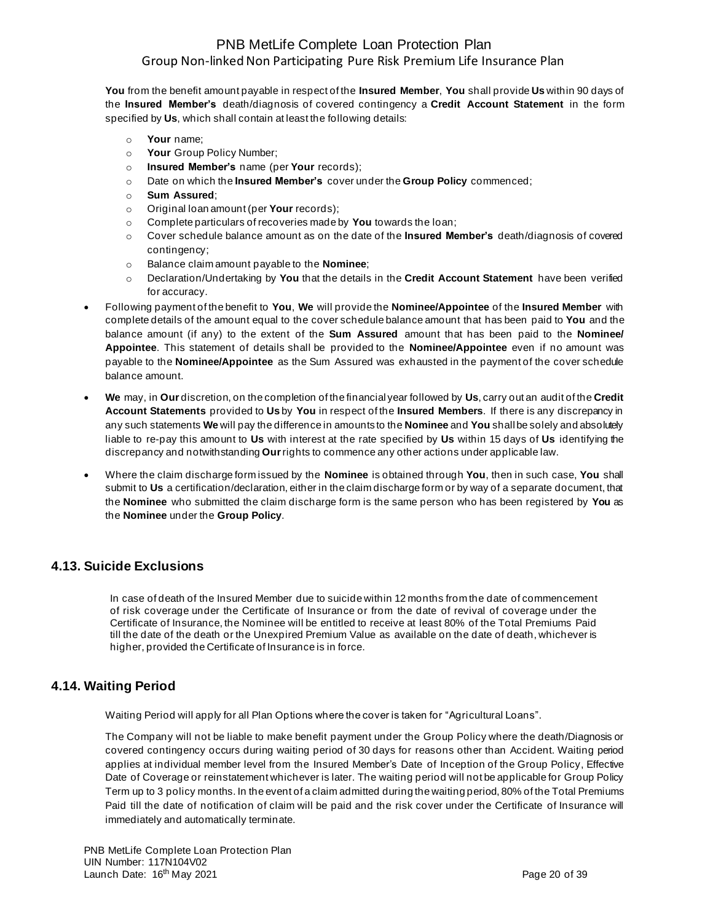**You** from the benefit amount payable in respect of the **Insured Member**, **You** shall provide **Us** within 90 days of the **Insured Member's** death/diagnosis of covered contingency a **Credit Account Statement** in the form specified by **Us**, which shall contain at least the following details:

- **Your** name;
- **Your** Group Policy Number;
- **Insured Member's** name (per **Your** records);
- Date on which the **Insured Member's** cover under the **Group Policy** commenced;
- **Sum Assured**;
- Original loan amount (per **Your** records);
- Complete particulars of recoveries made by **You** towards the loan;
- Cover schedule balance amount as on the date of the **Insured Member's** death/diagnosis of covered contingency;
- Balance claim amount payable to the **Nominee**;
- Declaration/Undertaking by **You** that the details in the **Credit Account Statement** have been verified for accuracy.

- Following payment of the benefit to **You**, **We** will provide the **Nominee/Appointee** of the **Insured Member** with complete details of the amount equal to the cover schedule balance amount that has been paid to **You** and the balance amount (if any) to the extent of the **Sum Assured** amount that has been paid to the **Nominee/ Appointee**. This statement of details shall be provided to the **Nominee/Appointee** even if no amount was payable to the **Nominee/Appointee** as the Sum Assured was exhausted in the payment of the cover schedule balance amount.
- **We** may, in **Our** discretion, on the completion of the financial year followed by **Us**, carry out an audit of the **Credit Account Statements** provided to **Us** by **You** in respect of the **Insured Members**. If there is any discrepancy in any such statements **We** will pay the difference in amounts to the **Nominee** and **You** shall be solely and absolutely liable to re-pay this amount to **Us** with interest at the rate specified by **Us** within 15 days of **Us** identifying the discrepancy and notwithstanding **Our** rights to commence any other actions under applicable law.
- Where the claim discharge form issued by the **Nominee** is obtained through **You**, then in such case, **You** shall submit to **Us** a certification/declaration, either in the claim discharge form or by way of a separate document, that the **Nominee** who submitted the claim discharge form is the same person who has been registered by **You** as the **Nominee** under the **Group Policy**.

## 4.13. Suicide Exclusions

In case of death of the Insured Member due to suicide within 12 months from the date of commencement of risk coverage under the Certificate of Insurance or from the date of revival of coverage under the Certificate of Insurance, the Nominee will be entitled to receive at least 80% of the Total Premiums Paid till the date of the death or the Unexpired Premium Value as available on the date of death, whichever is higher, provided the Certificate of Insurance is in force.

## 4.14. Waiting Period

Waiting Period will apply for all Plan Options where the cover is taken for "Agricultural Loans".

The Company will not be liable to make benefit payment under the Group Policy where the death/Diagnosis or covered contingency occurs during waiting period of 30 days for reasons other than Accident. Waiting period applies at individual member level from the Insured Member's Date of Inception of the Group Policy, Effective Date of Coverage or reinstatement whichever is later. The waiting period will not be applicable for Group Policy Term up to 3 policy months. In the event of a claim admitted during the waiting period, 80% of the Total Premiums Paid till the date of notification of claim will be paid and the risk cover under the Certificate of Insurance will immediately and automatically terminate.

PNB MetLife Complete Loan Protection Plan
UIN Number: 117N104V02
Launch Date: 16th May 2021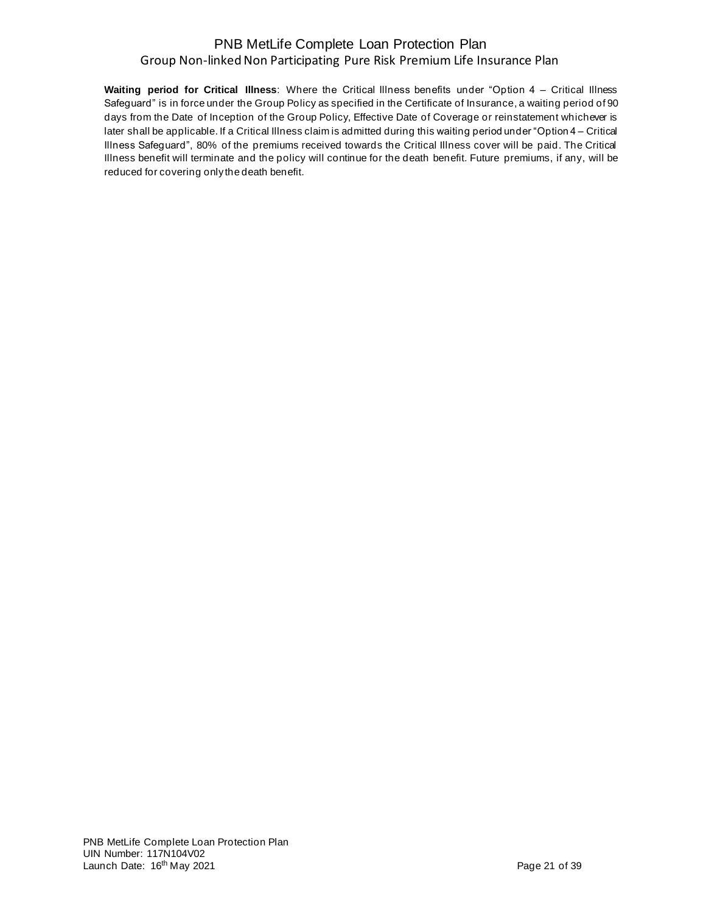**Waiting period for Critical Illness**: Where the Critical Illness benefits under "Option 4 – Critical Illness Safeguard" is in force under the Group Policy as specified in the Certificate of Insurance, a waiting period of 90 days from the Date of Inception of the Group Policy, Effective Date of Coverage or reinstatement whichever is later shall be applicable. If a Critical Illness claim is admitted during this waiting period under "Option 4 – Critical Illness Safeguard", 80% of the premiums received towards the Critical Illness cover will be paid. The Critical Illness benefit will terminate and the policy will continue for the death benefit. Future premiums, if any, will be reduced for covering only the death benefit.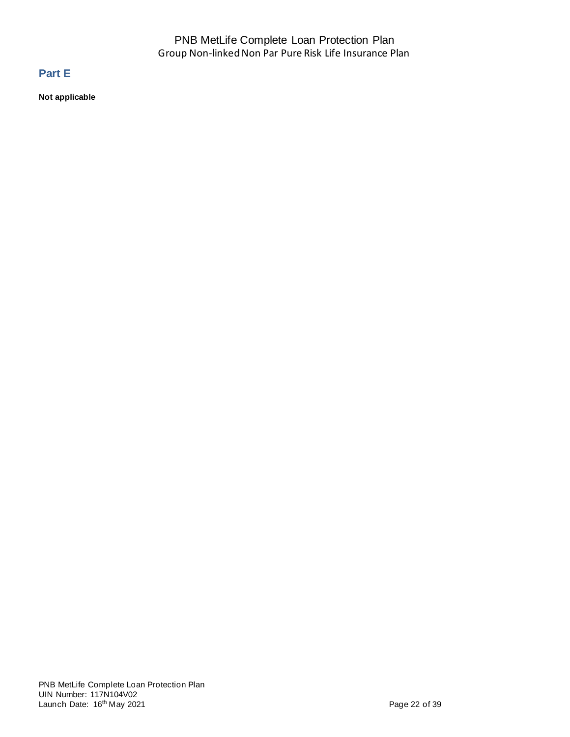## Part E

**Not applicable**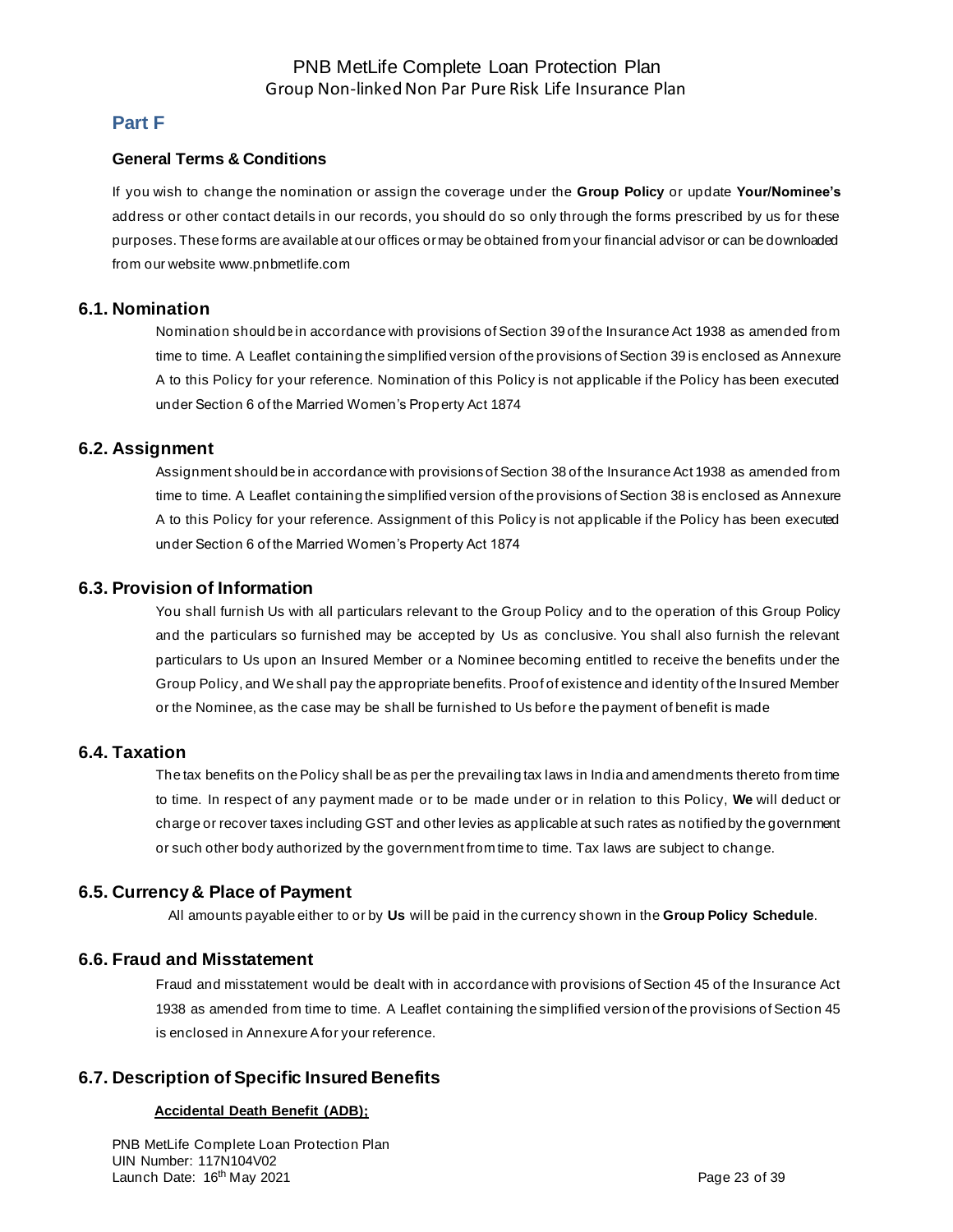## Part F

### General Terms & Conditions

If you wish to change the nomination or assign the coverage under the **Group Policy** or update **Your/Nominee's** address or other contact details in our records, you should do so only through the forms prescribed by us for these purposes. These forms are available at our offices or may be obtained from your financial advisor or can be downloaded from our website www.pnbmetlife.com

### 6.1. Nomination

Nomination should be in accordance with provisions of Section 39 of the Insurance Act 1938 as amended from time to time. A Leaflet containing the simplified version of the provisions of Section 39 is enclosed as Annexure A to this Policy for your reference. Nomination of this Policy is not applicable if the Policy has been executed under Section 6 of the Married Women's Property Act 1874

### 6.2. Assignment

Assignment should be in accordance with provisions of Section 38 of the Insurance Act 1938 as amended from time to time. A Leaflet containing the simplified version of the provisions of Section 38 is enclosed as Annexure A to this Policy for your reference. Assignment of this Policy is not applicable if the Policy has been executed under Section 6 of the Married Women's Property Act 1874

### 6.3. Provision of Information

You shall furnish Us with all particulars relevant to the Group Policy and to the operation of this Group Policy and the particulars so furnished may be accepted by Us as conclusive. You shall also furnish the relevant particulars to Us upon an Insured Member or a Nominee becoming entitled to receive the benefits under the Group Policy, and We shall pay the appropriate benefits. Proof of existence and identity of the Insured Member or the Nominee, as the case may be shall be furnished to Us before the payment of benefit is made

### 6.4. Taxation

The tax benefits on the Policy shall be as per the prevailing tax laws in India and amendments thereto from time to time. In respect of any payment made or to be made under or in relation to this Policy, **We** will deduct or charge or recover taxes including GST and other levies as applicable at such rates as notified by the government or such other body authorized by the government from time to time. Tax laws are subject to change.

### 6.5. Currency & Place of Payment

All amounts payable either to or by **Us** will be paid in the currency shown in the **Group Policy Schedule**.

### 6.6. Fraud and Misstatement

Fraud and misstatement would be dealt with in accordance with provisions of Section 45 of the Insurance Act 1938 as amended from time to time. A Leaflet containing the simplified version of the provisions of Section 45 is enclosed in Annexure A for your reference.

### 6.7. Description of Specific Insured Benefits

**Accidental Death Benefit (ADB);**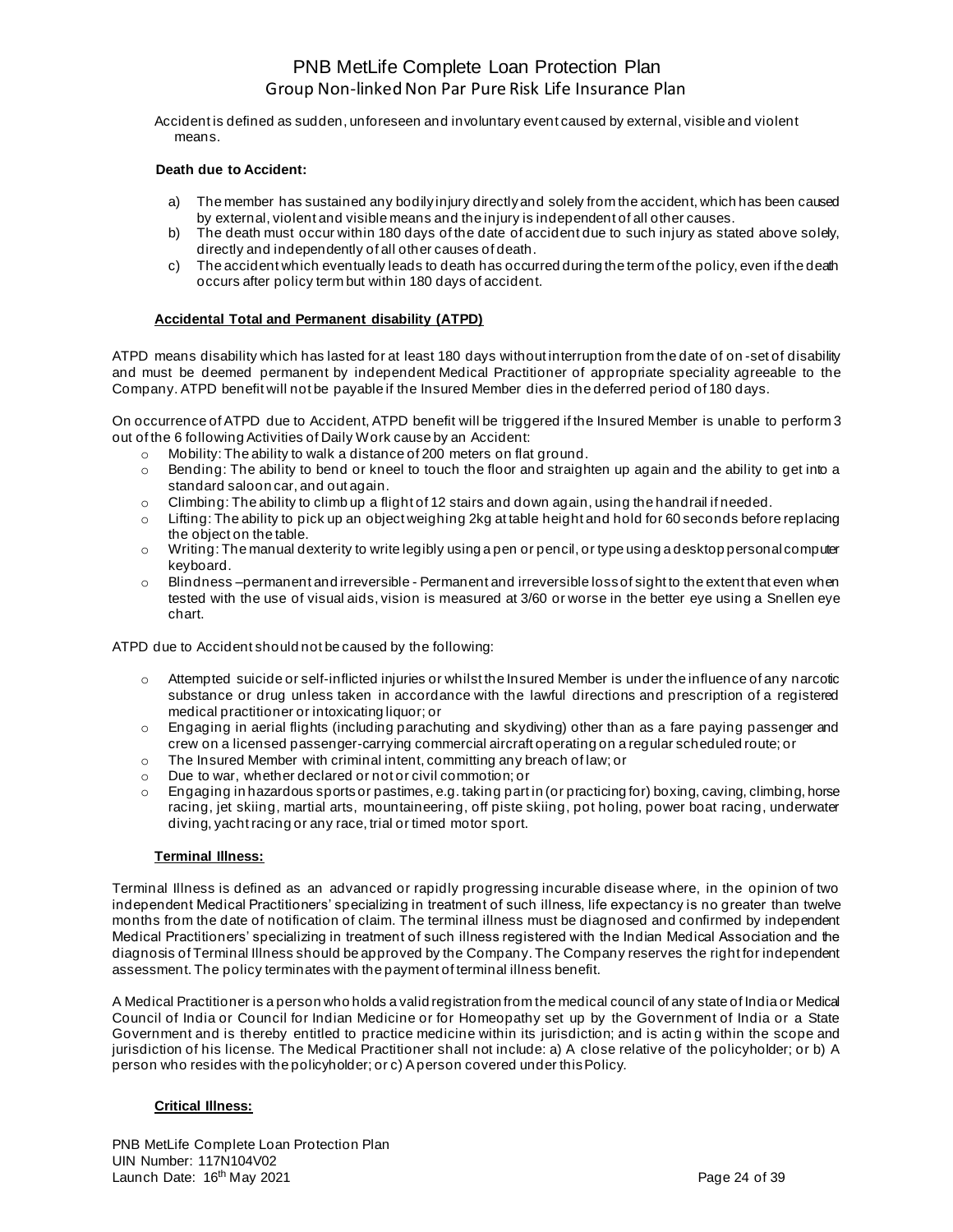Accident is defined as sudden, unforeseen and involuntary event caused by external, visible and violent means.

**Death due to Accident:**

a) The member has sustained any bodily injury directly and solely from the accident, which has been caused by external, violent and visible means and the injury is independent of all other causes.
b) The death must occur within 180 days of the date of accident due to such injury as stated above solely, directly and independently of all other causes of death.
c) The accident which eventually leads to death has occurred during the term of the policy, even if the death occurs after policy term but within 180 days of accident.

**Accidental Total and Permanent disability (ATPD)**

ATPD means disability which has lasted for at least 180 days without interruption from the date of on-set of disability and must be deemed permanent by independent Medical Practitioner of appropriate speciality agreeable to the Company. ATPD benefit will not be payable if the Insured Member dies in the deferred period of 180 days.

On occurrence of ATPD due to Accident, ATPD benefit will be triggered if the Insured Member is unable to perform 3 out of the 6 following Activities of Daily Work cause by an Accident:

- Mobility: The ability to walk a distance of 200 meters on flat ground.
- Bending: The ability to bend or kneel to touch the floor and straighten up again and the ability to get into a standard saloon car, and out again.
- Climbing: The ability to climb up a flight of 12 stairs and down again, using the handrail if needed.
- Lifting: The ability to pick up an object weighing 2kg at table height and hold for 60 seconds before replacing the object on the table.
- Writing: The manual dexterity to write legibly using a pen or pencil, or type using a desktop personal computer keyboard.
- Blindness –permanent and irreversible - Permanent and irreversible loss of sight to the extent that even when tested with the use of visual aids, vision is measured at 3/60 or worse in the better eye using a Snellen eye chart.

ATPD due to Accident should not be caused by the following:

- Attempted suicide or self-inflicted injuries or whilst the Insured Member is under the influence of any narcotic substance or drug unless taken in accordance with the lawful directions and prescription of a registered medical practitioner or intoxicating liquor; or
- Engaging in aerial flights (including parachuting and skydiving) other than as a fare paying passenger and crew on a licensed passenger-carrying commercial aircraft operating on a regular scheduled route; or
- The Insured Member with criminal intent, committing any breach of law; or
- Due to war, whether declared or not or civil commotion; or
- Engaging in hazardous sports or pastimes, e.g. taking part in (or practicing for) boxing, caving, climbing, horse racing, jet skiing, martial arts, mountaineering, off piste skiing, pot holing, power boat racing, underwater diving, yacht racing or any race, trial or timed motor sport.

**Terminal Illness:**

Terminal Illness is defined as an advanced or rapidly progressing incurable disease where, in the opinion of two independent Medical Practitioners' specializing in treatment of such illness, life expectancy is no greater than twelve months from the date of notification of claim. The terminal illness must be diagnosed and confirmed by independent Medical Practitioners' specializing in treatment of such illness registered with the Indian Medical Association and the diagnosis of Terminal Illness should be approved by the Company. The Company reserves the right for independent assessment. The policy terminates with the payment of terminal illness benefit.

A Medical Practitioner is a person who holds a valid registration from the medical council of any state of India or Medical Council of India or Council for Indian Medicine or for Homeopathy set up by the Government of India or a State Government and is thereby entitled to practice medicine within its jurisdiction; and is acting within the scope and jurisdiction of his license. The Medical Practitioner shall not include: a) A close relative of the policyholder; or b) A person who resides with the policyholder; or c) A person covered under this Policy.

**Critical Illness:**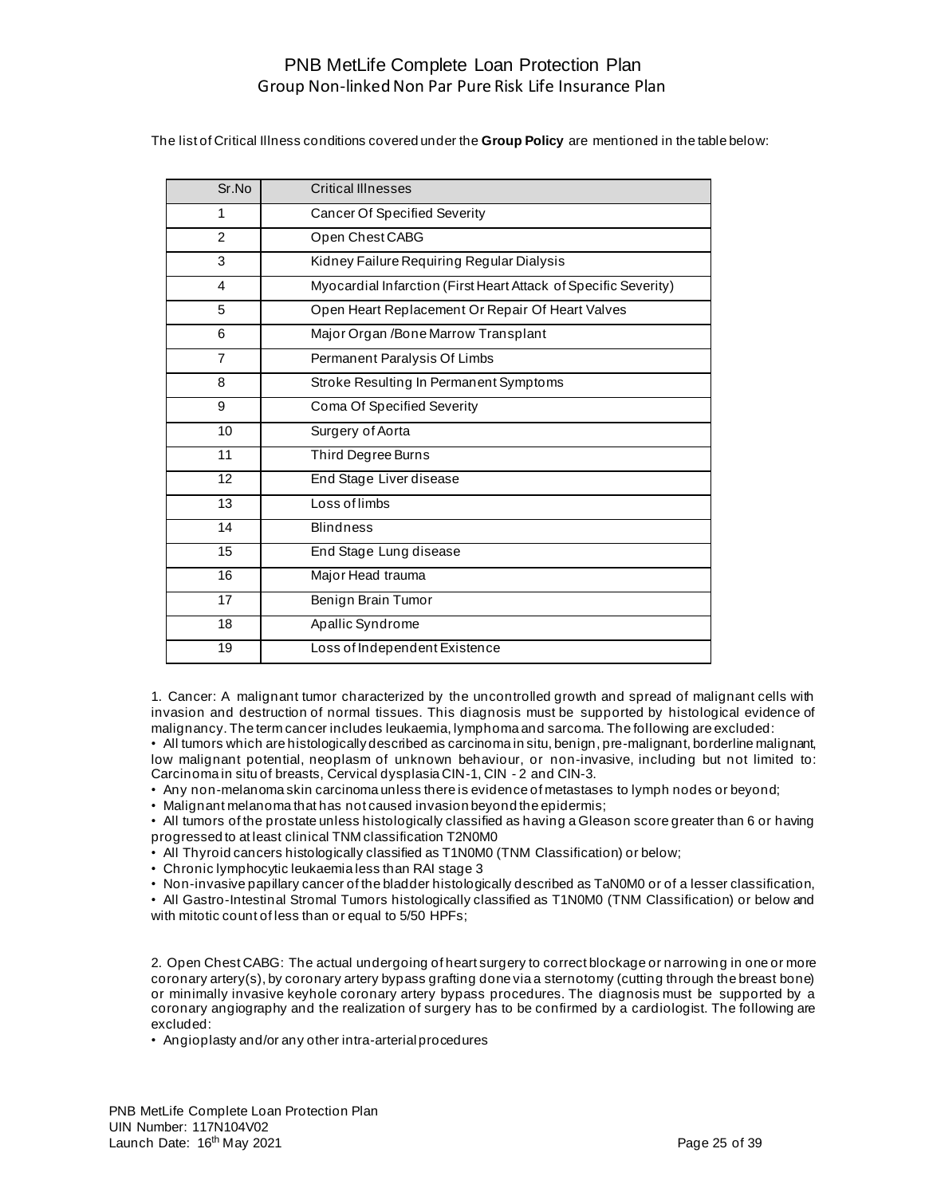The list of Critical Illness conditions covered under the **Group Policy** are mentioned in the table below:

| Sr.No | Critical Illnesses |
|---|---|
| 1 | Cancer Of Specified Severity |
| 2 | Open Chest CABG |
| 3 | Kidney Failure Requiring Regular Dialysis |
| 4 | Myocardial Infarction (First Heart Attack of Specific Severity) |
| 5 | Open Heart Replacement Or Repair Of Heart Valves |
| 6 | Major Organ /Bone Marrow Transplant |
| 7 | Permanent Paralysis Of Limbs |
| 8 | Stroke Resulting In Permanent Symptoms |
| 9 | Coma Of Specified Severity |
| 10 | Surgery of Aorta |
| 11 | Third Degree Burns |
| 12 | End Stage Liver disease |
| 13 | Loss of limbs |
| 14 | Blindness |
| 15 | End Stage Lung disease |
| 16 | Major Head trauma |
| 17 | Benign Brain Tumor |
| 18 | Apallic Syndrome |
| 19 | Loss of Independent Existence |

1. Cancer: A malignant tumor characterized by the uncontrolled growth and spread of malignant cells with invasion and destruction of normal tissues. This diagnosis must be supported by histological evidence of malignancy. The term cancer includes leukaemia, lymphoma and sarcoma. The following are excluded:

- All tumors which are histologically described as carcinoma in situ, benign, pre-malignant, borderline malignant, low malignant potential, neoplasm of unknown behaviour, or non-invasive, including but not limited to: Carcinoma in situ of breasts, Cervical dysplasia CIN-1, CIN - 2 and CIN-3.
- Any non-melanoma skin carcinoma unless there is evidence of metastases to lymph nodes or beyond;
- Malignant melanoma that has not caused invasion beyond the epidermis;
- All tumors of the prostate unless histologically classified as having a Gleason score greater than 6 or having progressed to at least clinical TNM classification T2N0M0
- All Thyroid cancers histologically classified as T1N0M0 (TNM Classification) or below;
- Chronic lymphocytic leukaemia less than RAI stage 3
- Non-invasive papillary cancer of the bladder histologically described as TaN0M0 or of a lesser classification,
- All Gastro-Intestinal Stromal Tumors histologically classified as T1N0M0 (TNM Classification) or below and with mitotic count of less than or equal to 5/50 HPFs;

2. Open Chest CABG: The actual undergoing of heart surgery to correct blockage or narrowing in one or more coronary artery(s), by coronary artery bypass grafting done via a sternotomy (cutting through the breast bone) or minimally invasive keyhole coronary artery bypass procedures. The diagnosis must be supported by a coronary angiography and the realization of surgery has to be confirmed by a cardiologist. The following are excluded:

- Angioplasty and/or any other intra-arterial procedures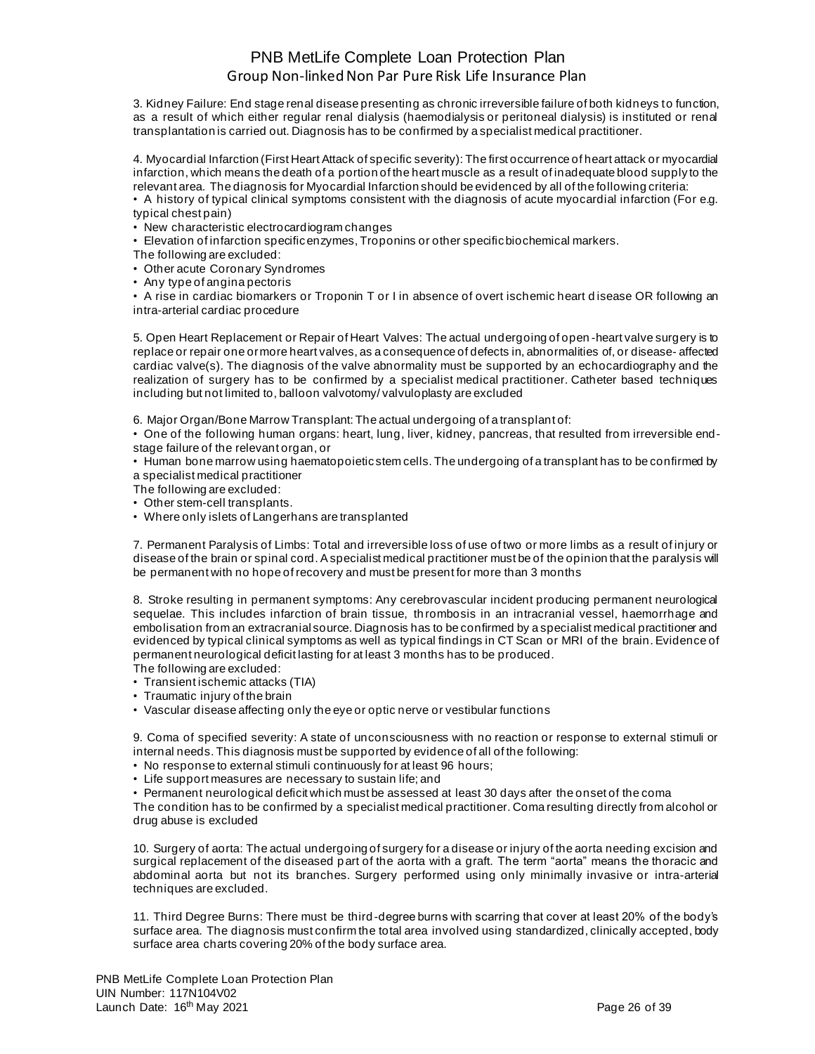3. Kidney Failure: End stage renal disease presenting as chronic irreversible failure of both kidneys to function, as a result of which either regular renal dialysis (haemodialysis or peritoneal dialysis) is instituted or renal transplantation is carried out. Diagnosis has to be confirmed by a specialist medical practitioner.

4. Myocardial Infarction (First Heart Attack of specific severity): The first occurrence of heart attack or myocardial infarction, which means the death of a portion of the heart muscle as a result of inadequate blood supply to the relevant area. The diagnosis for Myocardial Infarction should be evidenced by all of the following criteria:

- A history of typical clinical symptoms consistent with the diagnosis of acute myocardial infarction (For e.g. typical chest pain)
- New characteristic electrocardiogram changes
- Elevation of infarction specific enzymes, Troponins or other specific biochemical markers.

The following are excluded:

- Other acute Coronary Syndromes
- Any type of angina pectoris
- A rise in cardiac biomarkers or Troponin T or I in absence of overt ischemic heart disease OR following an intra-arterial cardiac procedure

5. Open Heart Replacement or Repair of Heart Valves: The actual undergoing of open-heart valve surgery is to replace or repair one or more heart valves, as a consequence of defects in, abnormalities of, or disease- affected cardiac valve(s). The diagnosis of the valve abnormality must be supported by an echocardiography and the realization of surgery has to be confirmed by a specialist medical practitioner. Catheter based techniques including but not limited to, balloon valvotomy/ valvuloplasty are excluded

6. Major Organ/Bone Marrow Transplant: The actual undergoing of a transplant of:

- One of the following human organs: heart, lung, liver, kidney, pancreas, that resulted from irreversible end-stage failure of the relevant organ, or
- Human bone marrow using haematopoietic stem cells. The undergoing of a transplant has to be confirmed by a specialist medical practitioner

The following are excluded:

- Other stem-cell transplants.
- Where only islets of Langerhans are transplanted

7. Permanent Paralysis of Limbs: Total and irreversible loss of use of two or more limbs as a result of injury or disease of the brain or spinal cord. A specialist medical practitioner must be of the opinion that the paralysis will be permanent with no hope of recovery and must be present for more than 3 months

8. Stroke resulting in permanent symptoms: Any cerebrovascular incident producing permanent neurological sequelae. This includes infarction of brain tissue, thrombosis in an intracranial vessel, haemorrhage and embolisation from an extracranial source. Diagnosis has to be confirmed by a specialist medical practitioner and evidenced by typical clinical symptoms as well as typical findings in CT Scan or MRI of the brain. Evidence of permanent neurological deficit lasting for at least 3 months has to be produced.

The following are excluded:

- Transient ischemic attacks (TIA)
- Traumatic injury of the brain
- Vascular disease affecting only the eye or optic nerve or vestibular functions

9. Coma of specified severity: A state of unconsciousness with no reaction or response to external stimuli or internal needs. This diagnosis must be supported by evidence of all of the following:

- No response to external stimuli continuously for at least 96 hours;
- Life support measures are necessary to sustain life; and
- Permanent neurological deficit which must be assessed at least 30 days after the onset of the coma

The condition has to be confirmed by a specialist medical practitioner. Coma resulting directly from alcohol or drug abuse is excluded

10. Surgery of aorta: The actual undergoing of surgery for a disease or injury of the aorta needing excision and surgical replacement of the diseased part of the aorta with a graft. The term "aorta" means the thoracic and abdominal aorta but not its branches. Surgery performed using only minimally invasive or intra-arterial techniques are excluded.

11. Third Degree Burns: There must be third-degree burns with scarring that cover at least 20% of the body's surface area. The diagnosis must confirm the total area involved using standardized, clinically accepted, body surface area charts covering 20% of the body surface area.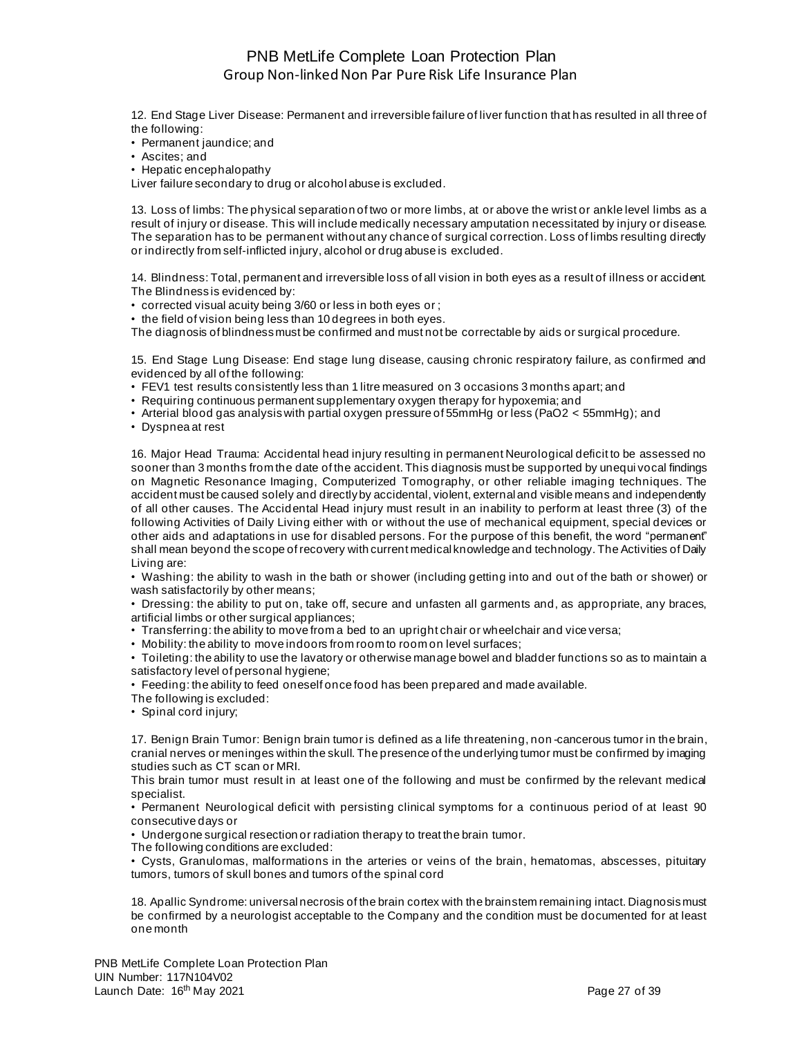12. End Stage Liver Disease: Permanent and irreversible failure of liver function that has resulted in all three of the following:

- Permanent jaundice; and
- Ascites; and
- Hepatic encephalopathy

Liver failure secondary to drug or alcohol abuse is excluded.

13. Loss of limbs: The physical separation of two or more limbs, at or above the wrist or ankle level limbs as a result of injury or disease. This will include medically necessary amputation necessitated by injury or disease. The separation has to be permanent without any chance of surgical correction. Loss of limbs resulting directly or indirectly from self-inflicted injury, alcohol or drug abuse is excluded.

14. Blindness: Total, permanent and irreversible loss of all vision in both eyes as a result of illness or accident. The Blindness is evidenced by:

- corrected visual acuity being 3/60 or less in both eyes or ;
- the field of vision being less than 10 degrees in both eyes.

The diagnosis of blindness must be confirmed and must not be correctable by aids or surgical procedure.

15. End Stage Lung Disease: End stage lung disease, causing chronic respiratory failure, as confirmed and evidenced by all of the following:

- FEV1 test results consistently less than 1 litre measured on 3 occasions 3 months apart; and
- Requiring continuous permanent supplementary oxygen therapy for hypoxemia; and
- Arterial blood gas analysis with partial oxygen pressure of 55mmHg or less ($PaO_2 < 55mmHg$); and
- Dyspnea at rest

16. Major Head Trauma: Accidental head injury resulting in permanent Neurological deficit to be assessed no sooner than 3 months from the date of the accident. This diagnosis must be supported by unequivocal findings on Magnetic Resonance Imaging, Computerized Tomography, or other reliable imaging techniques. The accident must be caused solely and directly by accidental, violent, external and visible means and independently of all other causes. The Accidental Head injury must result in an inability to perform at least three (3) of the following Activities of Daily Living either with or without the use of mechanical equipment, special devices or other aids and adaptations in use for disabled persons. For the purpose of this benefit, the word "permanent" shall mean beyond the scope of recovery with current medical knowledge and technology. The Activities of Daily Living are:

- Washing: the ability to wash in the bath or shower (including getting into and out of the bath or shower) or wash satisfactorily by other means;
- Dressing: the ability to put on, take off, secure and unfasten all garments and, as appropriate, any braces, artificial limbs or other surgical appliances;
- Transferring: the ability to move from a bed to an upright chair or wheelchair and vice versa;
- Mobility: the ability to move indoors from room to room on level surfaces;
- Toileting: the ability to use the lavatory or otherwise manage bowel and bladder functions so as to maintain a satisfactory level of personal hygiene;
- Feeding: the ability to feed oneself once food has been prepared and made available.

The following is excluded:

- Spinal cord injury;

17. Benign Brain Tumor: Benign brain tumor is defined as a life threatening, non-cancerous tumor in the brain, cranial nerves or meninges within the skull. The presence of the underlying tumor must be confirmed by imaging studies such as CT scan or MRI.

This brain tumor must result in at least one of the following and must be confirmed by the relevant medical specialist.

- Permanent Neurological deficit with persisting clinical symptoms for a continuous period of at least 90 consecutive days or
- Undergone surgical resection or radiation therapy to treat the brain tumor.

The following conditions are excluded:

- Cysts, Granulomas, malformations in the arteries or veins of the brain, hematomas, abscesses, pituitary tumors, tumors of skull bones and tumors of the spinal cord

18. Apallic Syndrome: universal necrosis of the brain cortex with the brainstem remaining intact. Diagnosis must be confirmed by a neurologist acceptable to the Company and the condition must be documented for at least one month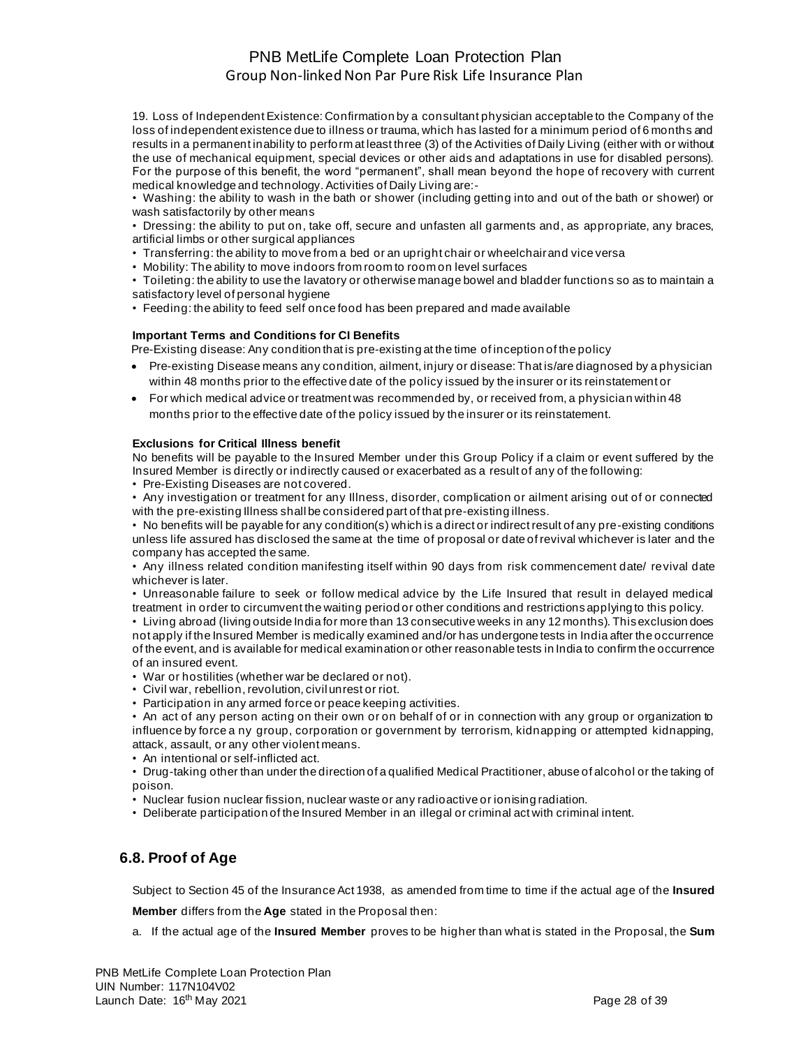19. Loss of Independent Existence: Confirmation by a consultant physician acceptable to the Company of the loss of independent existence due to illness or trauma, which has lasted for a minimum period of 6 months and results in a permanent inability to perform at least three (3) of the Activities of Daily Living (either with or without the use of mechanical equipment, special devices or other aids and adaptations in use for disabled persons). For the purpose of this benefit, the word "permanent", shall mean beyond the hope of recovery with current medical knowledge and technology. Activities of Daily Living are:-

• Washing: the ability to wash in the bath or shower (including getting into and out of the bath or shower) or wash satisfactorily by other means

• Dressing: the ability to put on, take off, secure and unfasten all garments and, as appropriate, any braces, artificial limbs or other surgical appliances

• Transferring: the ability to move from a bed or an upright chair or wheelchair and vice versa

• Mobility: The ability to move indoors from room to room on level surfaces

• Toileting: the ability to use the lavatory or otherwise manage bowel and bladder functions so as to maintain a satisfactory level of personal hygiene

• Feeding: the ability to feed self once food has been prepared and made available

**Important Terms and Conditions for CI Benefits**

Pre-Existing disease: Any condition that is pre-existing at the time of inception of the policy

- Pre-existing Disease means any condition, ailment, injury or disease: That is/are diagnosed by a physician within 48 months prior to the effective date of the policy issued by the insurer or its reinstatement or
- For which medical advice or treatment was recommended by, or received from, a physician within 48 months prior to the effective date of the policy issued by the insurer or its reinstatement.

**Exclusions for Critical Illness benefit**

No benefits will be payable to the Insured Member under this Group Policy if a claim or event suffered by the Insured Member is directly or indirectly caused or exacerbated as a result of any of the following:

• Pre-Existing Diseases are not covered.

• Any investigation or treatment for any Illness, disorder, complication or ailment arising out of or connected with the pre-existing Illness shall be considered part of that pre-existing illness.

• No benefits will be payable for any condition(s) which is a direct or indirect result of any pre-existing conditions unless life assured has disclosed the same at the time of proposal or date of revival whichever is later and the company has accepted the same.

• Any illness related condition manifesting itself within 90 days from risk commencement date/ revival date whichever is later.

• Unreasonable failure to seek or follow medical advice by the Life Insured that result in delayed medical treatment in order to circumvent the waiting period or other conditions and restrictions applying to this policy.

• Living abroad (living outside India for more than 13 consecutive weeks in any 12 months). This exclusion does not apply if the Insured Member is medically examined and/or has undergone tests in India after the occurrence of the event, and is available for medical examination or other reasonable tests in India to confirm the occurrence of an insured event.

• War or hostilities (whether war be declared or not).

• Civil war, rebellion, revolution, civil unrest or riot.

• Participation in any armed force or peace keeping activities.

• An act of any person acting on their own or on behalf of or in connection with any group or organization to influence by force a ny group, corporation or government by terrorism, kidnapping or attempted kidnapping, attack, assault, or any other violent means.

• An intentional or self-inflicted act.

• Drug-taking other than under the direction of a qualified Medical Practitioner, abuse of alcohol or the taking of poison.

• Nuclear fusion nuclear fission, nuclear waste or any radioactive or ionising radiation.

• Deliberate participation of the Insured Member in an illegal or criminal act with criminal intent.

## 6.8. Proof of Age

Subject to Section 45 of the Insurance Act 1938, as amended from time to time if the actual age of the **Insured Member** differs from the **Age** stated in the Proposal then:

a. If the actual age of the **Insured Member** proves to be higher than what is stated in the Proposal, the **Sum**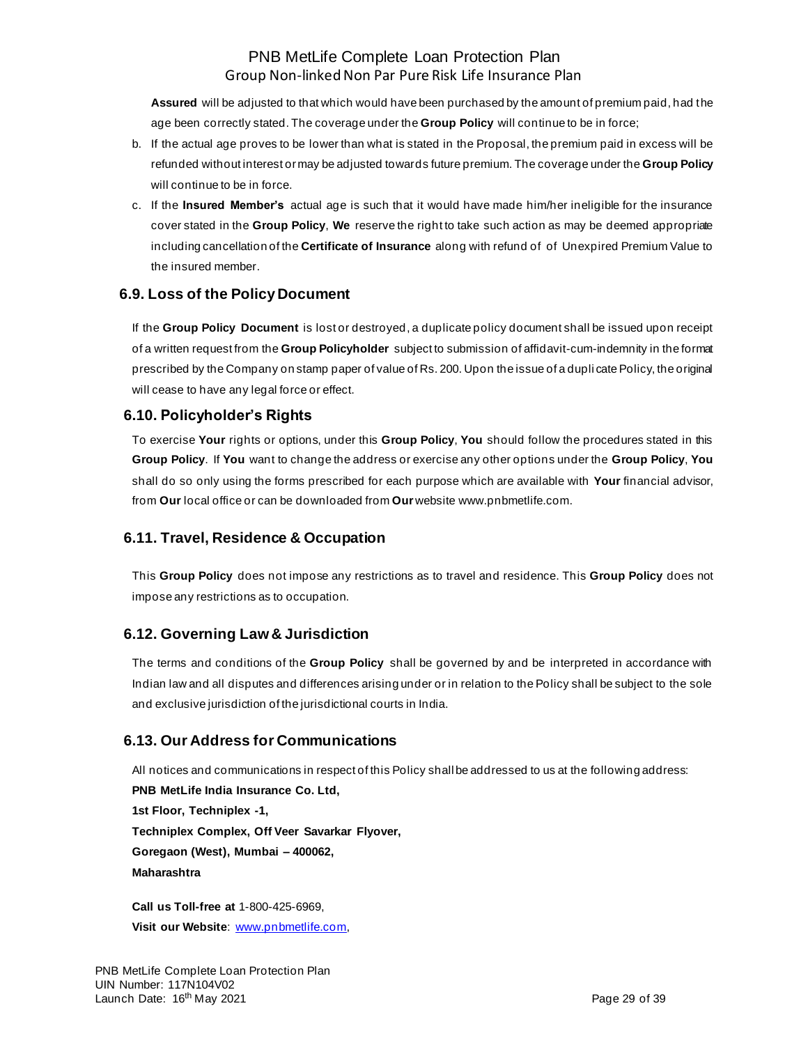**Assured** will be adjusted to that which would have been purchased by the amount of premium paid, had the age been correctly stated. The coverage under the **Group Policy** will continue to be in force;

b. If the actual age proves to be lower than what is stated in the Proposal, the premium paid in excess will be refunded without interest or may be adjusted towards future premium. The coverage under the **Group Policy** will continue to be in force.

c. If the **Insured Member's** actual age is such that it would have made him/her ineligible for the insurance cover stated in the **Group Policy**, **We** reserve the right to take such action as may be deemed appropriate including cancellation of the **Certificate of Insurance** along with refund of of Unexpired Premium Value to the insured member.

### 6.9. Loss of the Policy Document

If the **Group Policy Document** is lost or destroyed, a duplicate policy document shall be issued upon receipt of a written request from the **Group Policyholder** subject to submission of affidavit-cum-indemnity in the format prescribed by the Company on stamp paper of value of Rs. 200. Upon the issue of a duplicate Policy, the original will cease to have any legal force or effect.

### 6.10. Policyholder's Rights

To exercise **Your** rights or options, under this **Group Policy**, **You** should follow the procedures stated in this **Group Policy**. If **You** want to change the address or exercise any other options under the **Group Policy**, **You** shall do so only using the forms prescribed for each purpose which are available with **Your** financial advisor, from **Our** local office or can be downloaded from **Our** website www.pnbmetlife.com.

### 6.11. Travel, Residence & Occupation

This **Group Policy** does not impose any restrictions as to travel and residence. This **Group Policy** does not impose any restrictions as to occupation.

### 6.12. Governing Law & Jurisdiction

The terms and conditions of the **Group Policy** shall be governed by and be interpreted in accordance with Indian law and all disputes and differences arising under or in relation to the Policy shall be subject to the sole and exclusive jurisdiction of the jurisdictional courts in India.

### 6.13. Our Address for Communications

All notices and communications in respect of this Policy shall be addressed to us at the following address:

**PNB MetLife India Insurance Co. Ltd,**
**1st Floor, Techniplex -1,**
**Techniplex Complex, Off Veer Savarkar Flyover,**
**Goregaon (West), Mumbai – 400062,**
**Maharashtra**

**Call us Toll-free at** 1-800-425-6969,
**Visit our Website**: www.pnbmetlife.com,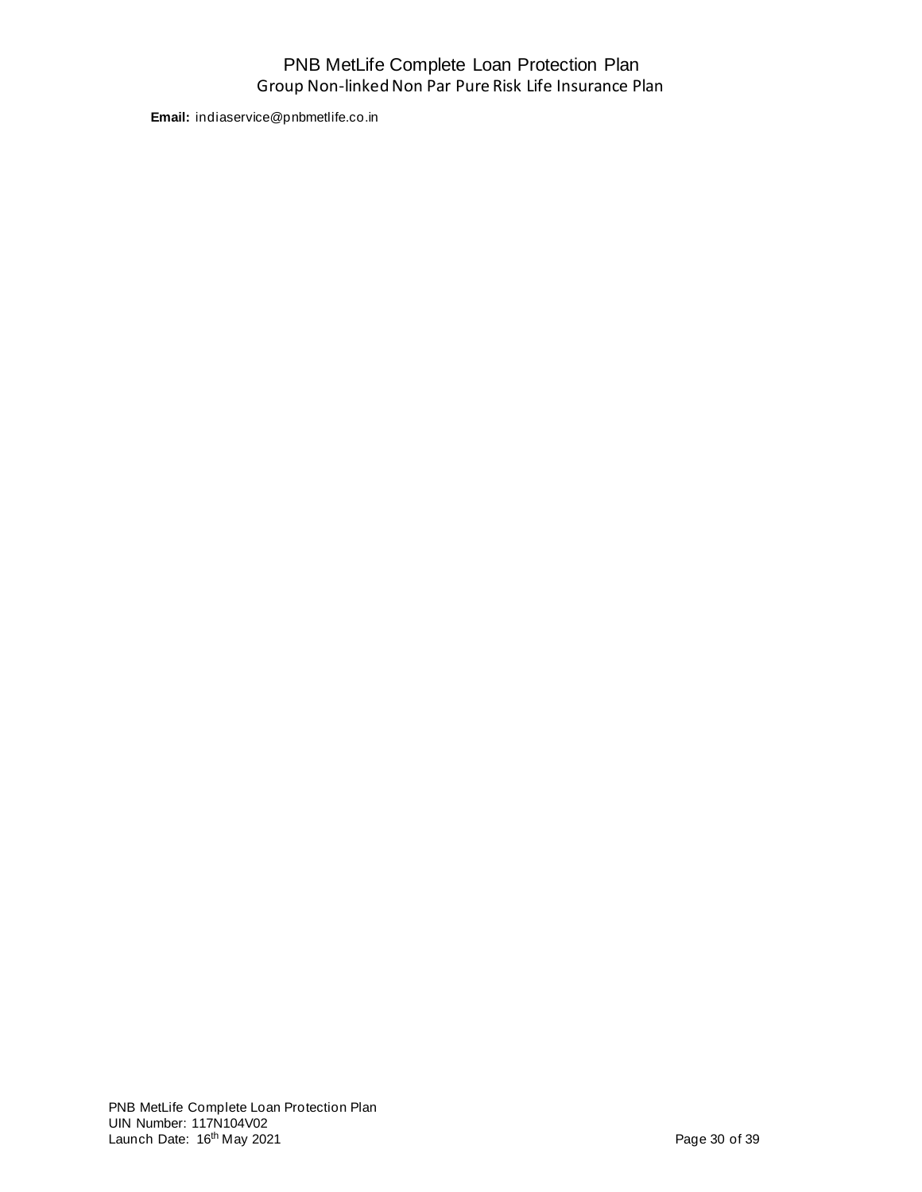**Email:** indiaservice@pnbmetlife.co.in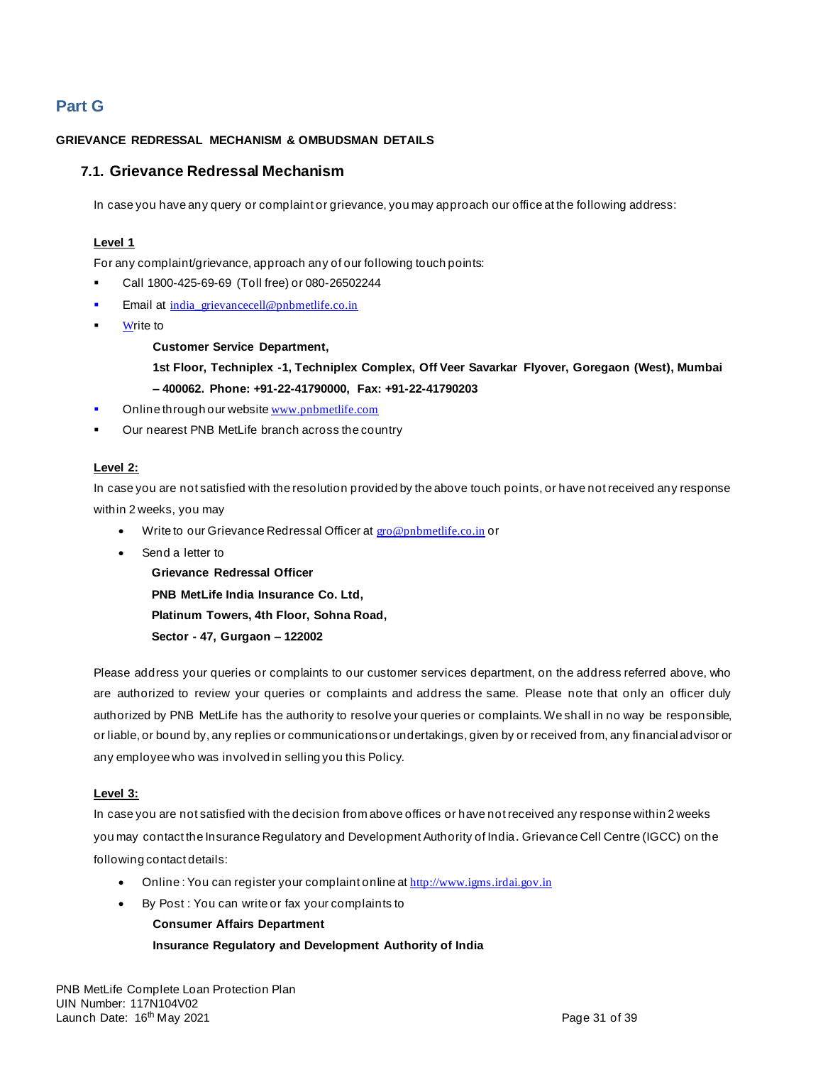## Part G

**GRIEVANCE REDRESSAL MECHANISM & OMBUDSMAN DETAILS**

### 7.1. Grievance Redressal Mechanism

In case you have any query or complaint or grievance, you may approach our office at the following address:

**Level 1**

For any complaint/grievance, approach any of our following touch points:

- Call 1800-425-69-69 (Toll free) or 080-26502244
- Email at india_grievancecell@pnbmetlife.co.in
- Write to

  **Customer Service Department,**

  **1st Floor, Techniplex -1, Techniplex Complex, Off Veer Savarkar Flyover, Goregaon (West), Mumbai – 400062. Phone: +91-22-41790000, Fax: +91-22-41790203**
- Online through our website www.pnbmetlife.com
- Our nearest PNB MetLife branch across the country

**Level 2:**

In case you are not satisfied with the resolution provided by the above touch points, or have not received any response within 2 weeks, you may

- Write to our Grievance Redressal Officer at gro@pnbmetlife.co.in or
- Send a letter to

  **Grievance Redressal Officer**

  **PNB MetLife India Insurance Co. Ltd,**

  **Platinum Towers, 4th Floor, Sohna Road,**

  **Sector - 47, Gurgaon – 122002**

Please address your queries or complaints to our customer services department, on the address referred above, who are authorized to review your queries or complaints and address the same. Please note that only an officer duly authorized by PNB MetLife has the authority to resolve your queries or complaints. We shall in no way be responsible, or liable, or bound by, any replies or communications or undertakings, given by or received from, any financial advisor or any employee who was involved in selling you this Policy.

**Level 3:**

In case you are not satisfied with the decision from above offices or have not received any response within 2 weeks you may contact the Insurance Regulatory and Development Authority of India. Grievance Cell Centre (IGCC) on the following contact details:

- Online : You can register your complaint online at http://www.igms.irdai.gov.in
- By Post : You can write or fax your complaints to

  **Consumer Affairs Department**

  **Insurance Regulatory and Development Authority of India**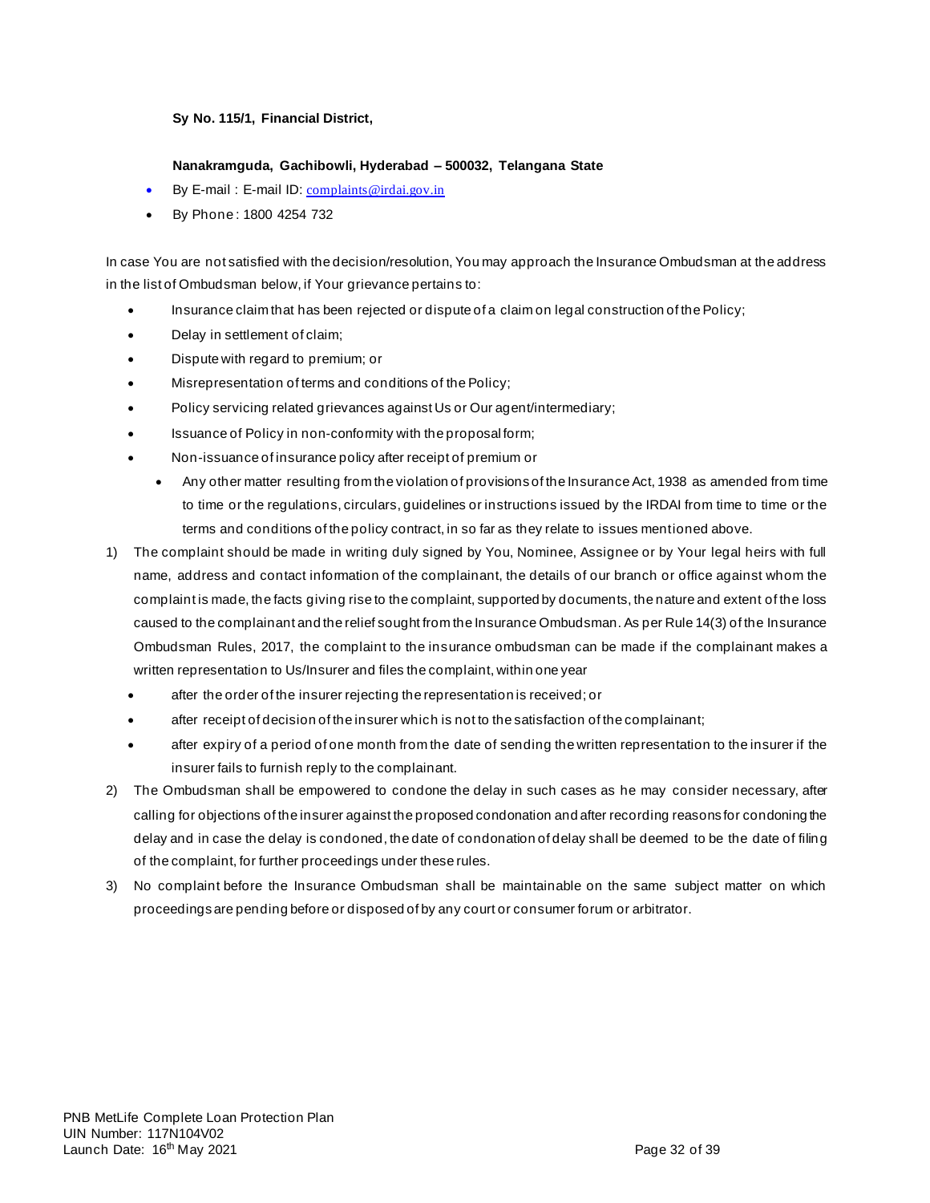**Sy No. 115/1, Financial District,**

**Nanakramguda, Gachibowli, Hyderabad – 500032, Telangana State**

- By E-mail : E-mail ID: complaints@irdai.gov.in
- By Phone : 1800 4254 732

In case You are not satisfied with the decision/resolution, You may approach the Insurance Ombudsman at the address in the list of Ombudsman below, if Your grievance pertains to:

- Insurance claim that has been rejected or dispute of a claim on legal construction of the Policy;
- Delay in settlement of claim;
- Dispute with regard to premium; or
- Misrepresentation of terms and conditions of the Policy;
- Policy servicing related grievances against Us or Our agent/intermediary;
- Issuance of Policy in non-conformity with the proposal form;
- Non-issuance of insurance policy after receipt of premium or
  - Any other matter resulting from the violation of provisions of the Insurance Act, 1938 as amended from time to time or the regulations, circulars, guidelines or instructions issued by the IRDAI from time to time or the terms and conditions of the policy contract, in so far as they relate to issues mentioned above.

1) The complaint should be made in writing duly signed by You, Nominee, Assignee or by Your legal heirs with full name, address and contact information of the complainant, the details of our branch or office against whom the complaint is made, the facts giving rise to the complaint, supported by documents, the nature and extent of the loss caused to the complainant and the relief sought from the Insurance Ombudsman. As per Rule 14(3) of the Insurance Ombudsman Rules, 2017, the complaint to the insurance ombudsman can be made if the complainant makes a written representation to Us/Insurer and files the complaint, within one year
   - after the order of the insurer rejecting the representation is received; or
   - after receipt of decision of the insurer which is not to the satisfaction of the complainant;
   - after expiry of a period of one month from the date of sending the written representation to the insurer if the insurer fails to furnish reply to the complainant.
2) The Ombudsman shall be empowered to condone the delay in such cases as he may consider necessary, after calling for objections of the insurer against the proposed condonation and after recording reasons for condoning the delay and in case the delay is condoned, the date of condonation of delay shall be deemed to be the date of filing of the complaint, for further proceedings under these rules.
3) No complaint before the Insurance Ombudsman shall be maintainable on the same subject matter on which proceedings are pending before or disposed of by any court or consumer forum or arbitrator.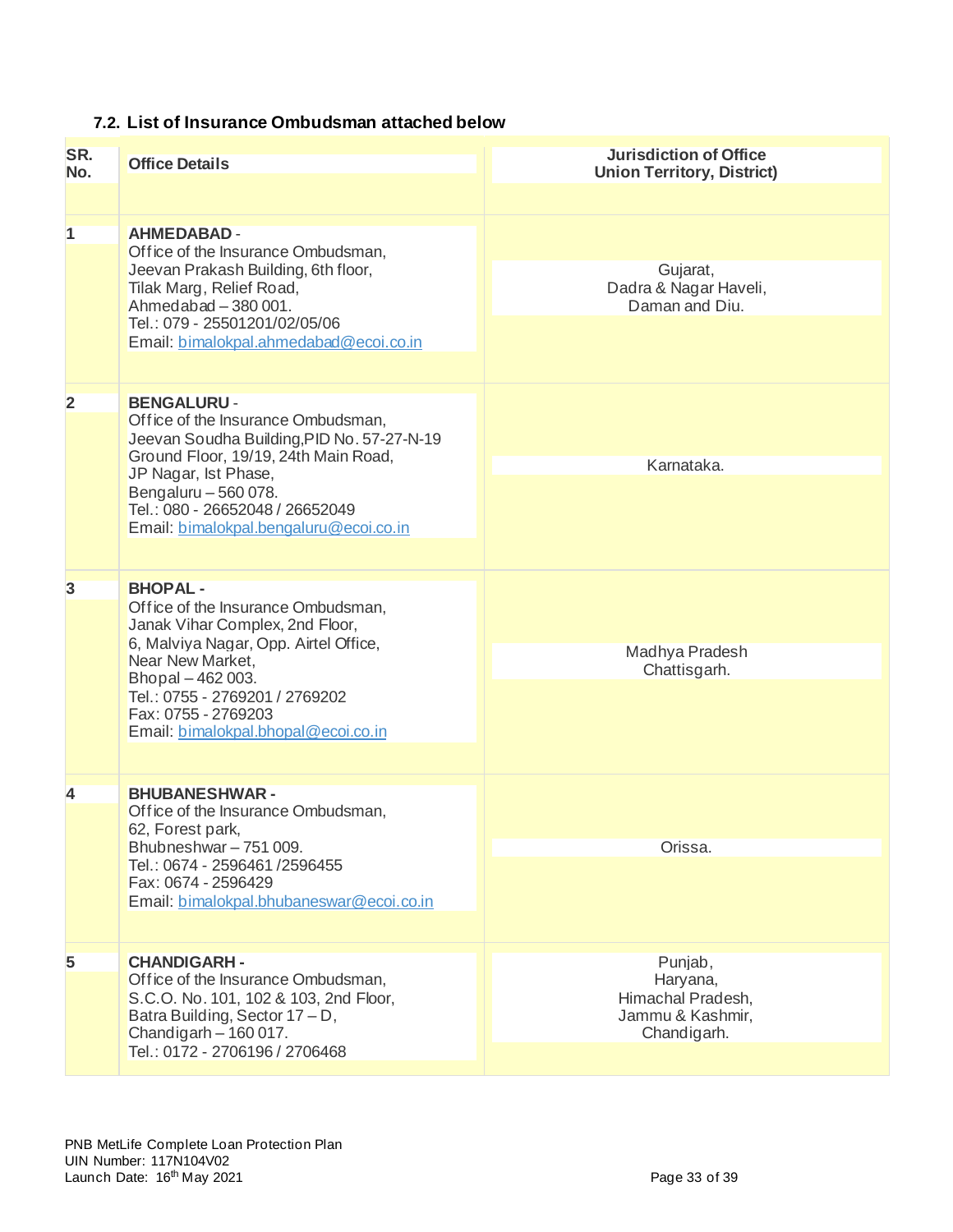### 7.2. List of Insurance Ombudsman attached below

| SR. No. | Office Details | Jurisdiction of Office Union Territory, District) |
|---|---|---|
| 1 | **AHMEDABAD** - Office of the Insurance Ombudsman, Jeevan Prakash Building, 6th floor, Tilak Marg, Relief Road, Ahmedabad – 380 001. Tel.: 079 - 25501201/02/05/06 Email: bimalokpal.ahmedabad@ecoi.co.in | Gujarat, Dadra & Nagar Haveli, Daman and Diu. |
| 2 | **BENGALURU** - Office of the Insurance Ombudsman, Jeevan Soudha Building,PID No. 57-27-N-19 Ground Floor, 19/19, 24th Main Road, JP Nagar, Ist Phase, Bengaluru – 560 078. Tel.: 080 - 26652048 / 26652049 Email: bimalokpal.bengaluru@ecoi.co.in | Karnataka. |
| 3 | **BHOPAL** - Office of the Insurance Ombudsman, Janak Vihar Complex, 2nd Floor, 6, Malviya Nagar, Opp. Airtel Office, Near New Market, Bhopal – 462 003. Tel.: 0755 - 2769201 / 2769202 Fax: 0755 - 2769203 Email: bimalokpal.bhopal@ecoi.co.in | Madhya Pradesh Chattisgarh. |
| 4 | **BHUBANESHWAR** - Office of the Insurance Ombudsman, 62, Forest park, Bhubneshwar – 751 009. Tel.: 0674 - 2596461 /2596455 Fax: 0674 - 2596429 Email: bimalokpal.bhubaneswar@ecoi.co.in | Orissa. |
| 5 | **CHANDIGARH** - Office of the Insurance Ombudsman, S.C.O. No. 101, 102 & 103, 2nd Floor, Batra Building, Sector 17 – D, Chandigarh – 160 017. Tel.: 0172 - 2706196 / 2706468 | Punjab, Haryana, Himachal Pradesh, Jammu & Kashmir, Chandigarh. |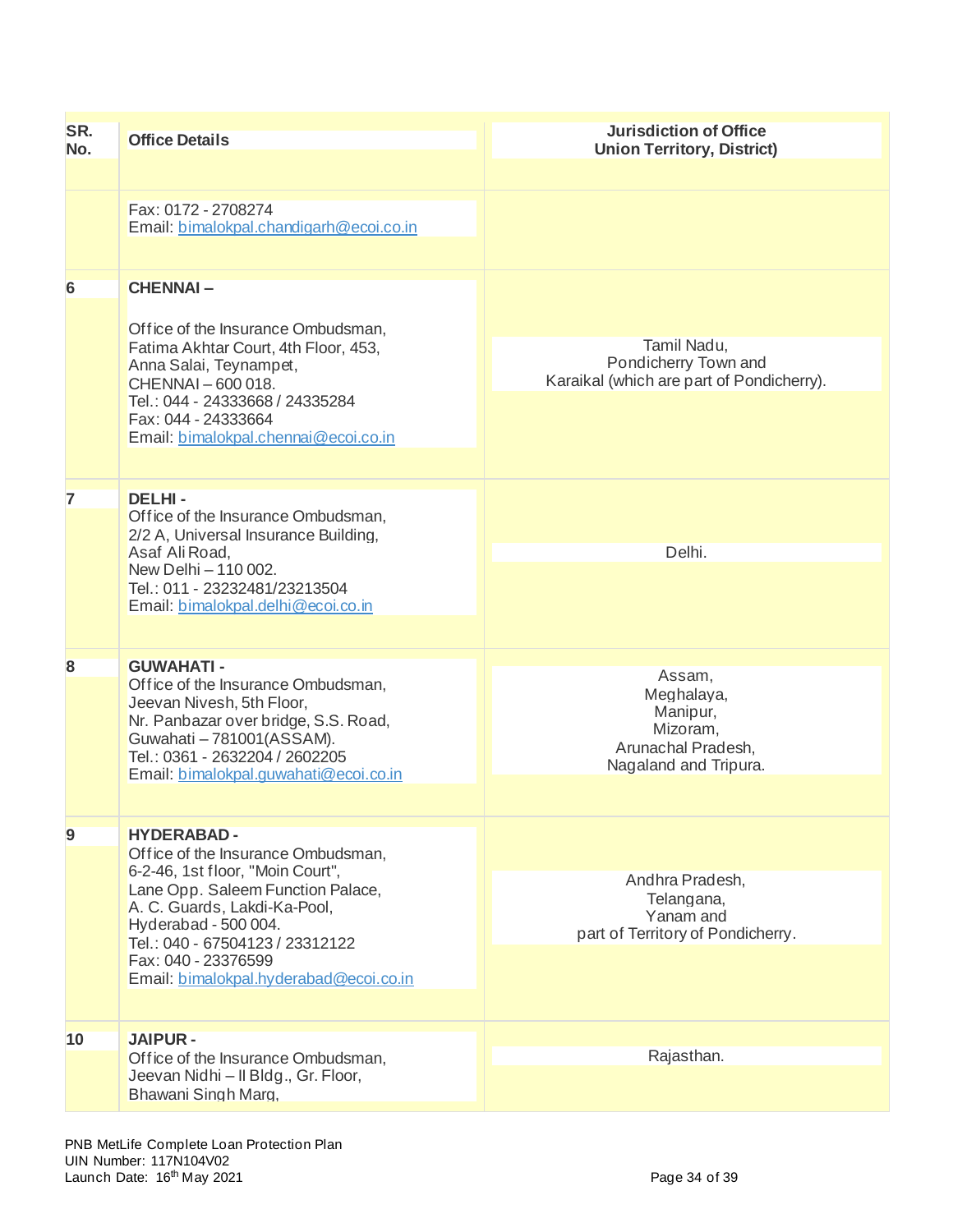| SR. No. | Office Details | Jurisdiction of Office Union Territory, District) |
|---|---|---|
| | Fax: 0172 - 2708274<br>Email: bimalokpal.chandigarh@ecoi.co.in | |
| 6 | **CHENNAI –**<br><br>Office of the Insurance Ombudsman,<br>Fatima Akhtar Court, 4th Floor, 453,<br>Anna Salai, Teynampet,<br>CHENNAI – 600 018.<br>Tel.: 044 - 24333668 / 24335284<br>Fax: 044 - 24333664<br>Email: bimalokpal.chennai@ecoi.co.in | Tamil Nadu,<br>Pondicherry Town and<br>Karaikal (which are part of Pondicherry). |
| 7 | **DELHI -**<br>Office of the Insurance Ombudsman,<br>2/2 A, Universal Insurance Building,<br>Asaf Ali Road,<br>New Delhi – 110 002.<br>Tel.: 011 - 23232481/23213504<br>Email: bimalokpal.delhi@ecoi.co.in | Delhi. |
| 8 | **GUWAHATI -**<br>Office of the Insurance Ombudsman,<br>Jeevan Nivesh, 5th Floor,<br>Nr. Panbazar over bridge, S.S. Road,<br>Guwahati – 781001(ASSAM).<br>Tel.: 0361 - 2632204 / 2602205<br>Email: bimalokpal.guwahati@ecoi.co.in | Assam,<br>Meghalaya,<br>Manipur,<br>Mizoram,<br>Arunachal Pradesh,<br>Nagaland and Tripura. |
| 9 | **HYDERABAD -**<br>Office of the Insurance Ombudsman,<br>6-2-46, 1st floor, "Moin Court",<br>Lane Opp. Saleem Function Palace,<br>A. C. Guards, Lakdi-Ka-Pool,<br>Hyderabad - 500 004.<br>Tel.: 040 - 67504123 / 23312122<br>Fax: 040 - 23376599<br>Email: bimalokpal.hyderabad@ecoi.co.in | Andhra Pradesh,<br>Telangana,<br>Yanam and<br>part of Territory of Pondicherry. |
| 10 | **JAIPUR -**<br>Office of the Insurance Ombudsman,<br>Jeevan Nidhi – II Bldg., Gr. Floor,<br>Bhawani Singh Marg, | Rajasthan. |

PNB MetLife Complete Loan Protection Plan
UIN Number: 117N104V02
Launch Date: 16th May 2021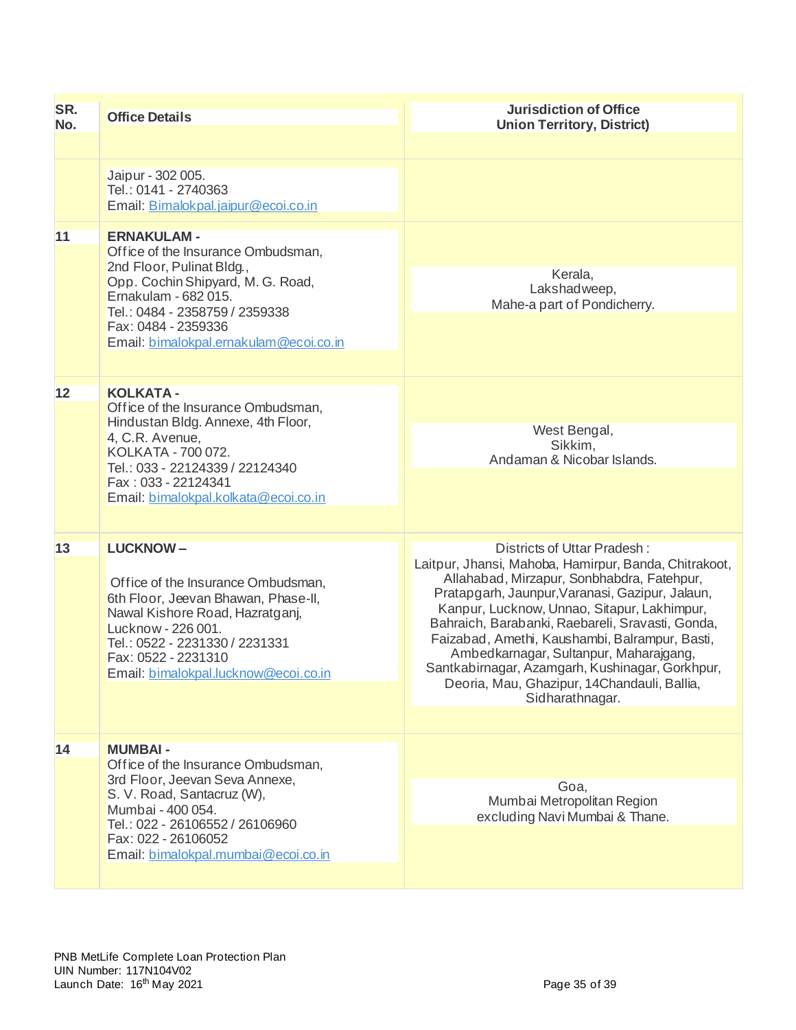| SR. No. | Office Details | Jurisdiction of Office Union Territory, District) |
|---|---|---|
| | Jaipur - 302 005.<br>Tel.: 0141 - 2740363<br>Email: Bimalokpal.jaipur@ecoi.co.in | |
| 11 | **ERNAKULAM -**<br>Office of the Insurance Ombudsman,<br>2nd Floor, Pulinat Bldg.,<br>Opp. Cochin Shipyard, M. G. Road,<br>Ernakulam - 682 015.<br>Tel.: 0484 - 2358759 / 2359338<br>Fax: 0484 - 2359336<br>Email: bimalokpal.ernakulam@ecoi.co.in | Kerala,<br>Lakshadweep,<br>Mahe-a part of Pondicherry. |
| 12 | **KOLKATA -**<br>Office of the Insurance Ombudsman,<br>Hindustan Bldg. Annexe, 4th Floor,<br>4, C.R. Avenue,<br>KOLKATA - 700 072.<br>Tel.: 033 - 22124339 / 22124340<br>Fax : 033 - 22124341<br>Email: bimalokpal.kolkata@ecoi.co.in | West Bengal,<br>Sikkim,<br>Andaman & Nicobar Islands. |
| 13 | **LUCKNOW –**<br>Office of the Insurance Ombudsman,<br>6th Floor, Jeevan Bhawan, Phase-II,<br>Nawal Kishore Road, Hazratganj,<br>Lucknow - 226 001.<br>Tel.: 0522 - 2231330 / 2231331<br>Fax: 0522 - 2231310<br>Email: bimalokpal.lucknow@ecoi.co.in | Districts of Uttar Pradesh :<br>Laitpur, Jhansi, Mahoba, Hamirpur, Banda, Chitrakoot, Allahabad, Mirzapur, Sonbhabdra, Fatehpur, Pratapgarh, Jaunpur,Varanasi, Gazipur, Jalaun, Kanpur, Lucknow, Unnao, Sitapur, Lakhimpur, Bahraich, Barabanki, Raebareli, Sravasti, Gonda, Faizabad, Amethi, Kaushambi, Balrampur, Basti, Ambedkarnagar, Sultanpur, Maharajgang, Santkabirnagar, Azamgarh, Kushinagar, Gorkhpur, Deoria, Mau, Ghazipur, 14Chandauli, Ballia, Sidharathnagar. |
| 14 | **MUMBAI -**<br>Office of the Insurance Ombudsman,<br>3rd Floor, Jeevan Seva Annexe,<br>S. V. Road, Santacruz (W),<br>Mumbai - 400 054.<br>Tel.: 022 - 26106552 / 26106960<br>Fax: 022 - 26106052<br>Email: bimalokpal.mumbai@ecoi.co.in | Goa,<br>Mumbai Metropolitan Region<br>excluding Navi Mumbai & Thane. |

PNB MetLife Complete Loan Protection Plan
UIN Number: 117N104V02
Launch Date: 16th May 2021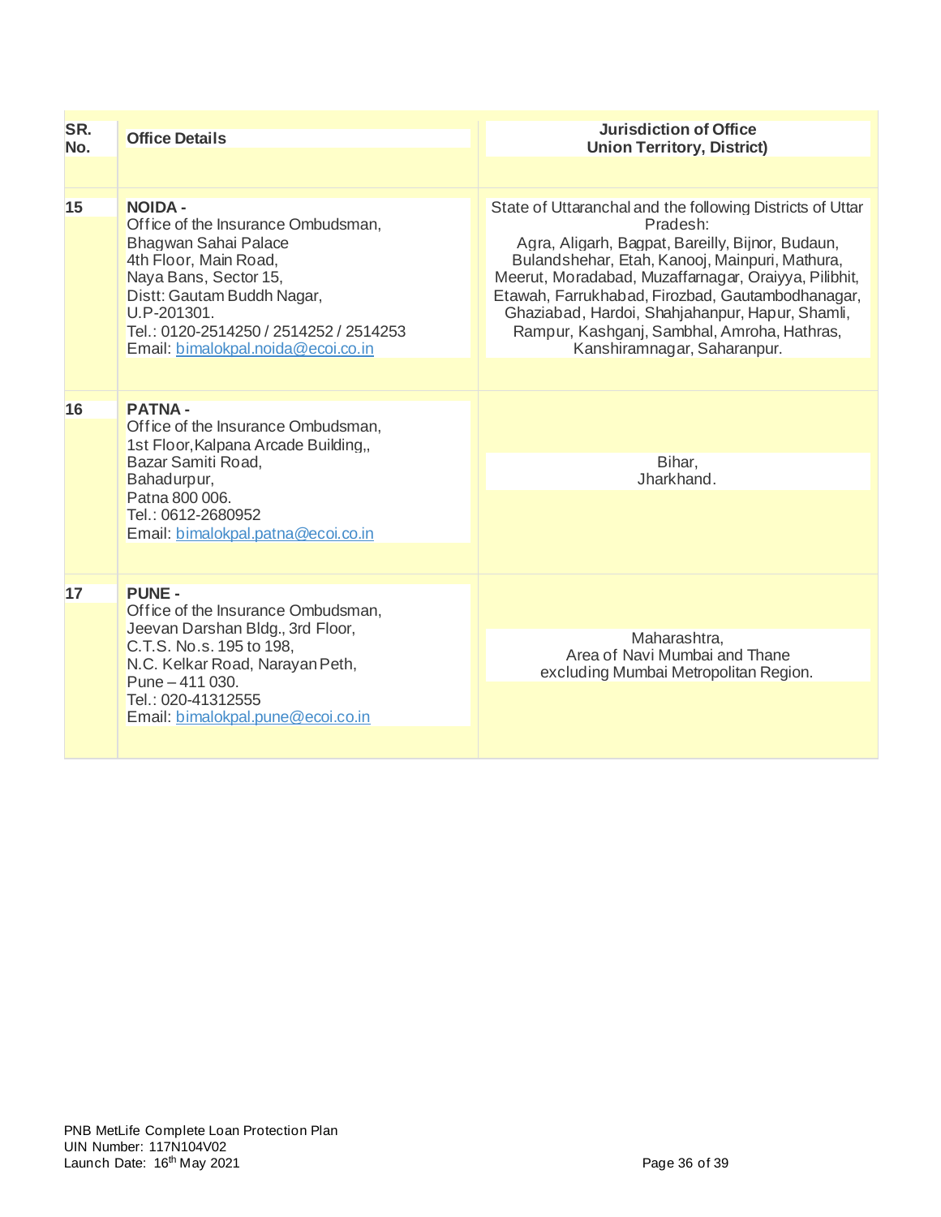| SR. No. | Office Details | Jurisdiction of Office Union Territory, District) |
|---|---|---|
| 15 | **NOIDA -** Office of the Insurance Ombudsman, Bhagwan Sahai Palace 4th Floor, Main Road, Naya Bans, Sector 15, Distt: Gautam Buddh Nagar, U.P-201301. Tel.: 0120-2514250 / 2514252 / 2514253 Email: bimalokpal.noida@ecoi.co.in | State of Uttaranchal and the following Districts of Uttar Pradesh: Agra, Aligarh, Bagpat, Bareilly, Bijnor, Budaun, Bulandshehar, Etah, Kanooj, Mainpuri, Mathura, Meerut, Moradabad, Muzaffarnagar, Oraiyya, Pilibhit, Etawah, Farrukhabad, Firozbad, Gautambodhanagar, Ghaziabad, Hardoi, Shahjahanpur, Hapur, Shamli, Rampur, Kashganj, Sambhal, Amroha, Hathras, Kanshiramnagar, Saharanpur. |
| 16 | **PATNA -** Office of the Insurance Ombudsman, 1st Floor,Kalpana Arcade Building,, Bazar Samiti Road, Bahadurpur, Patna 800 006. Tel.: 0612-2680952 Email: bimalokpal.patna@ecoi.co.in | Bihar, Jharkhand. |
| 17 | **PUNE -** Office of the Insurance Ombudsman, Jeevan Darshan Bldg., 3rd Floor, C.T.S. No.s. 195 to 198, N.C. Kelkar Road, Narayan Peth, Pune – 411 030. Tel.: 020-41312555 Email: bimalokpal.pune@ecoi.co.in | Maharashtra, Area of Navi Mumbai and Thane excluding Mumbai Metropolitan Region. |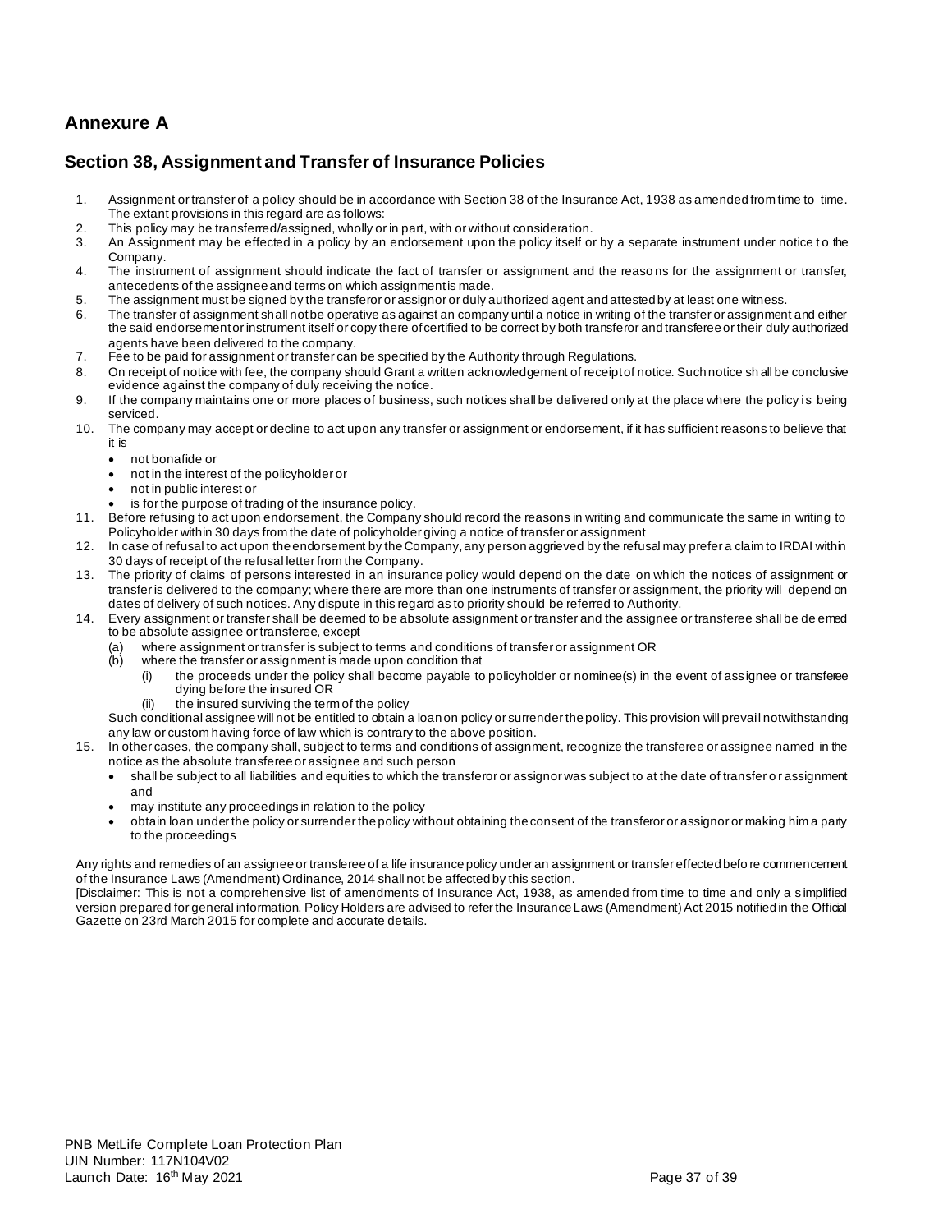# Annexure A

## Section 38, Assignment and Transfer of Insurance Policies

1. Assignment or transfer of a policy should be in accordance with Section 38 of the Insurance Act, 1938 as amended from time to time. The extant provisions in this regard are as follows:
2. This policy may be transferred/assigned, wholly or in part, with or without consideration.
3. An Assignment may be effected in a policy by an endorsement upon the policy itself or by a separate instrument under notice to the Company.
4. The instrument of assignment should indicate the fact of transfer or assignment and the reasons for the assignment or transfer, antecedents of the assignee and terms on which assignment is made.
5. The assignment must be signed by the transferor or assignor or duly authorized agent and attested by at least one witness.
6. The transfer of assignment shall not be operative as against an company until a notice in writing of the transfer or assignment and either the said endorsement or instrument itself or copy there of certified to be correct by both transferor and transferee or their duly authorized agents have been delivered to the company.
7. Fee to be paid for assignment or transfer can be specified by the Authority through Regulations.
8. On receipt of notice with fee, the company should Grant a written acknowledgement of receipt of notice. Such notice shall be conclusive evidence against the company of duly receiving the notice.
9. If the company maintains one or more places of business, such notices shall be delivered only at the place where the policy is being serviced.
10. The company may accept or decline to act upon any transfer or assignment or endorsement, if it has sufficient reasons to believe that it is
    - not bonafide or
    - not in the interest of the policyholder or
    - not in public interest or
    - is for the purpose of trading of the insurance policy.
11. Before refusing to act upon endorsement, the Company should record the reasons in writing and communicate the same in writing to Policyholder within 30 days from the date of policyholder giving a notice of transfer or assignment
12. In case of refusal to act upon the endorsement by the Company, any person aggrieved by the refusal may prefer a claim to IRDAI within 30 days of receipt of the refusal letter from the Company.
13. The priority of claims of persons interested in an insurance policy would depend on the date on which the notices of assignment or transfer is delivered to the company; where there are more than one instruments of transfer or assignment, the priority will depend on dates of delivery of such notices. Any dispute in this regard as to priority should be referred to Authority.
14. Every assignment or transfer shall be deemed to be absolute assignment or transfer and the assignee or transferee shall be deemed to be absolute assignee or transferee, except
    (a) where assignment or transfer is subject to terms and conditions of transfer or assignment OR
    (b) where the transfer or assignment is made upon condition that
        (i) the proceeds under the policy shall become payable to policyholder or nominee(s) in the event of assignee or transferee dying before the insured OR
        (ii) the insured surviving the term of the policy

    Such conditional assignee will not be entitled to obtain a loan on policy or surrender the policy. This provision will prevail notwithstanding any law or custom having force of law which is contrary to the above position.
15. In other cases, the company shall, subject to terms and conditions of assignment, recognize the transferee or assignee named in the notice as the absolute transferee or assignee and such person
    - shall be subject to all liabilities and equities to which the transferor or assignor was subject to at the date of transfer or assignment and
    - may institute any proceedings in relation to the policy
    - obtain loan under the policy or surrender the policy without obtaining the consent of the transferor or assignor or making him a party to the proceedings

Any rights and remedies of an assignee or transferee of a life insurance policy under an assignment or transfer effected before commencement of the Insurance Laws (Amendment) Ordinance, 2014 shall not be affected by this section.

[Disclaimer: This is not a comprehensive list of amendments of Insurance Act, 1938, as amended from time to time and only a simplified version prepared for general information. Policy Holders are advised to refer the Insurance Laws (Amendment) Act 2015 notified in the Official Gazette on 23rd March 2015 for complete and accurate details.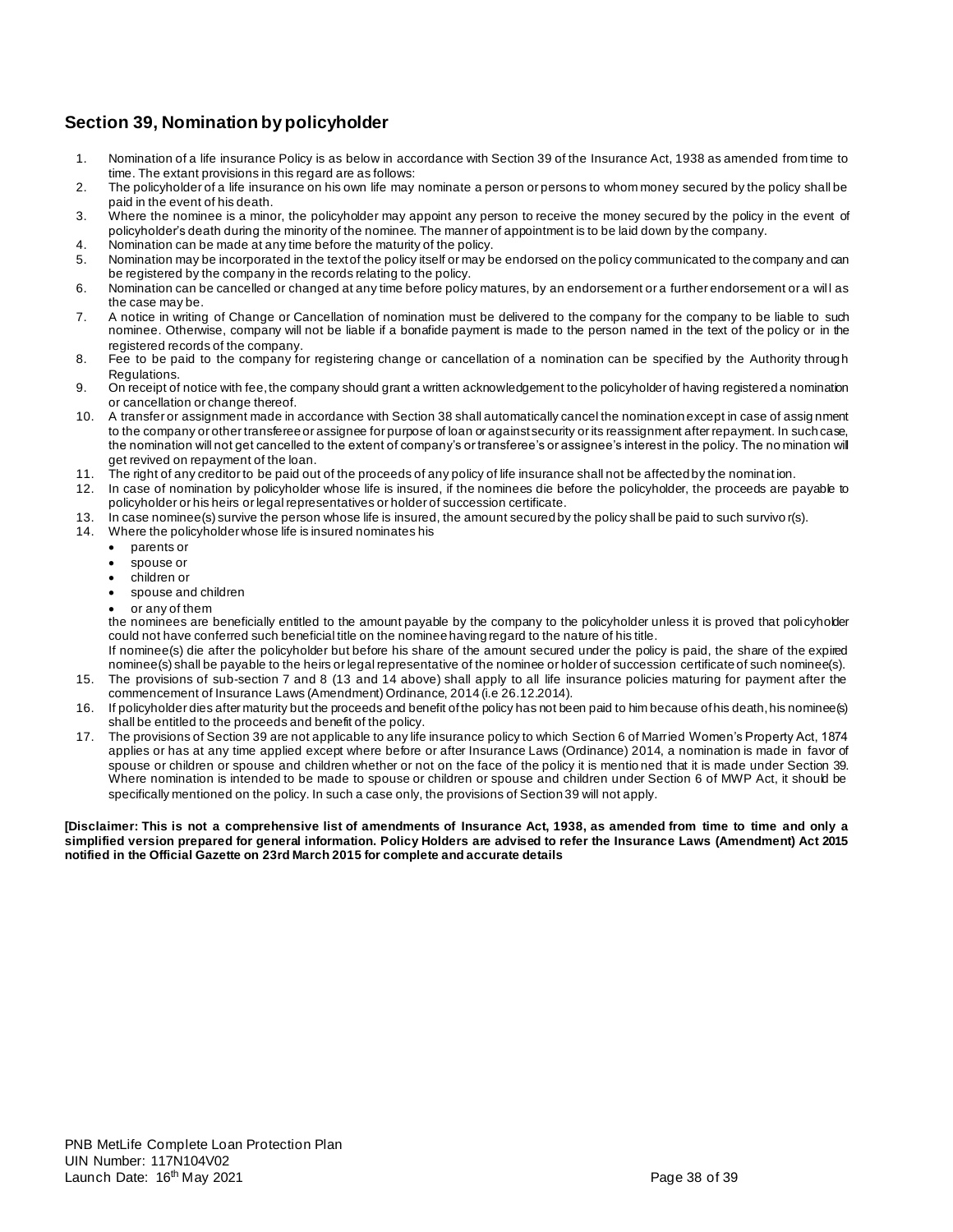## Section 39, Nomination by policyholder

1. Nomination of a life insurance Policy is as below in accordance with Section 39 of the Insurance Act, 1938 as amended from time to time. The extant provisions in this regard are as follows:
2. The policyholder of a life insurance on his own life may nominate a person or persons to whom money secured by the policy shall be paid in the event of his death.
3. Where the nominee is a minor, the policyholder may appoint any person to receive the money secured by the policy in the event of policyholder's death during the minority of the nominee. The manner of appointment is to be laid down by the company.
4. Nomination can be made at any time before the maturity of the policy.
5. Nomination may be incorporated in the text of the policy itself or may be endorsed on the policy communicated to the company and can be registered by the company in the records relating to the policy.
6. Nomination can be cancelled or changed at any time before policy matures, by an endorsement or a further endorsement or a will as the case may be.
7. A notice in writing of Change or Cancellation of nomination must be delivered to the company for the company to be liable to such nominee. Otherwise, company will not be liable if a bonafide payment is made to the person named in the text of the policy or in the registered records of the company.
8. Fee to be paid to the company for registering change or cancellation of a nomination can be specified by the Authority through Regulations.
9. On receipt of notice with fee, the company should grant a written acknowledgement to the policyholder of having registered a nomination or cancellation or change thereof.
10. A transfer or assignment made in accordance with Section 38 shall automatically cancel the nomination except in case of assignment to the company or other transferee or assignee for purpose of loan or against security or its reassignment after repayment. In such case, the nomination will not get cancelled to the extent of company's or transferee's or assignee's interest in the policy. The nomination will get revived on repayment of the loan.
11. The right of any creditor to be paid out of the proceeds of any policy of life insurance shall not be affected by the nomination.
12. In case of nomination by policyholder whose life is insured, if the nominees die before the policyholder, the proceeds are payable to policyholder or his heirs or legal representatives or holder of succession certificate.
13. In case nominee(s) survive the person whose life is insured, the amount secured by the policy shall be paid to such survivor(s).
14. Where the policyholder whose life is insured nominates his
    - parents or
    - spouse or
    - children or
    - spouse and children
    - or any of them

    the nominees are beneficially entitled to the amount payable by the company to the policyholder unless it is proved that policyholder could not have conferred such beneficial title on the nominee having regard to the nature of his title.

    If nominee(s) die after the policyholder but before his share of the amount secured under the policy is paid, the share of the expired nominee(s) shall be payable to the heirs or legal representative of the nominee or holder of succession certificate of such nominee(s).
15. The provisions of sub-section 7 and 8 (13 and 14 above) shall apply to all life insurance policies maturing for payment after the commencement of Insurance Laws (Amendment) Ordinance, 2014 (i.e 26.12.2014).
16. If policyholder dies after maturity but the proceeds and benefit of the policy has not been paid to him because of his death, his nominee(s) shall be entitled to the proceeds and benefit of the policy.
17. The provisions of Section 39 are not applicable to any life insurance policy to which Section 6 of Married Women's Property Act, 1874 applies or has at any time applied except where before or after Insurance Laws (Ordinance) 2014, a nomination is made in favor of spouse or children or spouse and children whether or not on the face of the policy it is mentioned that it is made under Section 39. Where nomination is intended to be made to spouse or children or spouse and children under Section 6 of MWP Act, it should be specifically mentioned on the policy. In such a case only, the provisions of Section 39 will not apply.

**[Disclaimer: This is not a comprehensive list of amendments of Insurance Act, 1938, as amended from time to time and only a simplified version prepared for general information. Policy Holders are advised to refer the Insurance Laws (Amendment) Act 2015 notified in the Official Gazette on 23rd March 2015 for complete and accurate details**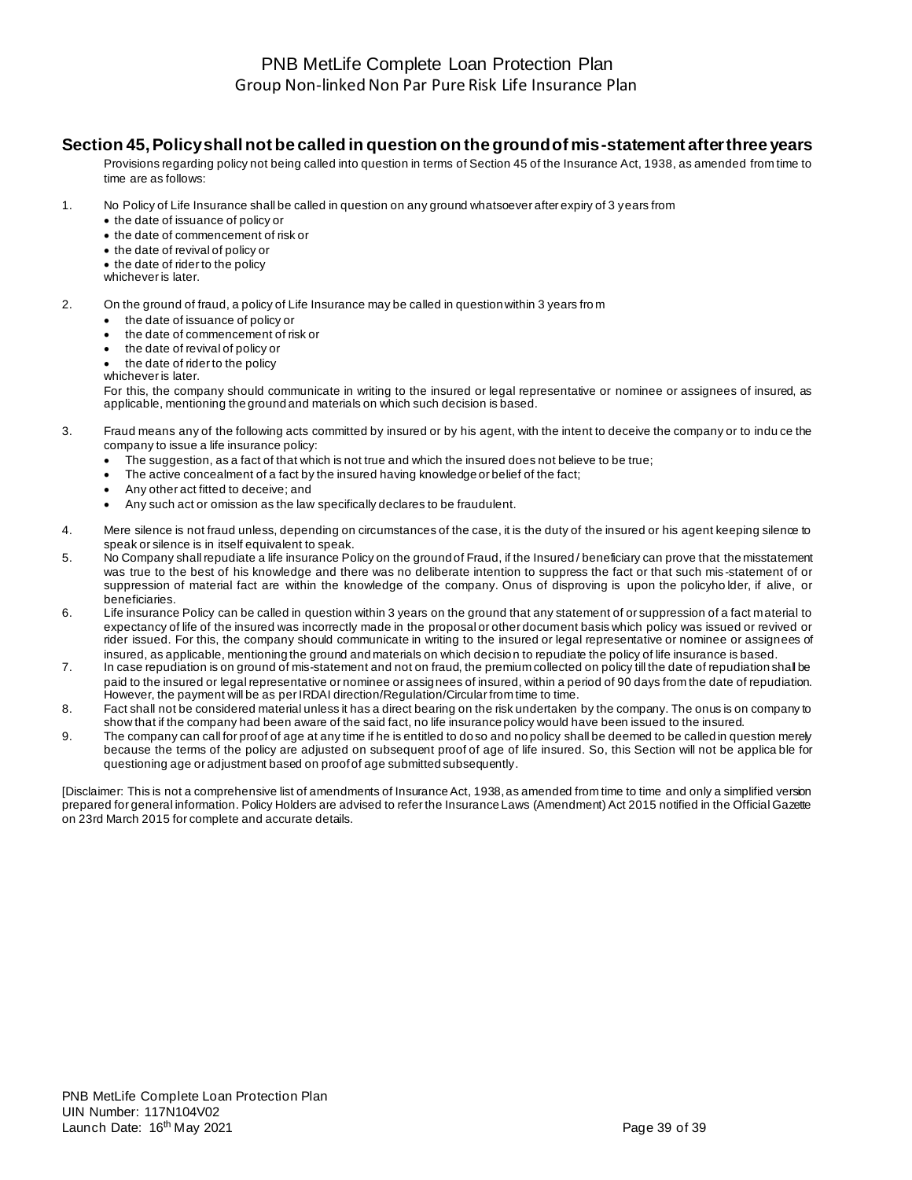## Section 45, Policy shall not be called in question on the ground of mis-statement after three years

Provisions regarding policy not being called into question in terms of Section 45 of the Insurance Act, 1938, as amended from time to time are as follows:

1. No Policy of Life Insurance shall be called in question on any ground whatsoever after expiry of 3 years from
   - the date of issuance of policy or
   - the date of commencement of risk or
   - the date of revival of policy or
   - the date of rider to the policy

   whichever is later.

2. On the ground of fraud, a policy of Life Insurance may be called in question within 3 years from
   - the date of issuance of policy or
   - the date of commencement of risk or
   - the date of revival of policy or
   - the date of rider to the policy

   whichever is later.

   For this, the company should communicate in writing to the insured or legal representative or nominee or assignees of insured, as applicable, mentioning the ground and materials on which such decision is based.

3. Fraud means any of the following acts committed by insured or by his agent, with the intent to deceive the company or to induce the company to issue a life insurance policy:
   - The suggestion, as a fact of that which is not true and which the insured does not believe to be true;
   - The active concealment of a fact by the insured having knowledge or belief of the fact;
   - Any other act fitted to deceive; and
   - Any such act or omission as the law specifically declares to be fraudulent.

4. Mere silence is not fraud unless, depending on circumstances of the case, it is the duty of the insured or his agent keeping silence to speak or silence is in itself equivalent to speak.
5. No Company shall repudiate a life insurance Policy on the ground of Fraud, if the Insured / beneficiary can prove that the misstatement was true to the best of his knowledge and there was no deliberate intention to suppress the fact or that such mis-statement of or suppression of material fact are within the knowledge of the company. Onus of disproving is upon the policyholder, if alive, or beneficiaries.
6. Life insurance Policy can be called in question within 3 years on the ground that any statement of or suppression of a fact material to expectancy of life of the insured was incorrectly made in the proposal or other document basis which policy was issued or revived or rider issued. For this, the company should communicate in writing to the insured or legal representative or nominee or assignees of insured, as applicable, mentioning the ground and materials on which decision to repudiate the policy of life insurance is based.
7. In case repudiation is on ground of mis-statement and not on fraud, the premium collected on policy till the date of repudiation shall be paid to the insured or legal representative or nominee or assignees of insured, within a period of 90 days from the date of repudiation. However, the payment will be as per IRDAI direction/Regulation/Circular from time to time.
8. Fact shall not be considered material unless it has a direct bearing on the risk undertaken by the company. The onus is on company to show that if the company had been aware of the said fact, no life insurance policy would have been issued to the insured.
9. The company can call for proof of age at any time if he is entitled to do so and no policy shall be deemed to be called in question merely because the terms of the policy are adjusted on subsequent proof of age of life insured. So, this Section will not be applicable for questioning age or adjustment based on proof of age submitted subsequently.

[Disclaimer: This is not a comprehensive list of amendments of Insurance Act, 1938, as amended from time to time and only a simplified version prepared for general information. Policy Holders are advised to refer the Insurance Laws (Amendment) Act 2015 notified in the Official Gazette on 23rd March 2015 for complete and accurate details.